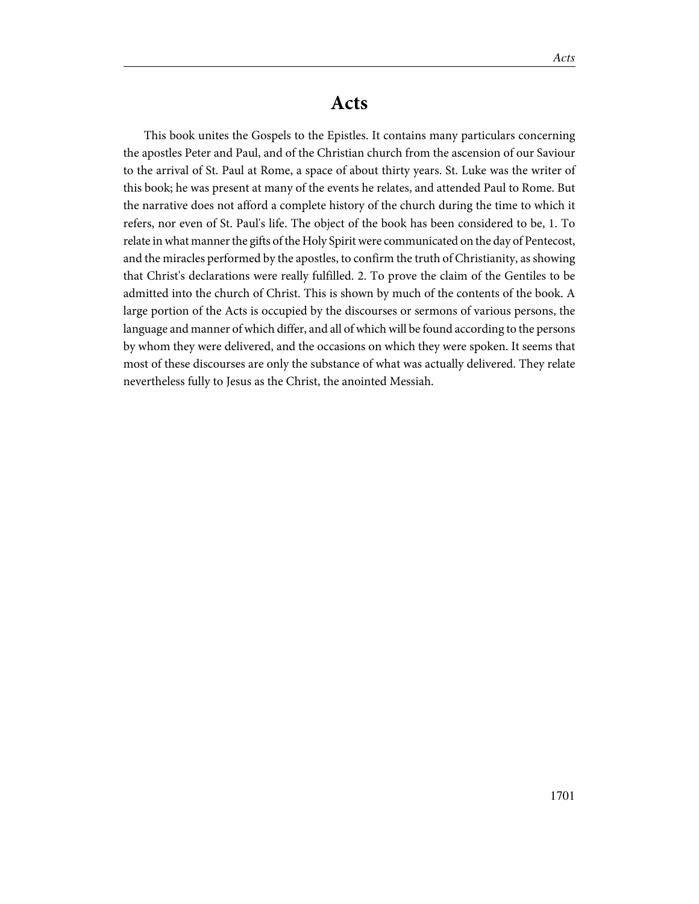# Acts

This book unites the Gospels to the Epistles. It contains many particulars concerning the apostles Peter and Paul, and of the Christian church from the ascension of our Saviour to the arrival of St. Paul at Rome, a space of about thirty years. St. Luke was the writer of this book; he was present at many of the events he relates, and attended Paul to Rome. But the narrative does not afford a complete history of the church during the time to which it refers, nor even of St. Paul's life. The object of the book has been considered to be, 1. To relate in what manner the gifts of the Holy Spirit were communicated on the day of Pentecost, and the miracles performed by the apostles, to confirm the truth of Christianity, as showing that Christ's declarations were really fulfilled. 2. To prove the claim of the Gentiles to be admitted into the church of Christ. This is shown by much of the contents of the book. A large portion of the Acts is occupied by the discourses or sermons of various persons, the language and manner of which differ, and all of which will be found according to the persons by whom they were delivered, and the occasions on which they were spoken. It seems that most of these discourses are only the substance of what was actually delivered. They relate nevertheless fully to Jesus as the Christ, the anointed Messiah.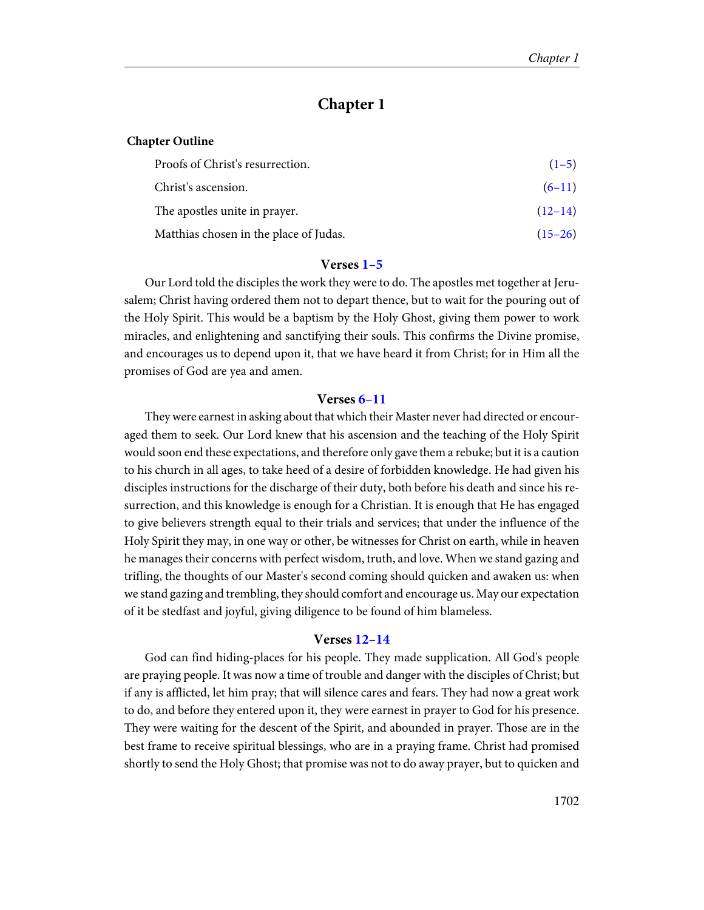# Chapter 1

**Chapter Outline**

| | |
|---|---|
| Proofs of Christ's resurrection. | (1–5) |
| Christ's ascension. | (6–11) |
| The apostles unite in prayer. | (12–14) |
| Matthias chosen in the place of Judas. | (15–26) |

### Verses 1–5

Our Lord told the disciples the work they were to do. The apostles met together at Jerusalem; Christ having ordered them not to depart thence, but to wait for the pouring out of the Holy Spirit. This would be a baptism by the Holy Ghost, giving them power to work miracles, and enlightening and sanctifying their souls. This confirms the Divine promise, and encourages us to depend upon it, that we have heard it from Christ; for in Him all the promises of God are yea and amen.

### Verses 6–11

They were earnest in asking about that which their Master never had directed or encouraged them to seek. Our Lord knew that his ascension and the teaching of the Holy Spirit would soon end these expectations, and therefore only gave them a rebuke; but it is a caution to his church in all ages, to take heed of a desire of forbidden knowledge. He had given his disciples instructions for the discharge of their duty, both before his death and since his resurrection, and this knowledge is enough for a Christian. It is enough that He has engaged to give believers strength equal to their trials and services; that under the influence of the Holy Spirit they may, in one way or other, be witnesses for Christ on earth, while in heaven he manages their concerns with perfect wisdom, truth, and love. When we stand gazing and trifling, the thoughts of our Master's second coming should quicken and awaken us: when we stand gazing and trembling, they should comfort and encourage us. May our expectation of it be stedfast and joyful, giving diligence to be found of him blameless.

### Verses 12–14

God can find hiding-places for his people. They made supplication. All God's people are praying people. It was now a time of trouble and danger with the disciples of Christ; but if any is afflicted, let him pray; that will silence cares and fears. They had now a great work to do, and before they entered upon it, they were earnest in prayer to God for his presence. They were waiting for the descent of the Spirit, and abounded in prayer. Those are in the best frame to receive spiritual blessings, who are in a praying frame. Christ had promised shortly to send the Holy Ghost; that promise was not to do away prayer, but to quicken and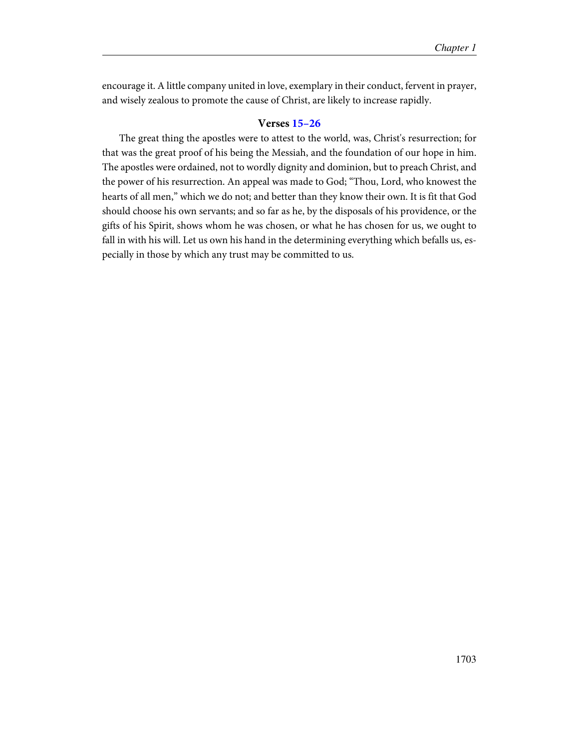encourage it. A little company united in love, exemplary in their conduct, fervent in prayer, and wisely zealous to promote the cause of Christ, are likely to increase rapidly.

### Verses 15–26

The great thing the apostles were to attest to the world, was, Christ's resurrection; for that was the great proof of his being the Messiah, and the foundation of our hope in him. The apostles were ordained, not to wordly dignity and dominion, but to preach Christ, and the power of his resurrection. An appeal was made to God; "Thou, Lord, who knowest the hearts of all men," which we do not; and better than they know their own. It is fit that God should choose his own servants; and so far as he, by the disposals of his providence, or the gifts of his Spirit, shows whom he was chosen, or what he has chosen for us, we ought to fall in with his will. Let us own his hand in the determining everything which befalls us, especially in those by which any trust may be committed to us.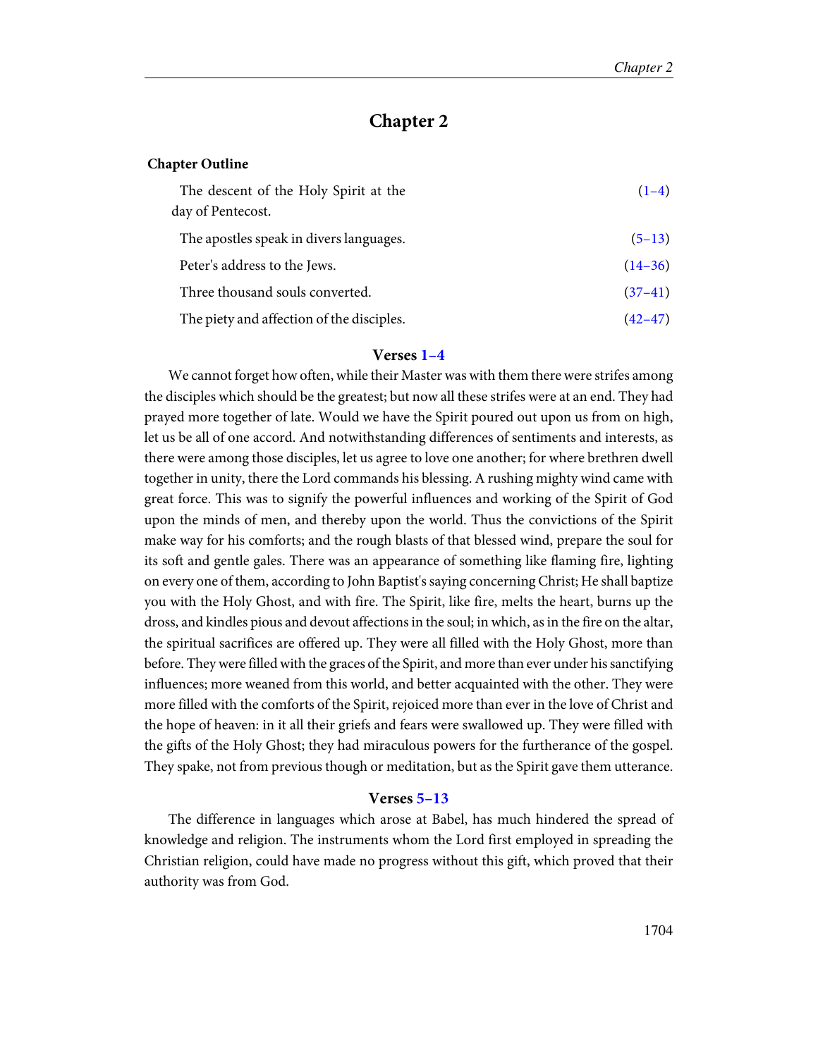# Chapter 2

**Chapter Outline**

| | |
|---|---|
| The descent of the Holy Spirit at the day of Pentecost. | (1–4) |
| The apostles speak in divers languages. | (5–13) |
| Peter's address to the Jews. | (14–36) |
| Three thousand souls converted. | (37–41) |
| The piety and affection of the disciples. | (42–47) |

### Verses 1–4

We cannot forget how often, while their Master was with them there were strifes among the disciples which should be the greatest; but now all these strifes were at an end. They had prayed more together of late. Would we have the Spirit poured out upon us from on high, let us be all of one accord. And notwithstanding differences of sentiments and interests, as there were among those disciples, let us agree to love one another; for where brethren dwell together in unity, there the Lord commands his blessing. A rushing mighty wind came with great force. This was to signify the powerful influences and working of the Spirit of God upon the minds of men, and thereby upon the world. Thus the convictions of the Spirit make way for his comforts; and the rough blasts of that blessed wind, prepare the soul for its soft and gentle gales. There was an appearance of something like flaming fire, lighting on every one of them, according to John Baptist's saying concerning Christ; He shall baptize you with the Holy Ghost, and with fire. The Spirit, like fire, melts the heart, burns up the dross, and kindles pious and devout affections in the soul; in which, as in the fire on the altar, the spiritual sacrifices are offered up. They were all filled with the Holy Ghost, more than before. They were filled with the graces of the Spirit, and more than ever under his sanctifying influences; more weaned from this world, and better acquainted with the other. They were more filled with the comforts of the Spirit, rejoiced more than ever in the love of Christ and the hope of heaven: in it all their griefs and fears were swallowed up. They were filled with the gifts of the Holy Ghost; they had miraculous powers for the furtherance of the gospel. They spake, not from previous though or meditation, but as the Spirit gave them utterance.

### Verses 5–13

The difference in languages which arose at Babel, has much hindered the spread of knowledge and religion. The instruments whom the Lord first employed in spreading the Christian religion, could have made no progress without this gift, which proved that their authority was from God.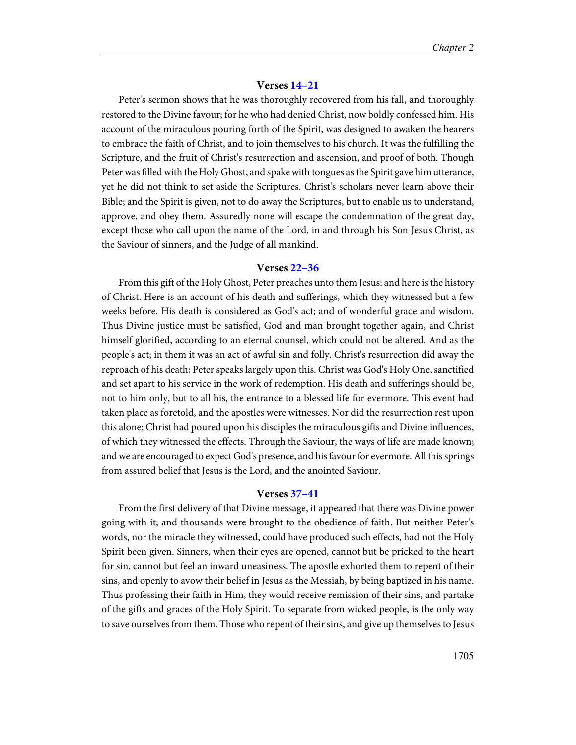### Verses 14–21

Peter's sermon shows that he was thoroughly recovered from his fall, and thoroughly restored to the Divine favour; for he who had denied Christ, now boldly confessed him. His account of the miraculous pouring forth of the Spirit, was designed to awaken the hearers to embrace the faith of Christ, and to join themselves to his church. It was the fulfilling the Scripture, and the fruit of Christ's resurrection and ascension, and proof of both. Though Peter was filled with the Holy Ghost, and spake with tongues as the Spirit gave him utterance, yet he did not think to set aside the Scriptures. Christ's scholars never learn above their Bible; and the Spirit is given, not to do away the Scriptures, but to enable us to understand, approve, and obey them. Assuredly none will escape the condemnation of the great day, except those who call upon the name of the Lord, in and through his Son Jesus Christ, as the Saviour of sinners, and the Judge of all mankind.

### Verses 22–36

From this gift of the Holy Ghost, Peter preaches unto them Jesus: and here is the history of Christ. Here is an account of his death and sufferings, which they witnessed but a few weeks before. His death is considered as God's act; and of wonderful grace and wisdom. Thus Divine justice must be satisfied, God and man brought together again, and Christ himself glorified, according to an eternal counsel, which could not be altered. And as the people's act; in them it was an act of awful sin and folly. Christ's resurrection did away the reproach of his death; Peter speaks largely upon this. Christ was God's Holy One, sanctified and set apart to his service in the work of redemption. His death and sufferings should be, not to him only, but to all his, the entrance to a blessed life for evermore. This event had taken place as foretold, and the apostles were witnesses. Nor did the resurrection rest upon this alone; Christ had poured upon his disciples the miraculous gifts and Divine influences, of which they witnessed the effects. Through the Saviour, the ways of life are made known; and we are encouraged to expect God's presence, and his favour for evermore. All this springs from assured belief that Jesus is the Lord, and the anointed Saviour.

### Verses 37–41

From the first delivery of that Divine message, it appeared that there was Divine power going with it; and thousands were brought to the obedience of faith. But neither Peter's words, nor the miracle they witnessed, could have produced such effects, had not the Holy Spirit been given. Sinners, when their eyes are opened, cannot but be pricked to the heart for sin, cannot but feel an inward uneasiness. The apostle exhorted them to repent of their sins, and openly to avow their belief in Jesus as the Messiah, by being baptized in his name. Thus professing their faith in Him, they would receive remission of their sins, and partake of the gifts and graces of the Holy Spirit. To separate from wicked people, is the only way to save ourselves from them. Those who repent of their sins, and give up themselves to Jesus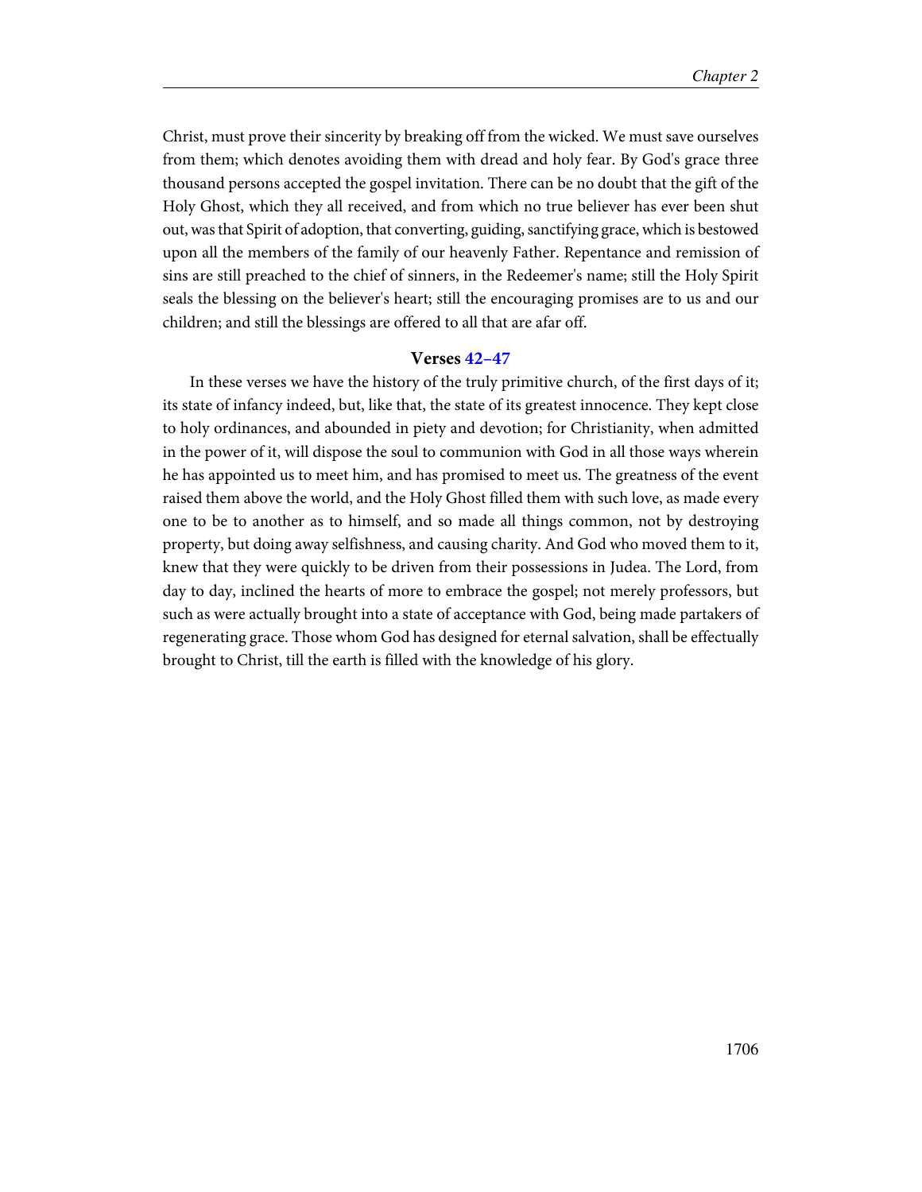Christ, must prove their sincerity by breaking off from the wicked. We must save ourselves from them; which denotes avoiding them with dread and holy fear. By God's grace three thousand persons accepted the gospel invitation. There can be no doubt that the gift of the Holy Ghost, which they all received, and from which no true believer has ever been shut out, was that Spirit of adoption, that converting, guiding, sanctifying grace, which is bestowed upon all the members of the family of our heavenly Father. Repentance and remission of sins are still preached to the chief of sinners, in the Redeemer's name; still the Holy Spirit seals the blessing on the believer's heart; still the encouraging promises are to us and our children; and still the blessings are offered to all that are afar off.

### Verses 42–47

In these verses we have the history of the truly primitive church, of the first days of it; its state of infancy indeed, but, like that, the state of its greatest innocence. They kept close to holy ordinances, and abounded in piety and devotion; for Christianity, when admitted in the power of it, will dispose the soul to communion with God in all those ways wherein he has appointed us to meet him, and has promised to meet us. The greatness of the event raised them above the world, and the Holy Ghost filled them with such love, as made every one to be to another as to himself, and so made all things common, not by destroying property, but doing away selfishness, and causing charity. And God who moved them to it, knew that they were quickly to be driven from their possessions in Judea. The Lord, from day to day, inclined the hearts of more to embrace the gospel; not merely professors, but such as were actually brought into a state of acceptance with God, being made partakers of regenerating grace. Those whom God has designed for eternal salvation, shall be effectually brought to Christ, till the earth is filled with the knowledge of his glory.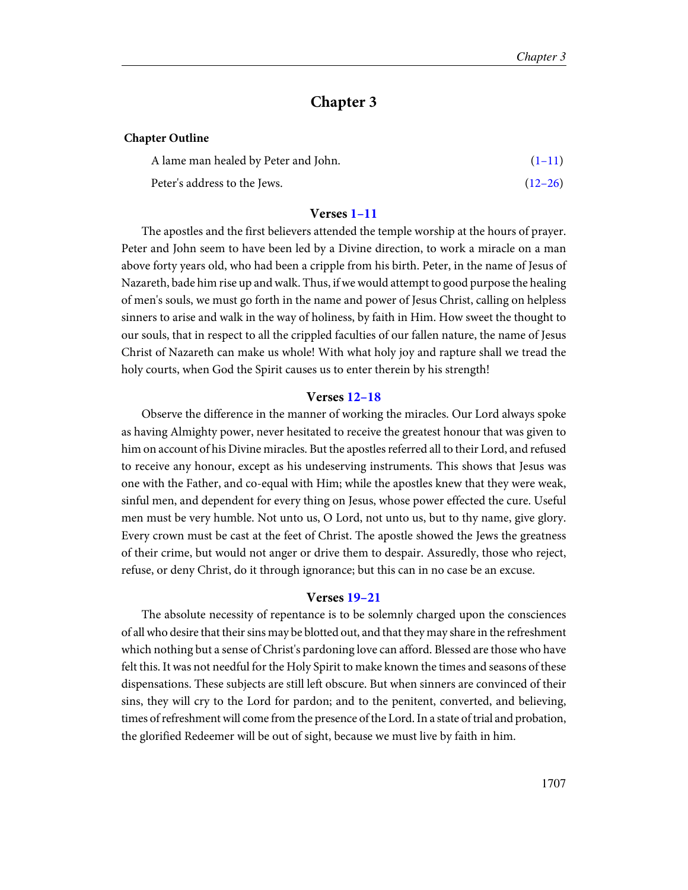# Chapter 3

**Chapter Outline**

| | |
|---|---|
| A lame man healed by Peter and John. | (1–11) |
| Peter's address to the Jews. | (12–26) |

### Verses 1–11

The apostles and the first believers attended the temple worship at the hours of prayer. Peter and John seem to have been led by a Divine direction, to work a miracle on a man above forty years old, who had been a cripple from his birth. Peter, in the name of Jesus of Nazareth, bade him rise up and walk. Thus, if we would attempt to good purpose the healing of men's souls, we must go forth in the name and power of Jesus Christ, calling on helpless sinners to arise and walk in the way of holiness, by faith in Him. How sweet the thought to our souls, that in respect to all the crippled faculties of our fallen nature, the name of Jesus Christ of Nazareth can make us whole! With what holy joy and rapture shall we tread the holy courts, when God the Spirit causes us to enter therein by his strength!

### Verses 12–18

Observe the difference in the manner of working the miracles. Our Lord always spoke as having Almighty power, never hesitated to receive the greatest honour that was given to him on account of his Divine miracles. But the apostles referred all to their Lord, and refused to receive any honour, except as his undeserving instruments. This shows that Jesus was one with the Father, and co-equal with Him; while the apostles knew that they were weak, sinful men, and dependent for every thing on Jesus, whose power effected the cure. Useful men must be very humble. Not unto us, O Lord, not unto us, but to thy name, give glory. Every crown must be cast at the feet of Christ. The apostle showed the Jews the greatness of their crime, but would not anger or drive them to despair. Assuredly, those who reject, refuse, or deny Christ, do it through ignorance; but this can in no case be an excuse.

### Verses 19–21

The absolute necessity of repentance is to be solemnly charged upon the consciences of all who desire that their sins may be blotted out, and that they may share in the refreshment which nothing but a sense of Christ's pardoning love can afford. Blessed are those who have felt this. It was not needful for the Holy Spirit to make known the times and seasons of these dispensations. These subjects are still left obscure. But when sinners are convinced of their sins, they will cry to the Lord for pardon; and to the penitent, converted, and believing, times of refreshment will come from the presence of the Lord. In a state of trial and probation, the glorified Redeemer will be out of sight, because we must live by faith in him.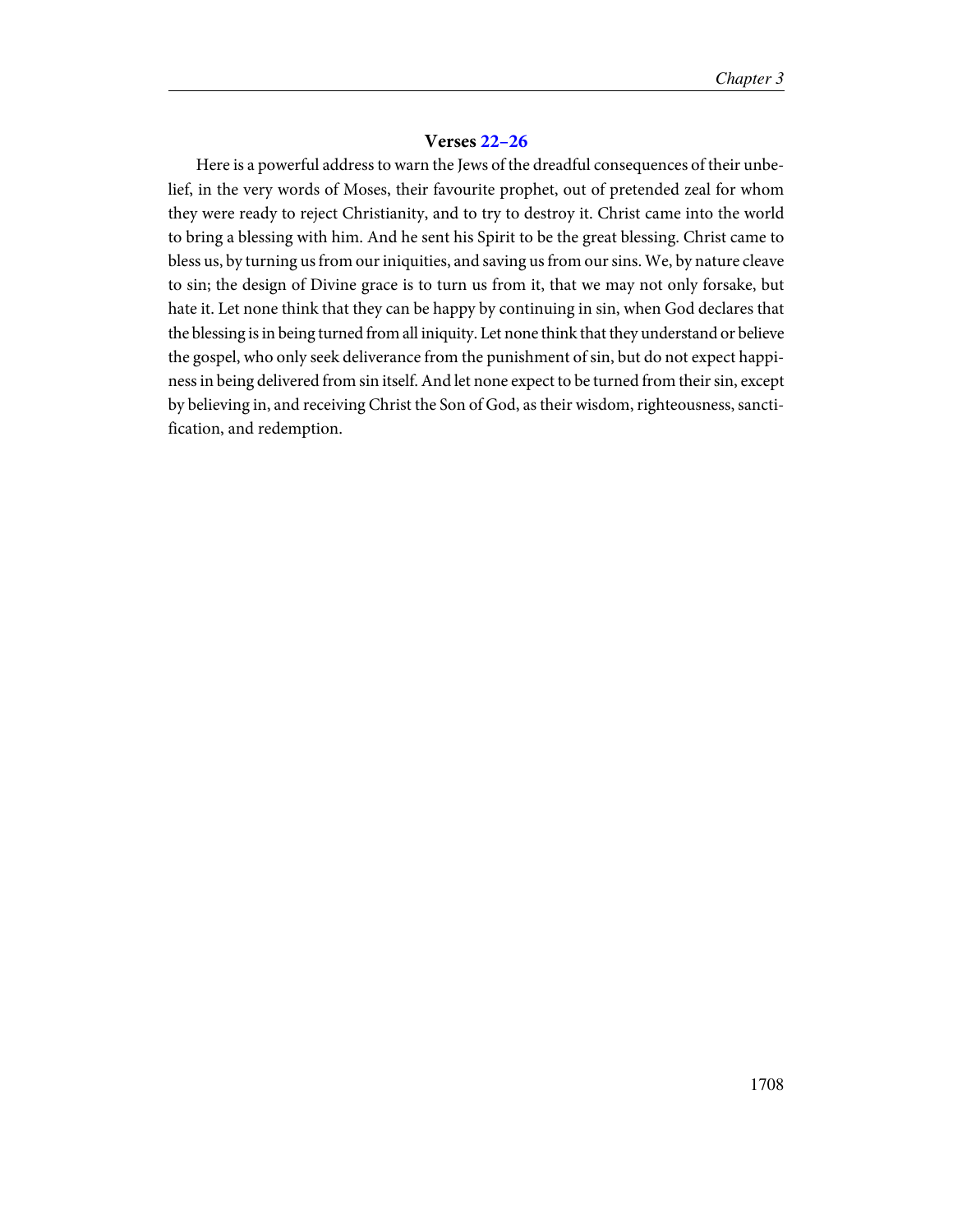### Verses 22–26

Here is a powerful address to warn the Jews of the dreadful consequences of their unbelief, in the very words of Moses, their favourite prophet, out of pretended zeal for whom they were ready to reject Christianity, and to try to destroy it. Christ came into the world to bring a blessing with him. And he sent his Spirit to be the great blessing. Christ came to bless us, by turning us from our iniquities, and saving us from our sins. We, by nature cleave to sin; the design of Divine grace is to turn us from it, that we may not only forsake, but hate it. Let none think that they can be happy by continuing in sin, when God declares that the blessing is in being turned from all iniquity. Let none think that they understand or believe the gospel, who only seek deliverance from the punishment of sin, but do not expect happiness in being delivered from sin itself. And let none expect to be turned from their sin, except by believing in, and receiving Christ the Son of God, as their wisdom, righteousness, sanctification, and redemption.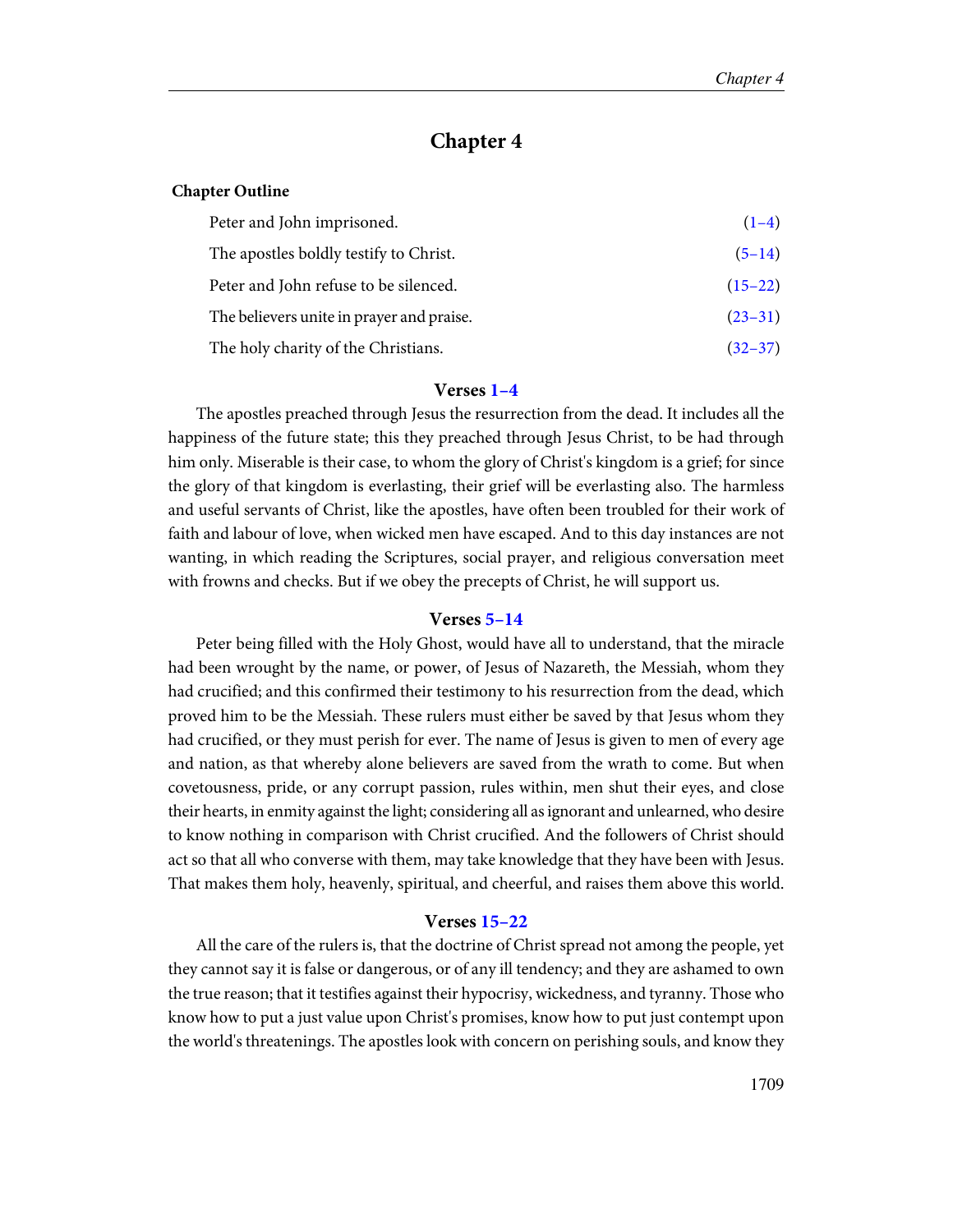# Chapter 4

**Chapter Outline**

| | |
|---|---|
| Peter and John imprisoned. | (1–4) |
| The apostles boldly testify to Christ. | (5–14) |
| Peter and John refuse to be silenced. | (15–22) |
| The believers unite in prayer and praise. | (23–31) |
| The holy charity of the Christians. | (32–37) |

### Verses 1–4

The apostles preached through Jesus the resurrection from the dead. It includes all the happiness of the future state; this they preached through Jesus Christ, to be had through him only. Miserable is their case, to whom the glory of Christ's kingdom is a grief; for since the glory of that kingdom is everlasting, their grief will be everlasting also. The harmless and useful servants of Christ, like the apostles, have often been troubled for their work of faith and labour of love, when wicked men have escaped. And to this day instances are not wanting, in which reading the Scriptures, social prayer, and religious conversation meet with frowns and checks. But if we obey the precepts of Christ, he will support us.

### Verses 5–14

Peter being filled with the Holy Ghost, would have all to understand, that the miracle had been wrought by the name, or power, of Jesus of Nazareth, the Messiah, whom they had crucified; and this confirmed their testimony to his resurrection from the dead, which proved him to be the Messiah. These rulers must either be saved by that Jesus whom they had crucified, or they must perish for ever. The name of Jesus is given to men of every age and nation, as that whereby alone believers are saved from the wrath to come. But when covetousness, pride, or any corrupt passion, rules within, men shut their eyes, and close their hearts, in enmity against the light; considering all as ignorant and unlearned, who desire to know nothing in comparison with Christ crucified. And the followers of Christ should act so that all who converse with them, may take knowledge that they have been with Jesus. That makes them holy, heavenly, spiritual, and cheerful, and raises them above this world.

### Verses 15–22

All the care of the rulers is, that the doctrine of Christ spread not among the people, yet they cannot say it is false or dangerous, or of any ill tendency; and they are ashamed to own the true reason; that it testifies against their hypocrisy, wickedness, and tyranny. Those who know how to put a just value upon Christ's promises, know how to put just contempt upon the world's threatenings. The apostles look with concern on perishing souls, and know they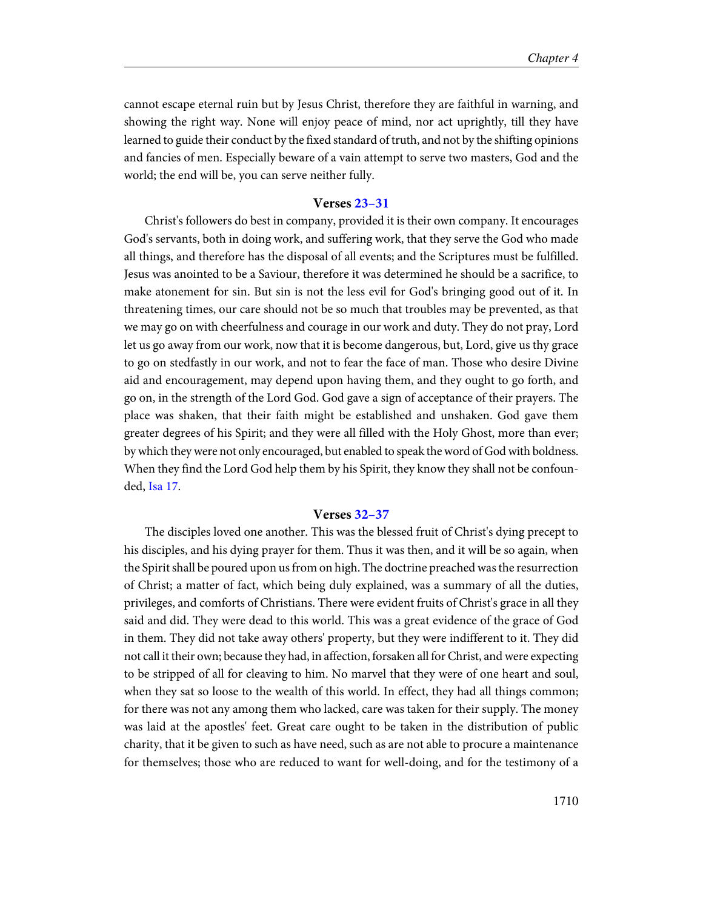cannot escape eternal ruin but by Jesus Christ, therefore they are faithful in warning, and showing the right way. None will enjoy peace of mind, nor act uprightly, till they have learned to guide their conduct by the fixed standard of truth, and not by the shifting opinions and fancies of men. Especially beware of a vain attempt to serve two masters, God and the world; the end will be, you can serve neither fully.

### Verses 23–31

Christ's followers do best in company, provided it is their own company. It encourages God's servants, both in doing work, and suffering work, that they serve the God who made all things, and therefore has the disposal of all events; and the Scriptures must be fulfilled. Jesus was anointed to be a Saviour, therefore it was determined he should be a sacrifice, to make atonement for sin. But sin is not the less evil for God's bringing good out of it. In threatening times, our care should not be so much that troubles may be prevented, as that we may go on with cheerfulness and courage in our work and duty. They do not pray, Lord let us go away from our work, now that it is become dangerous, but, Lord, give us thy grace to go on stedfastly in our work, and not to fear the face of man. Those who desire Divine aid and encouragement, may depend upon having them, and they ought to go forth, and go on, in the strength of the Lord God. God gave a sign of acceptance of their prayers. The place was shaken, that their faith might be established and unshaken. God gave them greater degrees of his Spirit; and they were all filled with the Holy Ghost, more than ever; by which they were not only encouraged, but enabled to speak the word of God with boldness. When they find the Lord God help them by his Spirit, they know they shall not be confounded, Isa 17.

### Verses 32–37

The disciples loved one another. This was the blessed fruit of Christ's dying precept to his disciples, and his dying prayer for them. Thus it was then, and it will be so again, when the Spirit shall be poured upon us from on high. The doctrine preached was the resurrection of Christ; a matter of fact, which being duly explained, was a summary of all the duties, privileges, and comforts of Christians. There were evident fruits of Christ's grace in all they said and did. They were dead to this world. This was a great evidence of the grace of God in them. They did not take away others' property, but they were indifferent to it. They did not call it their own; because they had, in affection, forsaken all for Christ, and were expecting to be stripped of all for cleaving to him. No marvel that they were of one heart and soul, when they sat so loose to the wealth of this world. In effect, they had all things common; for there was not any among them who lacked, care was taken for their supply. The money was laid at the apostles' feet. Great care ought to be taken in the distribution of public charity, that it be given to such as have need, such as are not able to procure a maintenance for themselves; those who are reduced to want for well-doing, and for the testimony of a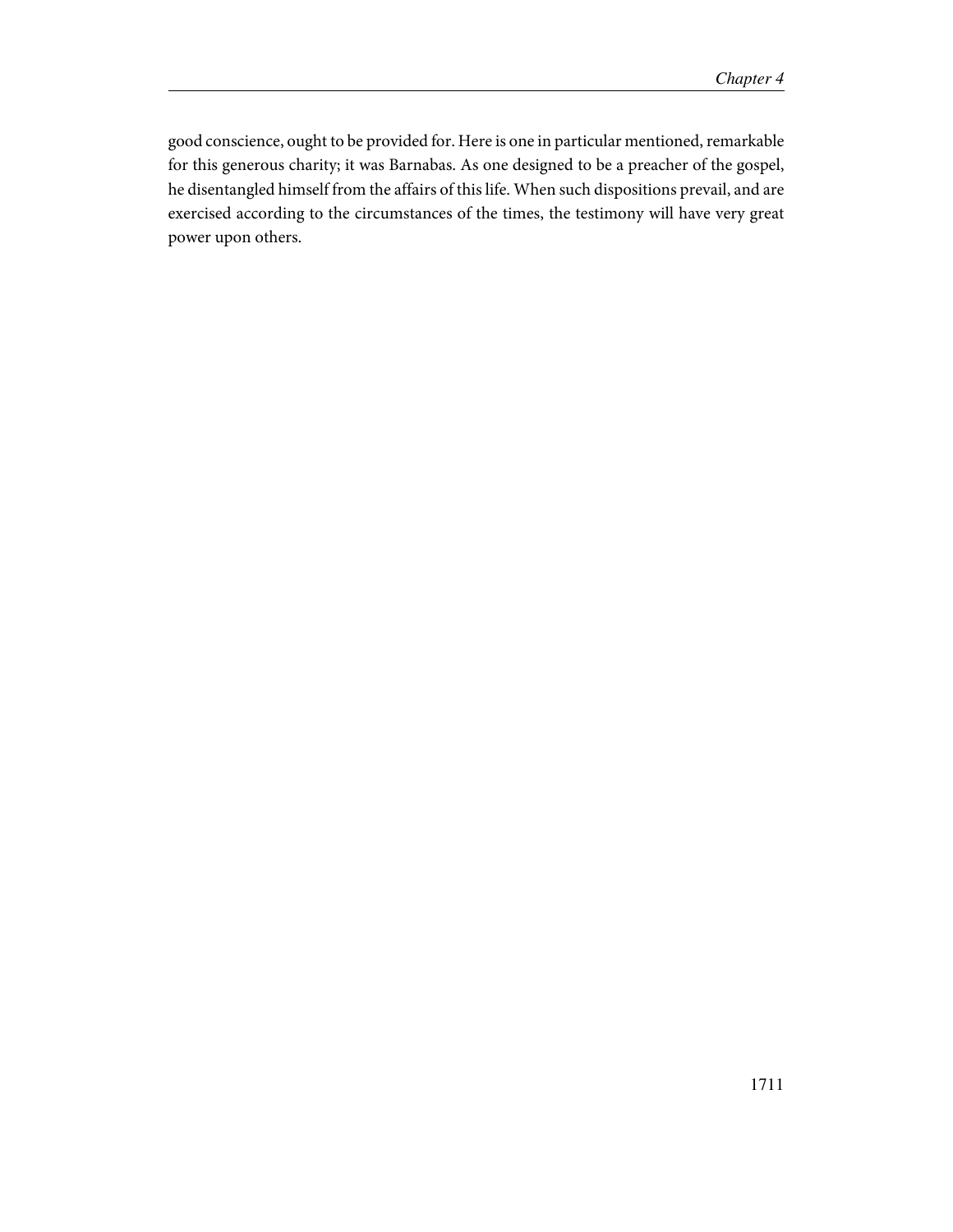good conscience, ought to be provided for. Here is one in particular mentioned, remarkable for this generous charity; it was Barnabas. As one designed to be a preacher of the gospel, he disentangled himself from the affairs of this life. When such dispositions prevail, and are exercised according to the circumstances of the times, the testimony will have very great power upon others.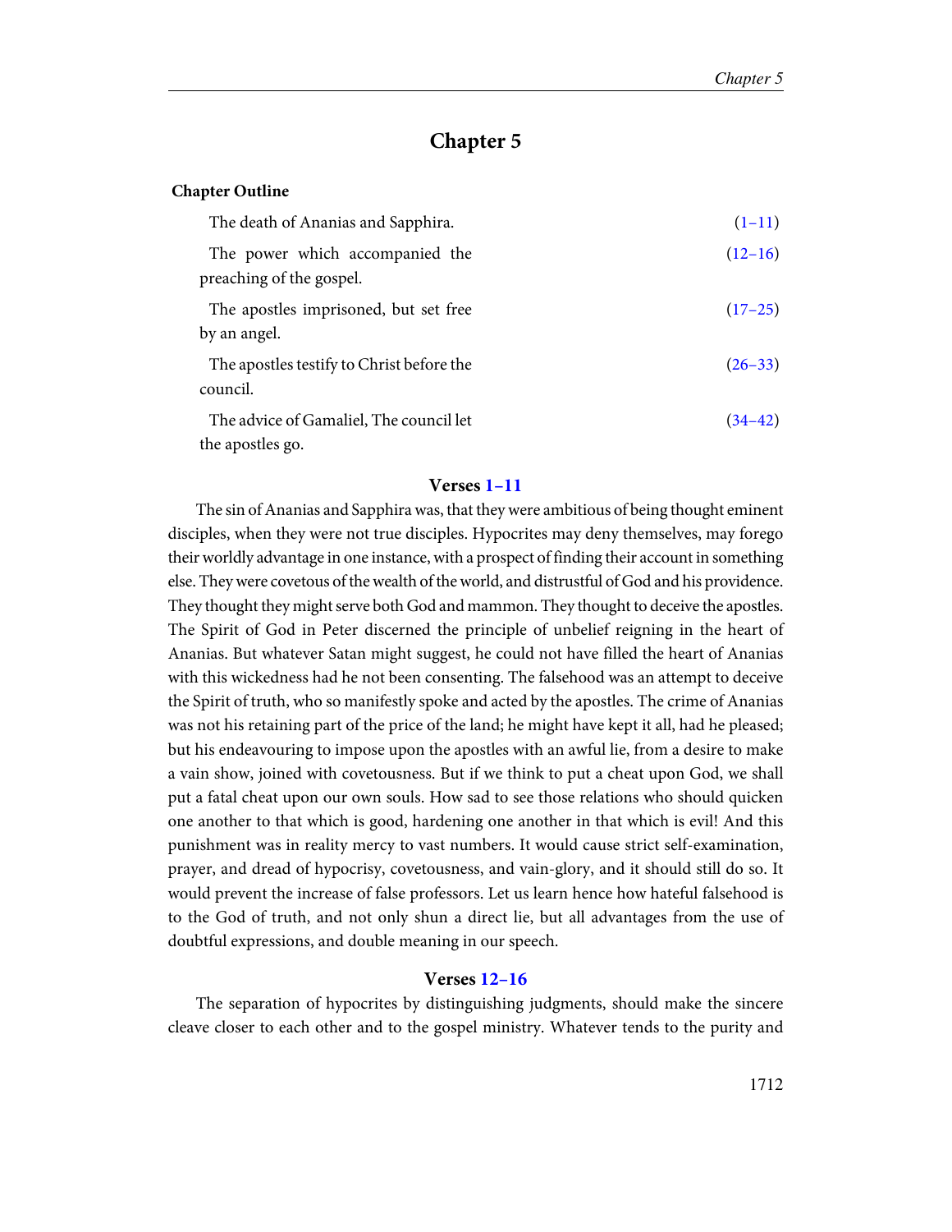# Chapter 5

**Chapter Outline**

| | |
|---|---|
| The death of Ananias and Sapphira. | (1–11) |
| The power which accompanied the preaching of the gospel. | (12–16) |
| The apostles imprisoned, but set free by an angel. | (17–25) |
| The apostles testify to Christ before the council. | (26–33) |
| The advice of Gamaliel, The council let the apostles go. | (34–42) |

### Verses 1–11

The sin of Ananias and Sapphira was, that they were ambitious of being thought eminent disciples, when they were not true disciples. Hypocrites may deny themselves, may forego their worldly advantage in one instance, with a prospect of finding their account in something else. They were covetous of the wealth of the world, and distrustful of God and his providence. They thought they might serve both God and mammon. They thought to deceive the apostles. The Spirit of God in Peter discerned the principle of unbelief reigning in the heart of Ananias. But whatever Satan might suggest, he could not have filled the heart of Ananias with this wickedness had he not been consenting. The falsehood was an attempt to deceive the Spirit of truth, who so manifestly spoke and acted by the apostles. The crime of Ananias was not his retaining part of the price of the land; he might have kept it all, had he pleased; but his endeavouring to impose upon the apostles with an awful lie, from a desire to make a vain show, joined with covetousness. But if we think to put a cheat upon God, we shall put a fatal cheat upon our own souls. How sad to see those relations who should quicken one another to that which is good, hardening one another in that which is evil! And this punishment was in reality mercy to vast numbers. It would cause strict self-examination, prayer, and dread of hypocrisy, covetousness, and vain-glory, and it should still do so. It would prevent the increase of false professors. Let us learn hence how hateful falsehood is to the God of truth, and not only shun a direct lie, but all advantages from the use of doubtful expressions, and double meaning in our speech.

### Verses 12–16

The separation of hypocrites by distinguishing judgments, should make the sincere cleave closer to each other and to the gospel ministry. Whatever tends to the purity and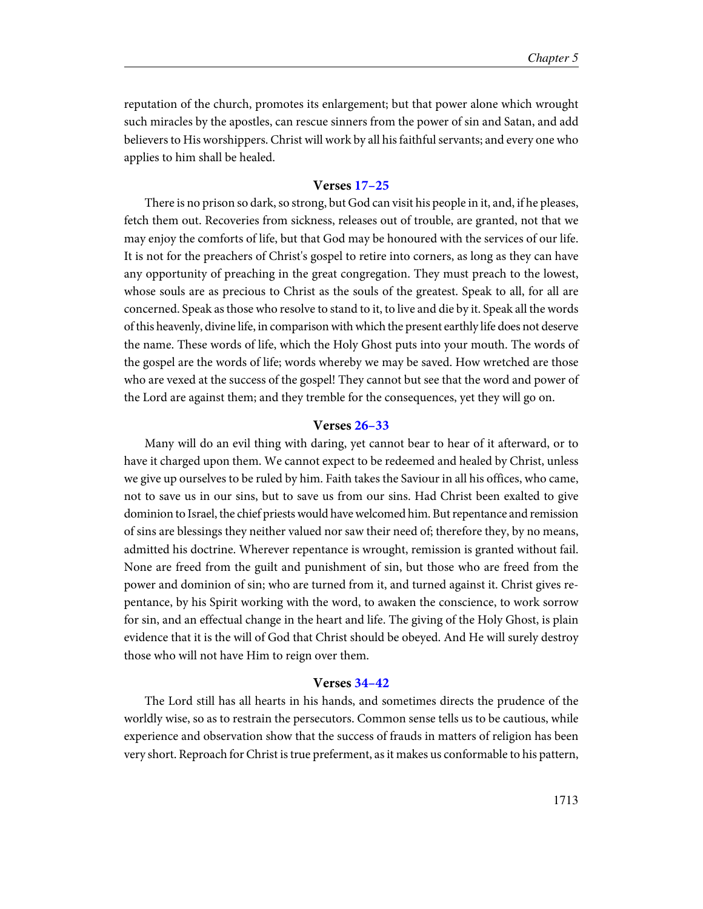reputation of the church, promotes its enlargement; but that power alone which wrought such miracles by the apostles, can rescue sinners from the power of sin and Satan, and add believers to His worshippers. Christ will work by all his faithful servants; and every one who applies to him shall be healed.

### Verses 17–25

There is no prison so dark, so strong, but God can visit his people in it, and, if he pleases, fetch them out. Recoveries from sickness, releases out of trouble, are granted, not that we may enjoy the comforts of life, but that God may be honoured with the services of our life. It is not for the preachers of Christ's gospel to retire into corners, as long as they can have any opportunity of preaching in the great congregation. They must preach to the lowest, whose souls are as precious to Christ as the souls of the greatest. Speak to all, for all are concerned. Speak as those who resolve to stand to it, to live and die by it. Speak all the words of this heavenly, divine life, in comparison with which the present earthly life does not deserve the name. These words of life, which the Holy Ghost puts into your mouth. The words of the gospel are the words of life; words whereby we may be saved. How wretched are those who are vexed at the success of the gospel! They cannot but see that the word and power of the Lord are against them; and they tremble for the consequences, yet they will go on.

### Verses 26–33

Many will do an evil thing with daring, yet cannot bear to hear of it afterward, or to have it charged upon them. We cannot expect to be redeemed and healed by Christ, unless we give up ourselves to be ruled by him. Faith takes the Saviour in all his offices, who came, not to save us in our sins, but to save us from our sins. Had Christ been exalted to give dominion to Israel, the chief priests would have welcomed him. But repentance and remission of sins are blessings they neither valued nor saw their need of; therefore they, by no means, admitted his doctrine. Wherever repentance is wrought, remission is granted without fail. None are freed from the guilt and punishment of sin, but those who are freed from the power and dominion of sin; who are turned from it, and turned against it. Christ gives repentance, by his Spirit working with the word, to awaken the conscience, to work sorrow for sin, and an effectual change in the heart and life. The giving of the Holy Ghost, is plain evidence that it is the will of God that Christ should be obeyed. And He will surely destroy those who will not have Him to reign over them.

### Verses 34–42

The Lord still has all hearts in his hands, and sometimes directs the prudence of the worldly wise, so as to restrain the persecutors. Common sense tells us to be cautious, while experience and observation show that the success of frauds in matters of religion has been very short. Reproach for Christ is true preferment, as it makes us conformable to his pattern,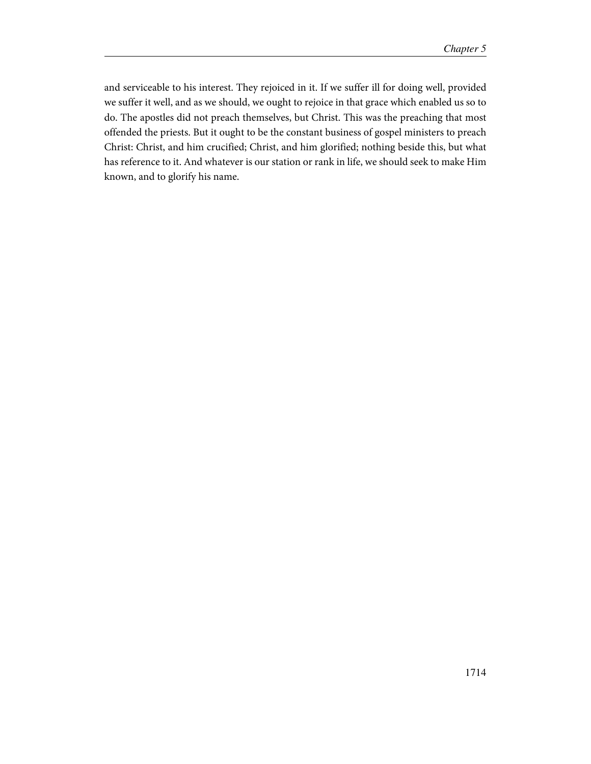and serviceable to his interest. They rejoiced in it. If we suffer ill for doing well, provided we suffer it well, and as we should, we ought to rejoice in that grace which enabled us so to do. The apostles did not preach themselves, but Christ. This was the preaching that most offended the priests. But it ought to be the constant business of gospel ministers to preach Christ: Christ, and him crucified; Christ, and him glorified; nothing beside this, but what has reference to it. And whatever is our station or rank in life, we should seek to make Him known, and to glorify his name.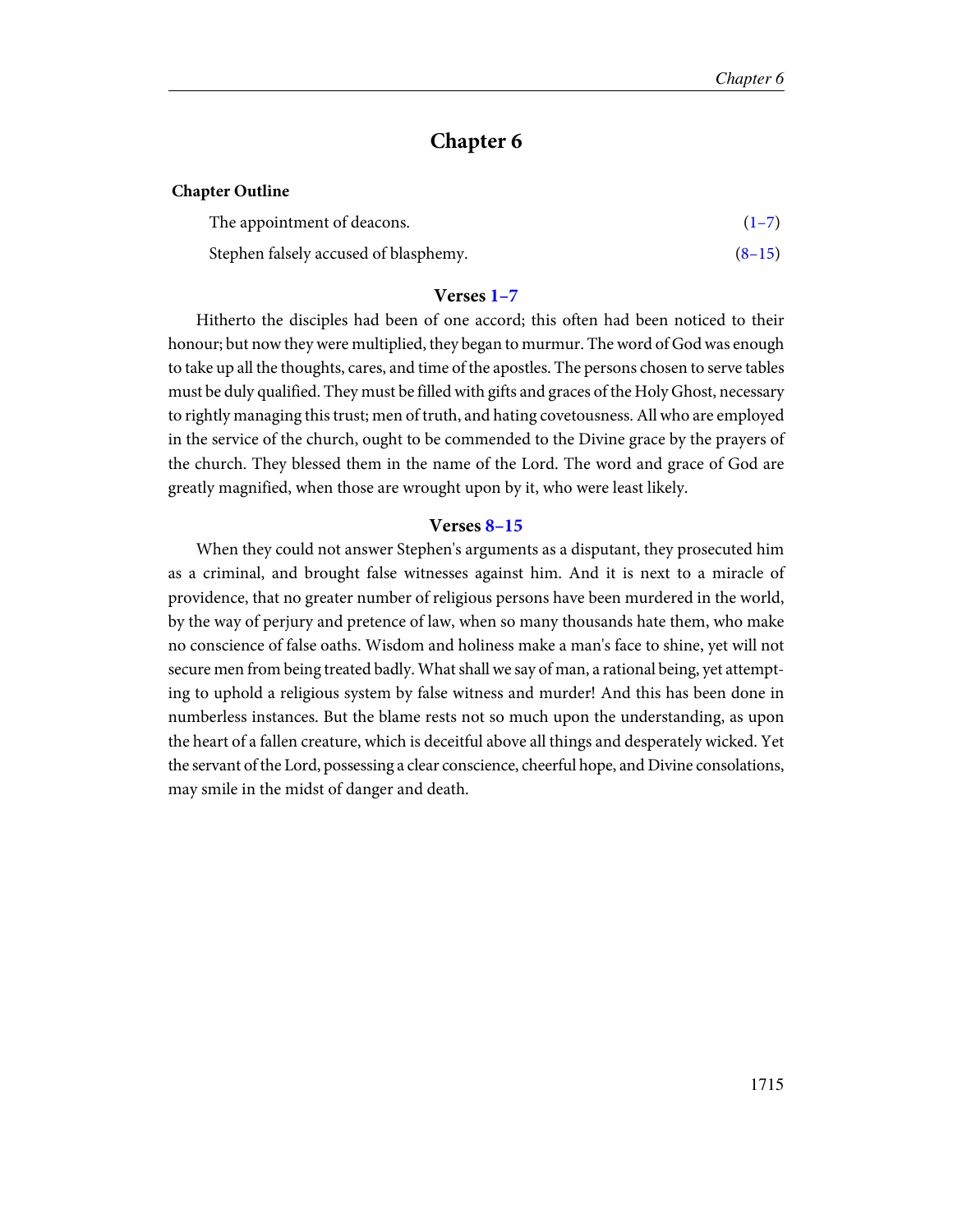# Chapter 6

**Chapter Outline**

| | |
|---|---|
| The appointment of deacons. | (1–7) |
| Stephen falsely accused of blasphemy. | (8–15) |

### Verses 1–7

Hitherto the disciples had been of one accord; this often had been noticed to their honour; but now they were multiplied, they began to murmur. The word of God was enough to take up all the thoughts, cares, and time of the apostles. The persons chosen to serve tables must be duly qualified. They must be filled with gifts and graces of the Holy Ghost, necessary to rightly managing this trust; men of truth, and hating covetousness. All who are employed in the service of the church, ought to be commended to the Divine grace by the prayers of the church. They blessed them in the name of the Lord. The word and grace of God are greatly magnified, when those are wrought upon by it, who were least likely.

### Verses 8–15

When they could not answer Stephen's arguments as a disputant, they prosecuted him as a criminal, and brought false witnesses against him. And it is next to a miracle of providence, that no greater number of religious persons have been murdered in the world, by the way of perjury and pretence of law, when so many thousands hate them, who make no conscience of false oaths. Wisdom and holiness make a man's face to shine, yet will not secure men from being treated badly. What shall we say of man, a rational being, yet attempting to uphold a religious system by false witness and murder! And this has been done in numberless instances. But the blame rests not so much upon the understanding, as upon the heart of a fallen creature, which is deceitful above all things and desperately wicked. Yet the servant of the Lord, possessing a clear conscience, cheerful hope, and Divine consolations, may smile in the midst of danger and death.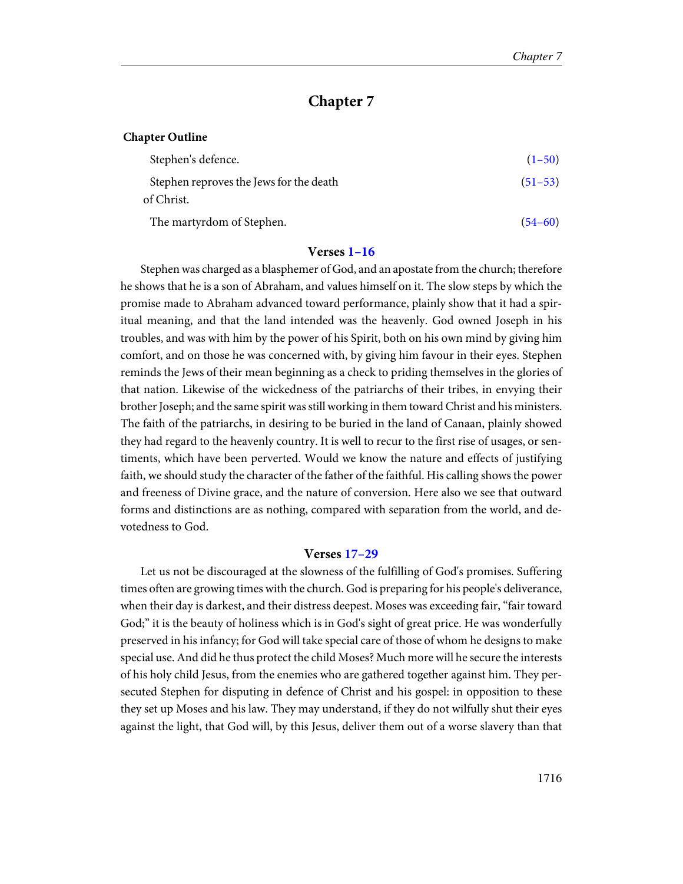# Chapter 7

**Chapter Outline**

| | |
|---|---|
| Stephen's defence. | (1–50) |
| Stephen reproves the Jews for the death of Christ. | (51–53) |
| The martyrdom of Stephen. | (54–60) |

### Verses 1–16

Stephen was charged as a blasphemer of God, and an apostate from the church; therefore he shows that he is a son of Abraham, and values himself on it. The slow steps by which the promise made to Abraham advanced toward performance, plainly show that it had a spiritual meaning, and that the land intended was the heavenly. God owned Joseph in his troubles, and was with him by the power of his Spirit, both on his own mind by giving him comfort, and on those he was concerned with, by giving him favour in their eyes. Stephen reminds the Jews of their mean beginning as a check to priding themselves in the glories of that nation. Likewise of the wickedness of the patriarchs of their tribes, in envying their brother Joseph; and the same spirit was still working in them toward Christ and his ministers. The faith of the patriarchs, in desiring to be buried in the land of Canaan, plainly showed they had regard to the heavenly country. It is well to recur to the first rise of usages, or sentiments, which have been perverted. Would we know the nature and effects of justifying faith, we should study the character of the father of the faithful. His calling shows the power and freeness of Divine grace, and the nature of conversion. Here also we see that outward forms and distinctions are as nothing, compared with separation from the world, and devotedness to God.

### Verses 17–29

Let us not be discouraged at the slowness of the fulfilling of God's promises. Suffering times often are growing times with the church. God is preparing for his people's deliverance, when their day is darkest, and their distress deepest. Moses was exceeding fair, "fair toward God;" it is the beauty of holiness which is in God's sight of great price. He was wonderfully preserved in his infancy; for God will take special care of those of whom he designs to make special use. And did he thus protect the child Moses? Much more will he secure the interests of his holy child Jesus, from the enemies who are gathered together against him. They persecuted Stephen for disputing in defence of Christ and his gospel: in opposition to these they set up Moses and his law. They may understand, if they do not wilfully shut their eyes against the light, that God will, by this Jesus, deliver them out of a worse slavery than that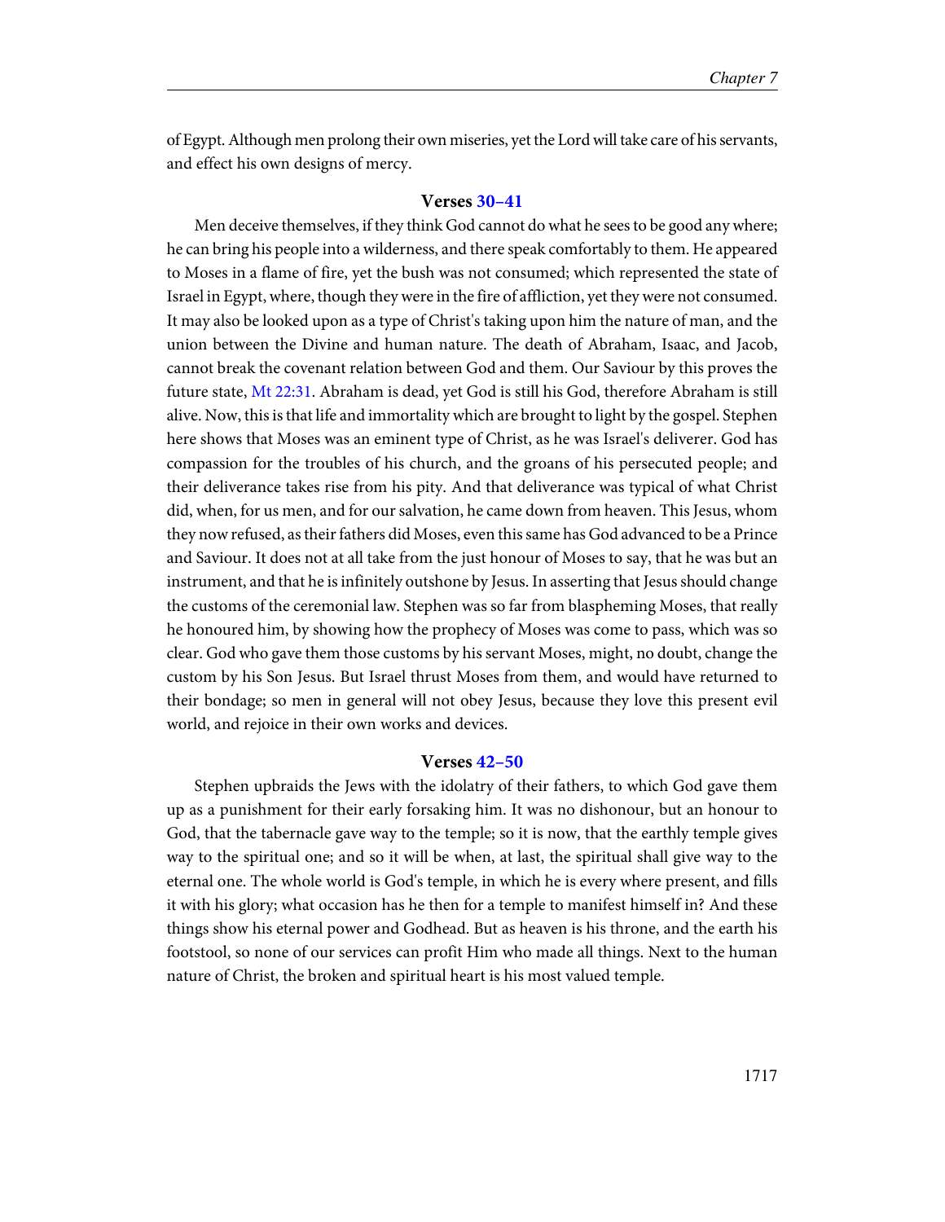of Egypt. Although men prolong their own miseries, yet the Lord will take care of his servants, and effect his own designs of mercy.

### Verses 30–41

Men deceive themselves, if they think God cannot do what he sees to be good any where; he can bring his people into a wilderness, and there speak comfortably to them. He appeared to Moses in a flame of fire, yet the bush was not consumed; which represented the state of Israel in Egypt, where, though they were in the fire of affliction, yet they were not consumed. It may also be looked upon as a type of Christ's taking upon him the nature of man, and the union between the Divine and human nature. The death of Abraham, Isaac, and Jacob, cannot break the covenant relation between God and them. Our Saviour by this proves the future state, Mt 22:31. Abraham is dead, yet God is still his God, therefore Abraham is still alive. Now, this is that life and immortality which are brought to light by the gospel. Stephen here shows that Moses was an eminent type of Christ, as he was Israel's deliverer. God has compassion for the troubles of his church, and the groans of his persecuted people; and their deliverance takes rise from his pity. And that deliverance was typical of what Christ did, when, for us men, and for our salvation, he came down from heaven. This Jesus, whom they now refused, as their fathers did Moses, even this same has God advanced to be a Prince and Saviour. It does not at all take from the just honour of Moses to say, that he was but an instrument, and that he is infinitely outshone by Jesus. In asserting that Jesus should change the customs of the ceremonial law. Stephen was so far from blaspheming Moses, that really he honoured him, by showing how the prophecy of Moses was come to pass, which was so clear. God who gave them those customs by his servant Moses, might, no doubt, change the custom by his Son Jesus. But Israel thrust Moses from them, and would have returned to their bondage; so men in general will not obey Jesus, because they love this present evil world, and rejoice in their own works and devices.

### Verses 42–50

Stephen upbraids the Jews with the idolatry of their fathers, to which God gave them up as a punishment for their early forsaking him. It was no dishonour, but an honour to God, that the tabernacle gave way to the temple; so it is now, that the earthly temple gives way to the spiritual one; and so it will be when, at last, the spiritual shall give way to the eternal one. The whole world is God's temple, in which he is every where present, and fills it with his glory; what occasion has he then for a temple to manifest himself in? And these things show his eternal power and Godhead. But as heaven is his throne, and the earth his footstool, so none of our services can profit Him who made all things. Next to the human nature of Christ, the broken and spiritual heart is his most valued temple.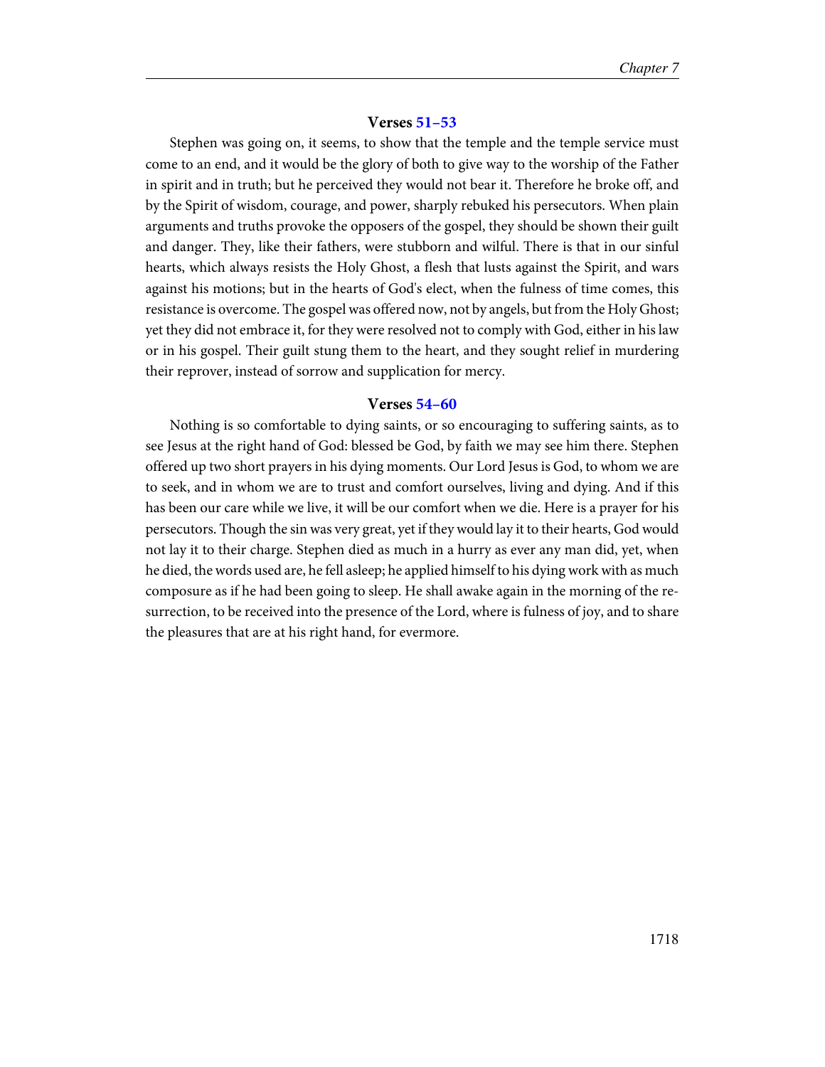### Verses 51–53

Stephen was going on, it seems, to show that the temple and the temple service must come to an end, and it would be the glory of both to give way to the worship of the Father in spirit and in truth; but he perceived they would not bear it. Therefore he broke off, and by the Spirit of wisdom, courage, and power, sharply rebuked his persecutors. When plain arguments and truths provoke the opposers of the gospel, they should be shown their guilt and danger. They, like their fathers, were stubborn and wilful. There is that in our sinful hearts, which always resists the Holy Ghost, a flesh that lusts against the Spirit, and wars against his motions; but in the hearts of God's elect, when the fulness of time comes, this resistance is overcome. The gospel was offered now, not by angels, but from the Holy Ghost; yet they did not embrace it, for they were resolved not to comply with God, either in his law or in his gospel. Their guilt stung them to the heart, and they sought relief in murdering their reprover, instead of sorrow and supplication for mercy.

### Verses 54–60

Nothing is so comfortable to dying saints, or so encouraging to suffering saints, as to see Jesus at the right hand of God: blessed be God, by faith we may see him there. Stephen offered up two short prayers in his dying moments. Our Lord Jesus is God, to whom we are to seek, and in whom we are to trust and comfort ourselves, living and dying. And if this has been our care while we live, it will be our comfort when we die. Here is a prayer for his persecutors. Though the sin was very great, yet if they would lay it to their hearts, God would not lay it to their charge. Stephen died as much in a hurry as ever any man did, yet, when he died, the words used are, he fell asleep; he applied himself to his dying work with as much composure as if he had been going to sleep. He shall awake again in the morning of the resurrection, to be received into the presence of the Lord, where is fulness of joy, and to share the pleasures that are at his right hand, for evermore.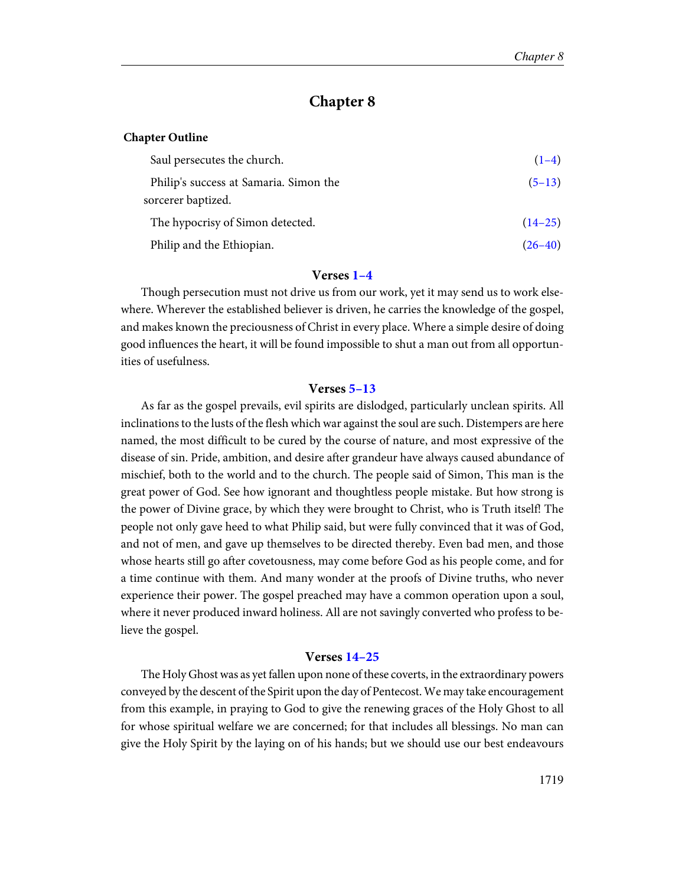# Chapter 8

**Chapter Outline**

| | |
|---|---|
| Saul persecutes the church. | (1–4) |
| Philip's success at Samaria. Simon the sorcerer baptized. | (5–13) |
| The hypocrisy of Simon detected. | (14–25) |
| Philip and the Ethiopian. | (26–40) |

### Verses 1–4

Though persecution must not drive us from our work, yet it may send us to work elsewhere. Wherever the established believer is driven, he carries the knowledge of the gospel, and makes known the preciousness of Christ in every place. Where a simple desire of doing good influences the heart, it will be found impossible to shut a man out from all opportunities of usefulness.

### Verses 5–13

As far as the gospel prevails, evil spirits are dislodged, particularly unclean spirits. All inclinations to the lusts of the flesh which war against the soul are such. Distempers are here named, the most difficult to be cured by the course of nature, and most expressive of the disease of sin. Pride, ambition, and desire after grandeur have always caused abundance of mischief, both to the world and to the church. The people said of Simon, This man is the great power of God. See how ignorant and thoughtless people mistake. But how strong is the power of Divine grace, by which they were brought to Christ, who is Truth itself! The people not only gave heed to what Philip said, but were fully convinced that it was of God, and not of men, and gave up themselves to be directed thereby. Even bad men, and those whose hearts still go after covetousness, may come before God as his people come, and for a time continue with them. And many wonder at the proofs of Divine truths, who never experience their power. The gospel preached may have a common operation upon a soul, where it never produced inward holiness. All are not savingly converted who profess to believe the gospel.

### Verses 14–25

The Holy Ghost was as yet fallen upon none of these coverts, in the extraordinary powers conveyed by the descent of the Spirit upon the day of Pentecost. We may take encouragement from this example, in praying to God to give the renewing graces of the Holy Ghost to all for whose spiritual welfare we are concerned; for that includes all blessings. No man can give the Holy Spirit by the laying on of his hands; but we should use our best endeavours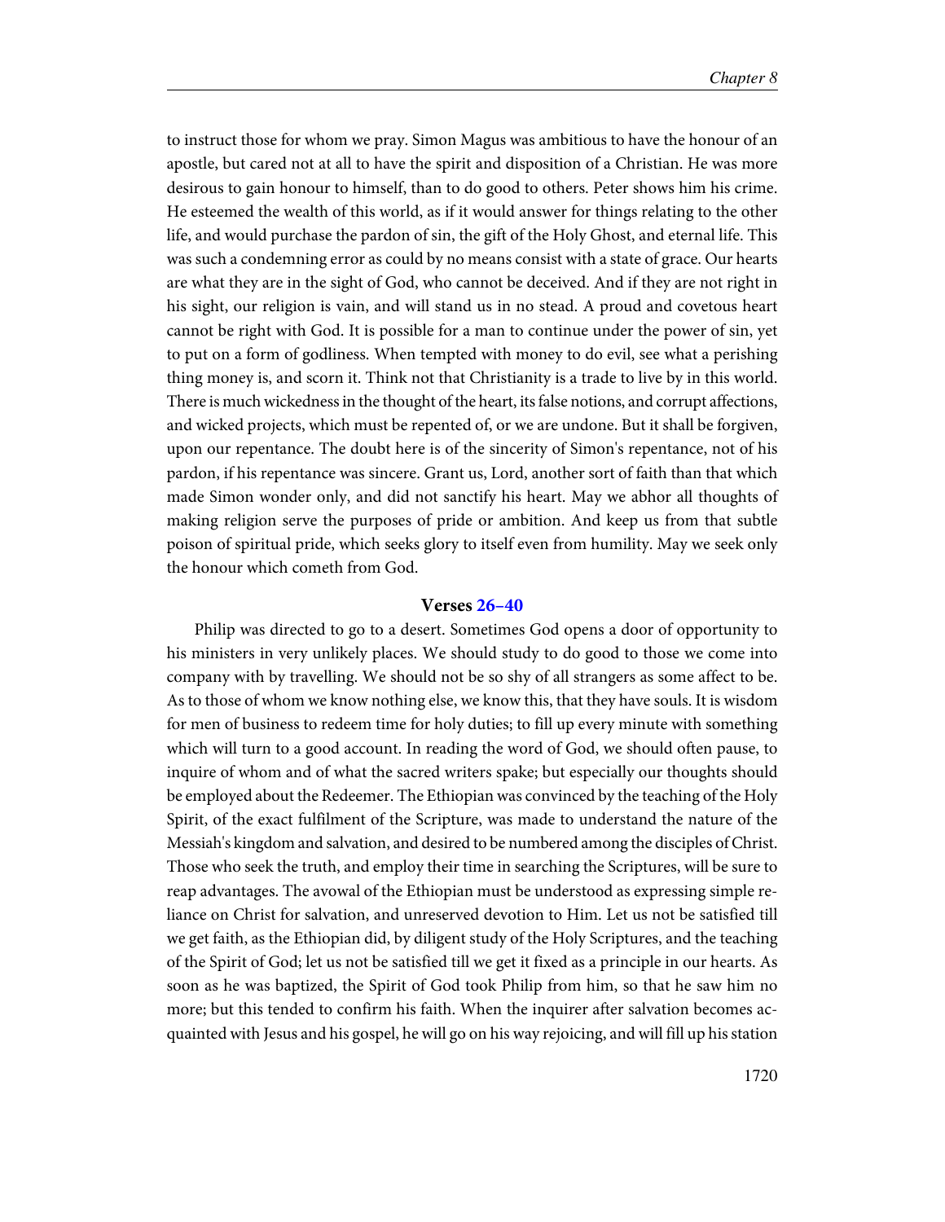to instruct those for whom we pray. Simon Magus was ambitious to have the honour of an apostle, but cared not at all to have the spirit and disposition of a Christian. He was more desirous to gain honour to himself, than to do good to others. Peter shows him his crime. He esteemed the wealth of this world, as if it would answer for things relating to the other life, and would purchase the pardon of sin, the gift of the Holy Ghost, and eternal life. This was such a condemning error as could by no means consist with a state of grace. Our hearts are what they are in the sight of God, who cannot be deceived. And if they are not right in his sight, our religion is vain, and will stand us in no stead. A proud and covetous heart cannot be right with God. It is possible for a man to continue under the power of sin, yet to put on a form of godliness. When tempted with money to do evil, see what a perishing thing money is, and scorn it. Think not that Christianity is a trade to live by in this world. There is much wickedness in the thought of the heart, its false notions, and corrupt affections, and wicked projects, which must be repented of, or we are undone. But it shall be forgiven, upon our repentance. The doubt here is of the sincerity of Simon's repentance, not of his pardon, if his repentance was sincere. Grant us, Lord, another sort of faith than that which made Simon wonder only, and did not sanctify his heart. May we abhor all thoughts of making religion serve the purposes of pride or ambition. And keep us from that subtle poison of spiritual pride, which seeks glory to itself even from humility. May we seek only the honour which cometh from God.

### Verses 26–40

Philip was directed to go to a desert. Sometimes God opens a door of opportunity to his ministers in very unlikely places. We should study to do good to those we come into company with by travelling. We should not be so shy of all strangers as some affect to be. As to those of whom we know nothing else, we know this, that they have souls. It is wisdom for men of business to redeem time for holy duties; to fill up every minute with something which will turn to a good account. In reading the word of God, we should often pause, to inquire of whom and of what the sacred writers spake; but especially our thoughts should be employed about the Redeemer. The Ethiopian was convinced by the teaching of the Holy Spirit, of the exact fulfilment of the Scripture, was made to understand the nature of the Messiah's kingdom and salvation, and desired to be numbered among the disciples of Christ. Those who seek the truth, and employ their time in searching the Scriptures, will be sure to reap advantages. The avowal of the Ethiopian must be understood as expressing simple reliance on Christ for salvation, and unreserved devotion to Him. Let us not be satisfied till we get faith, as the Ethiopian did, by diligent study of the Holy Scriptures, and the teaching of the Spirit of God; let us not be satisfied till we get it fixed as a principle in our hearts. As soon as he was baptized, the Spirit of God took Philip from him, so that he saw him no more; but this tended to confirm his faith. When the inquirer after salvation becomes acquainted with Jesus and his gospel, he will go on his way rejoicing, and will fill up his station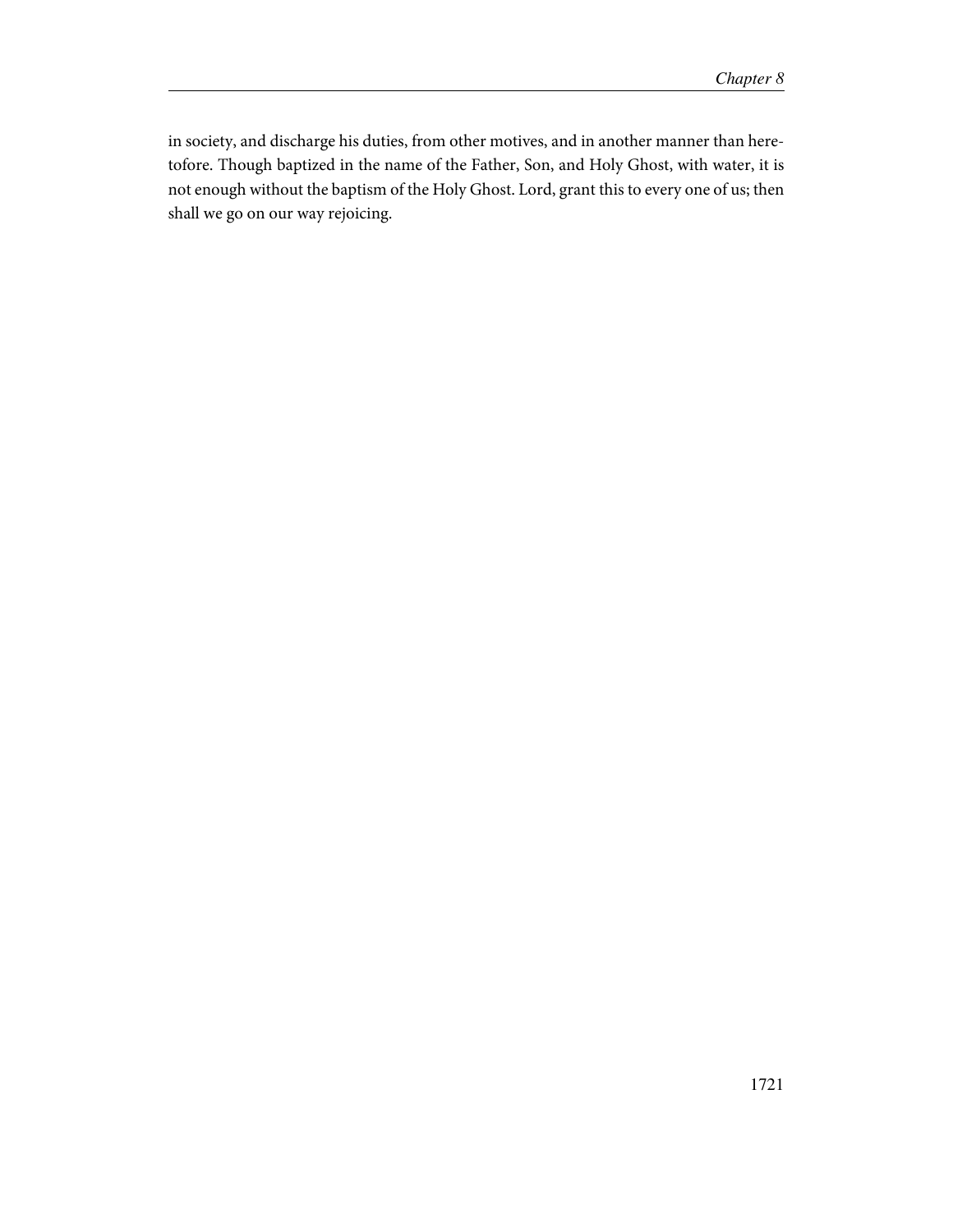in society, and discharge his duties, from other motives, and in another manner than heretofore. Though baptized in the name of the Father, Son, and Holy Ghost, with water, it is not enough without the baptism of the Holy Ghost. Lord, grant this to every one of us; then shall we go on our way rejoicing.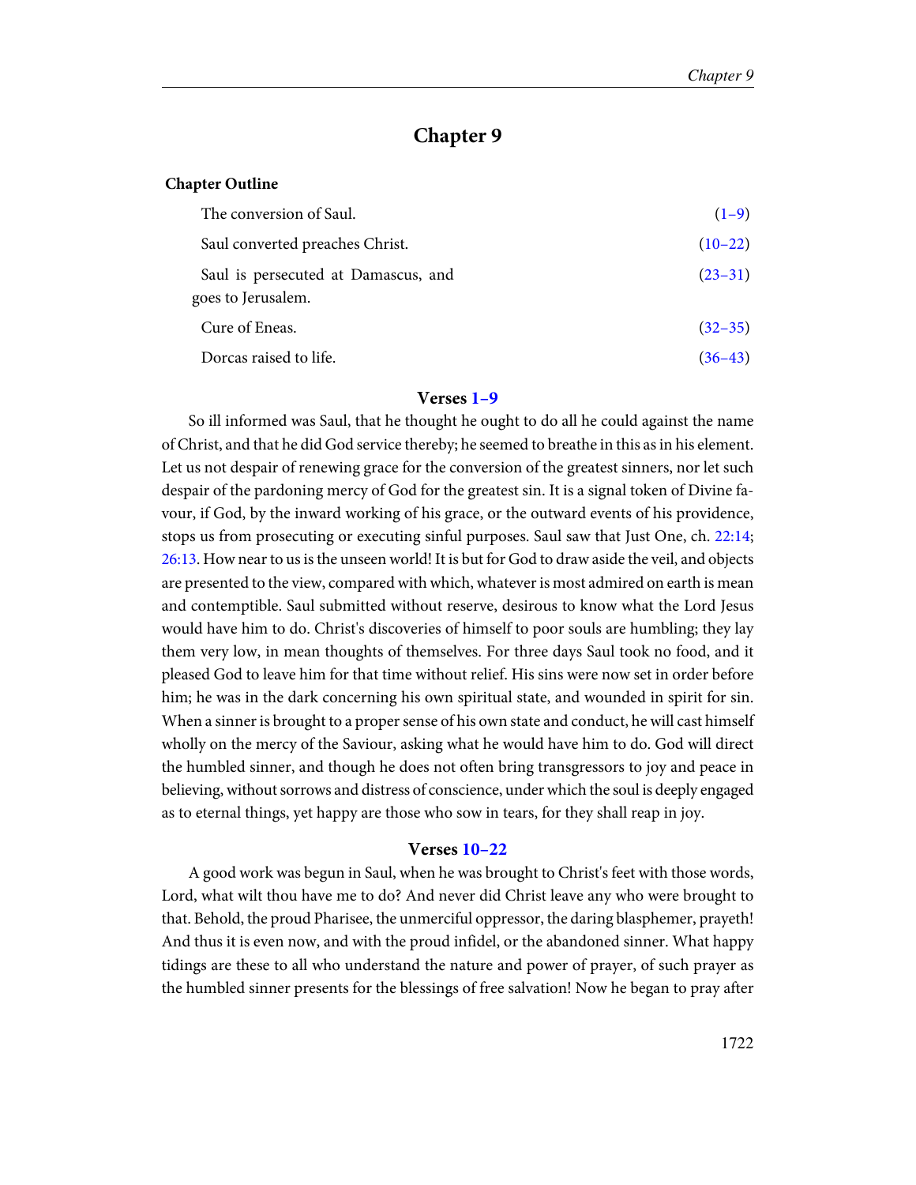# Chapter 9

**Chapter Outline**

| | |
|---|---|
| The conversion of Saul. | (1–9) |
| Saul converted preaches Christ. | (10–22) |
| Saul is persecuted at Damascus, and goes to Jerusalem. | (23–31) |
| Cure of Eneas. | (32–35) |
| Dorcas raised to life. | (36–43) |

### Verses 1–9

So ill informed was Saul, that he thought he ought to do all he could against the name of Christ, and that he did God service thereby; he seemed to breathe in this as in his element. Let us not despair of renewing grace for the conversion of the greatest sinners, nor let such despair of the pardoning mercy of God for the greatest sin. It is a signal token of Divine favour, if God, by the inward working of his grace, or the outward events of his providence, stops us from prosecuting or executing sinful purposes. Saul saw that Just One, ch. 22:14; 26:13. How near to us is the unseen world! It is but for God to draw aside the veil, and objects are presented to the view, compared with which, whatever is most admired on earth is mean and contemptible. Saul submitted without reserve, desirous to know what the Lord Jesus would have him to do. Christ's discoveries of himself to poor souls are humbling; they lay them very low, in mean thoughts of themselves. For three days Saul took no food, and it pleased God to leave him for that time without relief. His sins were now set in order before him; he was in the dark concerning his own spiritual state, and wounded in spirit for sin. When a sinner is brought to a proper sense of his own state and conduct, he will cast himself wholly on the mercy of the Saviour, asking what he would have him to do. God will direct the humbled sinner, and though he does not often bring transgressors to joy and peace in believing, without sorrows and distress of conscience, under which the soul is deeply engaged as to eternal things, yet happy are those who sow in tears, for they shall reap in joy.

### Verses 10–22

A good work was begun in Saul, when he was brought to Christ's feet with those words, Lord, what wilt thou have me to do? And never did Christ leave any who were brought to that. Behold, the proud Pharisee, the unmerciful oppressor, the daring blasphemer, prayeth! And thus it is even now, and with the proud infidel, or the abandoned sinner. What happy tidings are these to all who understand the nature and power of prayer, of such prayer as the humbled sinner presents for the blessings of free salvation! Now he began to pray after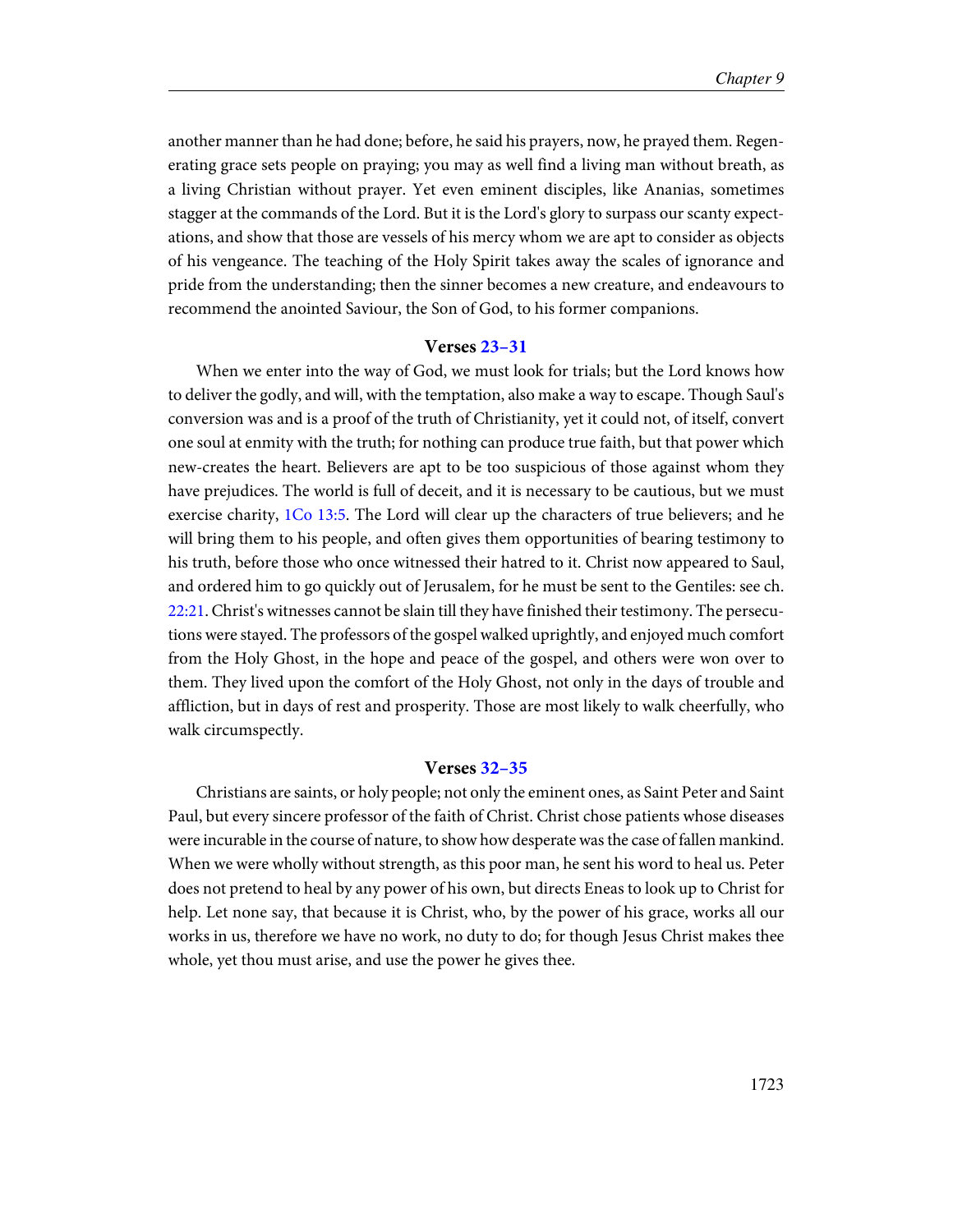another manner than he had done; before, he said his prayers, now, he prayed them. Regenerating grace sets people on praying; you may as well find a living man without breath, as a living Christian without prayer. Yet even eminent disciples, like Ananias, sometimes stagger at the commands of the Lord. But it is the Lord's glory to surpass our scanty expectations, and show that those are vessels of his mercy whom we are apt to consider as objects of his vengeance. The teaching of the Holy Spirit takes away the scales of ignorance and pride from the understanding; then the sinner becomes a new creature, and endeavours to recommend the anointed Saviour, the Son of God, to his former companions.

### Verses 23–31

When we enter into the way of God, we must look for trials; but the Lord knows how to deliver the godly, and will, with the temptation, also make a way to escape. Though Saul's conversion was and is a proof of the truth of Christianity, yet it could not, of itself, convert one soul at enmity with the truth; for nothing can produce true faith, but that power which new-creates the heart. Believers are apt to be too suspicious of those against whom they have prejudices. The world is full of deceit, and it is necessary to be cautious, but we must exercise charity, 1Co 13:5. The Lord will clear up the characters of true believers; and he will bring them to his people, and often gives them opportunities of bearing testimony to his truth, before those who once witnessed their hatred to it. Christ now appeared to Saul, and ordered him to go quickly out of Jerusalem, for he must be sent to the Gentiles: see ch. 22:21. Christ's witnesses cannot be slain till they have finished their testimony. The persecutions were stayed. The professors of the gospel walked uprightly, and enjoyed much comfort from the Holy Ghost, in the hope and peace of the gospel, and others were won over to them. They lived upon the comfort of the Holy Ghost, not only in the days of trouble and affliction, but in days of rest and prosperity. Those are most likely to walk cheerfully, who walk circumspectly.

### Verses 32–35

Christians are saints, or holy people; not only the eminent ones, as Saint Peter and Saint Paul, but every sincere professor of the faith of Christ. Christ chose patients whose diseases were incurable in the course of nature, to show how desperate was the case of fallen mankind. When we were wholly without strength, as this poor man, he sent his word to heal us. Peter does not pretend to heal by any power of his own, but directs Eneas to look up to Christ for help. Let none say, that because it is Christ, who, by the power of his grace, works all our works in us, therefore we have no work, no duty to do; for though Jesus Christ makes thee whole, yet thou must arise, and use the power he gives thee.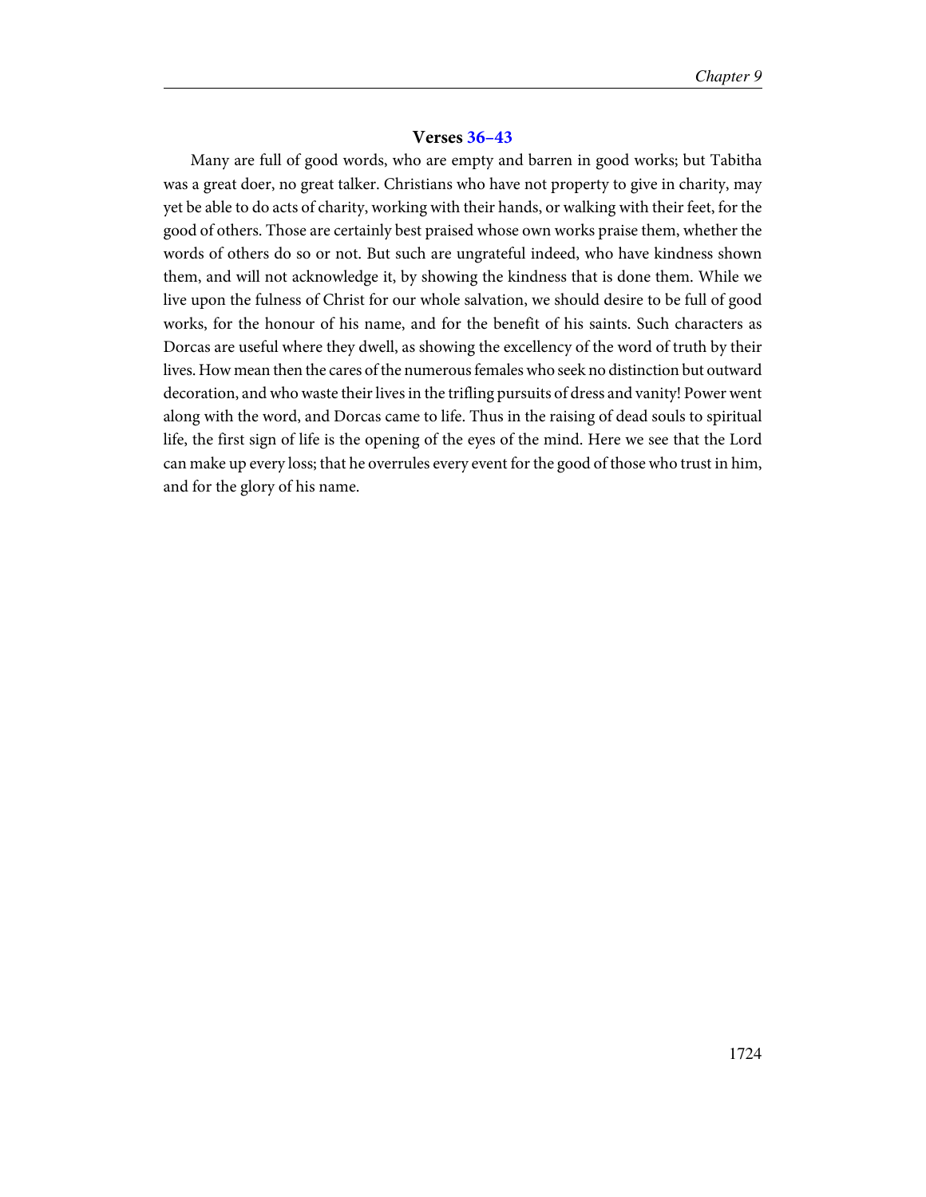### Verses 36–43

Many are full of good words, who are empty and barren in good works; but Tabitha was a great doer, no great talker. Christians who have not property to give in charity, may yet be able to do acts of charity, working with their hands, or walking with their feet, for the good of others. Those are certainly best praised whose own works praise them, whether the words of others do so or not. But such are ungrateful indeed, who have kindness shown them, and will not acknowledge it, by showing the kindness that is done them. While we live upon the fulness of Christ for our whole salvation, we should desire to be full of good works, for the honour of his name, and for the benefit of his saints. Such characters as Dorcas are useful where they dwell, as showing the excellency of the word of truth by their lives. How mean then the cares of the numerous females who seek no distinction but outward decoration, and who waste their lives in the trifling pursuits of dress and vanity! Power went along with the word, and Dorcas came to life. Thus in the raising of dead souls to spiritual life, the first sign of life is the opening of the eyes of the mind. Here we see that the Lord can make up every loss; that he overrules every event for the good of those who trust in him, and for the glory of his name.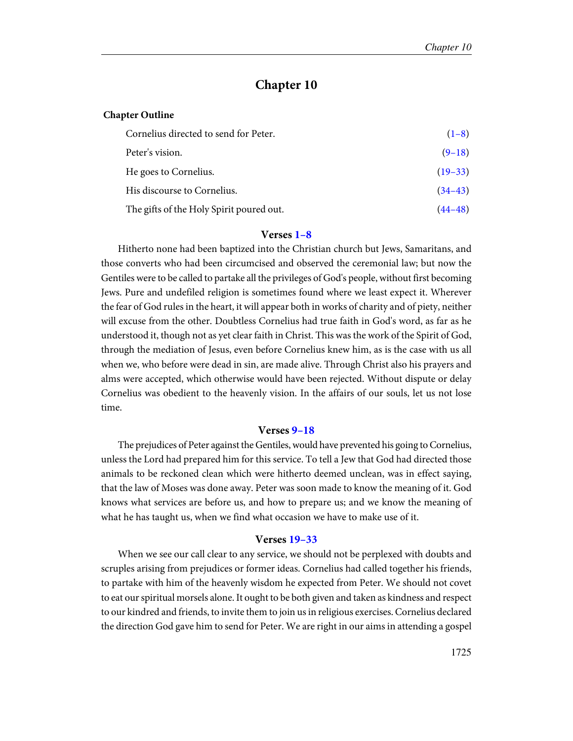# Chapter 10

**Chapter Outline**

| | |
|---|---|
| Cornelius directed to send for Peter. | (1–8) |
| Peter's vision. | (9–18) |
| He goes to Cornelius. | (19–33) |
| His discourse to Cornelius. | (34–43) |
| The gifts of the Holy Spirit poured out. | (44–48) |

### Verses 1–8

Hitherto none had been baptized into the Christian church but Jews, Samaritans, and those converts who had been circumcised and observed the ceremonial law; but now the Gentiles were to be called to partake all the privileges of God's people, without first becoming Jews. Pure and undefiled religion is sometimes found where we least expect it. Wherever the fear of God rules in the heart, it will appear both in works of charity and of piety, neither will excuse from the other. Doubtless Cornelius had true faith in God's word, as far as he understood it, though not as yet clear faith in Christ. This was the work of the Spirit of God, through the mediation of Jesus, even before Cornelius knew him, as is the case with us all when we, who before were dead in sin, are made alive. Through Christ also his prayers and alms were accepted, which otherwise would have been rejected. Without dispute or delay Cornelius was obedient to the heavenly vision. In the affairs of our souls, let us not lose time.

### Verses 9–18

The prejudices of Peter against the Gentiles, would have prevented his going to Cornelius, unless the Lord had prepared him for this service. To tell a Jew that God had directed those animals to be reckoned clean which were hitherto deemed unclean, was in effect saying, that the law of Moses was done away. Peter was soon made to know the meaning of it. God knows what services are before us, and how to prepare us; and we know the meaning of what he has taught us, when we find what occasion we have to make use of it.

### Verses 19–33

When we see our call clear to any service, we should not be perplexed with doubts and scruples arising from prejudices or former ideas. Cornelius had called together his friends, to partake with him of the heavenly wisdom he expected from Peter. We should not covet to eat our spiritual morsels alone. It ought to be both given and taken as kindness and respect to our kindred and friends, to invite them to join us in religious exercises. Cornelius declared the direction God gave him to send for Peter. We are right in our aims in attending a gospel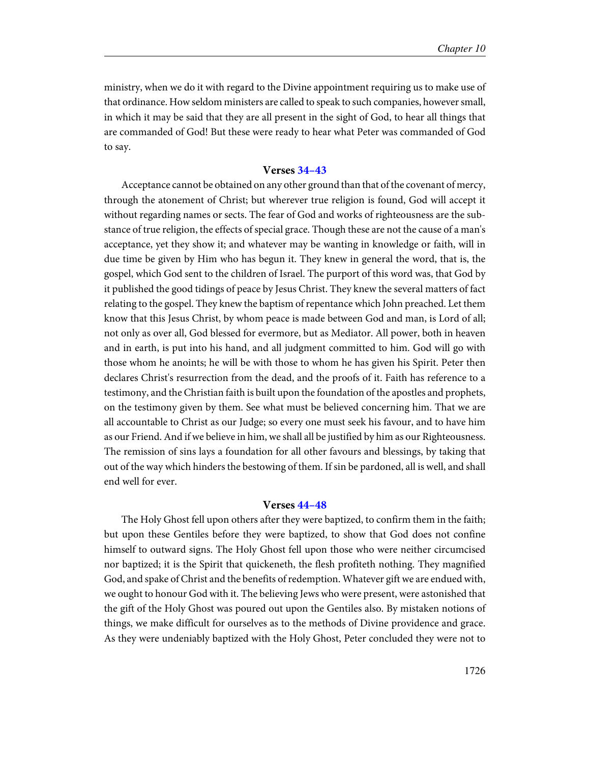ministry, when we do it with regard to the Divine appointment requiring us to make use of that ordinance. How seldom ministers are called to speak to such companies, however small, in which it may be said that they are all present in the sight of God, to hear all things that are commanded of God! But these were ready to hear what Peter was commanded of God to say.

### Verses 34–43

Acceptance cannot be obtained on any other ground than that of the covenant of mercy, through the atonement of Christ; but wherever true religion is found, God will accept it without regarding names or sects. The fear of God and works of righteousness are the substance of true religion, the effects of special grace. Though these are not the cause of a man's acceptance, yet they show it; and whatever may be wanting in knowledge or faith, will in due time be given by Him who has begun it. They knew in general the word, that is, the gospel, which God sent to the children of Israel. The purport of this word was, that God by it published the good tidings of peace by Jesus Christ. They knew the several matters of fact relating to the gospel. They knew the baptism of repentance which John preached. Let them know that this Jesus Christ, by whom peace is made between God and man, is Lord of all; not only as over all, God blessed for evermore, but as Mediator. All power, both in heaven and in earth, is put into his hand, and all judgment committed to him. God will go with those whom he anoints; he will be with those to whom he has given his Spirit. Peter then declares Christ's resurrection from the dead, and the proofs of it. Faith has reference to a testimony, and the Christian faith is built upon the foundation of the apostles and prophets, on the testimony given by them. See what must be believed concerning him. That we are all accountable to Christ as our Judge; so every one must seek his favour, and to have him as our Friend. And if we believe in him, we shall all be justified by him as our Righteousness. The remission of sins lays a foundation for all other favours and blessings, by taking that out of the way which hinders the bestowing of them. If sin be pardoned, all is well, and shall end well for ever.

### Verses 44–48

The Holy Ghost fell upon others after they were baptized, to confirm them in the faith; but upon these Gentiles before they were baptized, to show that God does not confine himself to outward signs. The Holy Ghost fell upon those who were neither circumcised nor baptized; it is the Spirit that quickeneth, the flesh profiteth nothing. They magnified God, and spake of Christ and the benefits of redemption. Whatever gift we are endued with, we ought to honour God with it. The believing Jews who were present, were astonished that the gift of the Holy Ghost was poured out upon the Gentiles also. By mistaken notions of things, we make difficult for ourselves as to the methods of Divine providence and grace. As they were undeniably baptized with the Holy Ghost, Peter concluded they were not to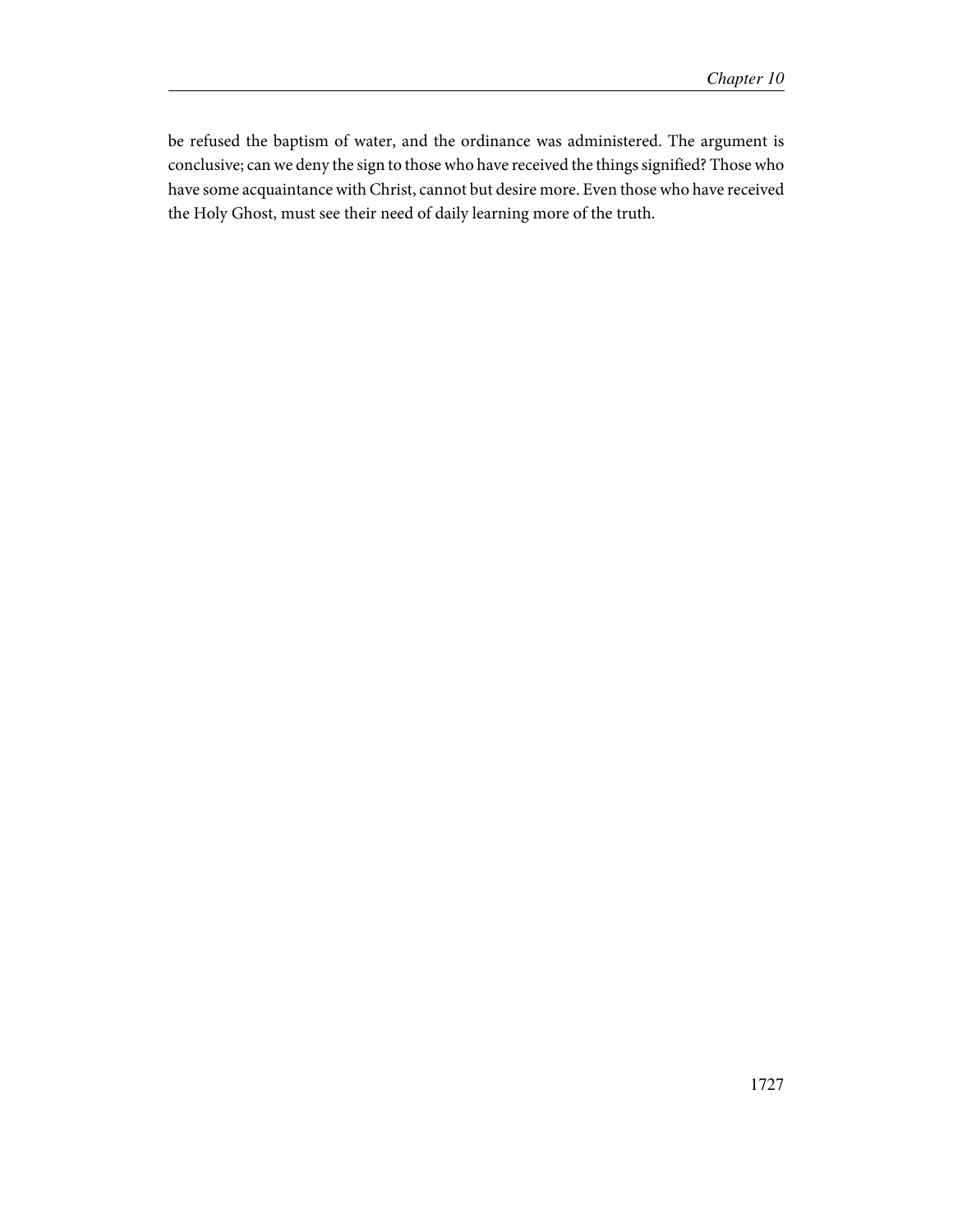be refused the baptism of water, and the ordinance was administered. The argument is conclusive; can we deny the sign to those who have received the things signified? Those who have some acquaintance with Christ, cannot but desire more. Even those who have received the Holy Ghost, must see their need of daily learning more of the truth.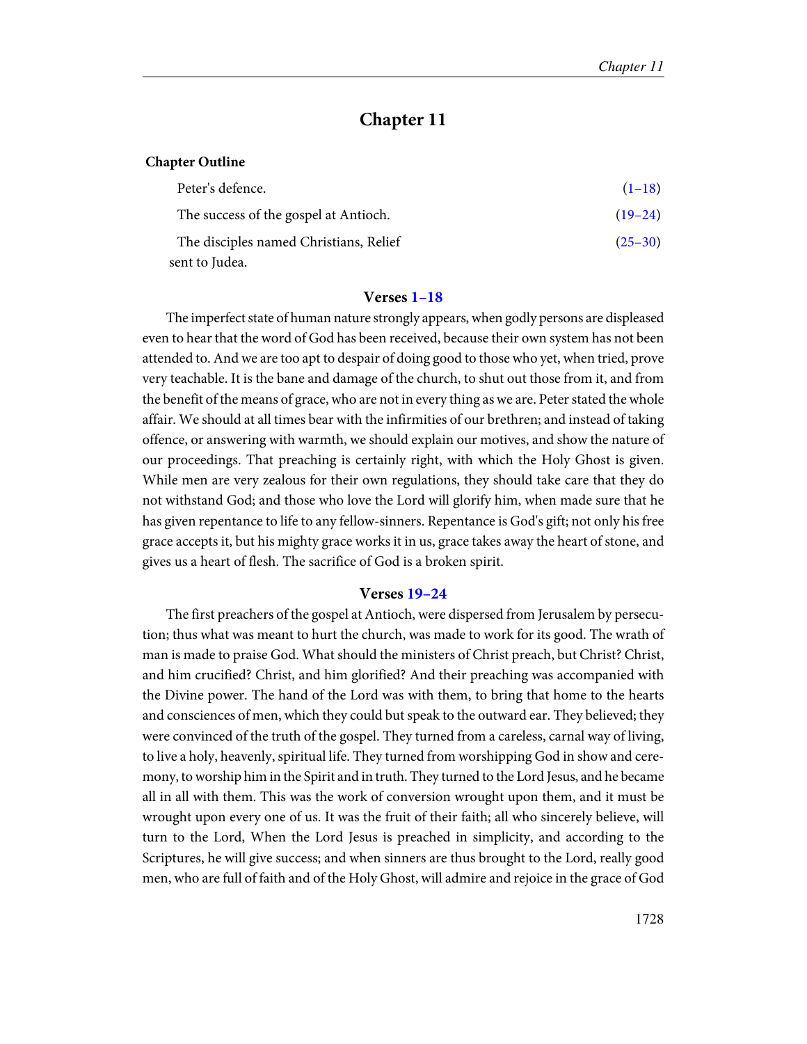# Chapter 11

**Chapter Outline**

| | |
|---|---|
| Peter's defence. | (1–18) |
| The success of the gospel at Antioch. | (19–24) |
| The disciples named Christians, Relief sent to Judea. | (25–30) |

### Verses 1–18

The imperfect state of human nature strongly appears, when godly persons are displeased even to hear that the word of God has been received, because their own system has not been attended to. And we are too apt to despair of doing good to those who yet, when tried, prove very teachable. It is the bane and damage of the church, to shut out those from it, and from the benefit of the means of grace, who are not in every thing as we are. Peter stated the whole affair. We should at all times bear with the infirmities of our brethren; and instead of taking offence, or answering with warmth, we should explain our motives, and show the nature of our proceedings. That preaching is certainly right, with which the Holy Ghost is given. While men are very zealous for their own regulations, they should take care that they do not withstand God; and those who love the Lord will glorify him, when made sure that he has given repentance to life to any fellow-sinners. Repentance is God's gift; not only his free grace accepts it, but his mighty grace works it in us, grace takes away the heart of stone, and gives us a heart of flesh. The sacrifice of God is a broken spirit.

### Verses 19–24

The first preachers of the gospel at Antioch, were dispersed from Jerusalem by persecution; thus what was meant to hurt the church, was made to work for its good. The wrath of man is made to praise God. What should the ministers of Christ preach, but Christ? Christ, and him crucified? Christ, and him glorified? And their preaching was accompanied with the Divine power. The hand of the Lord was with them, to bring that home to the hearts and consciences of men, which they could but speak to the outward ear. They believed; they were convinced of the truth of the gospel. They turned from a careless, carnal way of living, to live a holy, heavenly, spiritual life. They turned from worshipping God in show and ceremony, to worship him in the Spirit and in truth. They turned to the Lord Jesus, and he became all in all with them. This was the work of conversion wrought upon them, and it must be wrought upon every one of us. It was the fruit of their faith; all who sincerely believe, will turn to the Lord, When the Lord Jesus is preached in simplicity, and according to the Scriptures, he will give success; and when sinners are thus brought to the Lord, really good men, who are full of faith and of the Holy Ghost, will admire and rejoice in the grace of God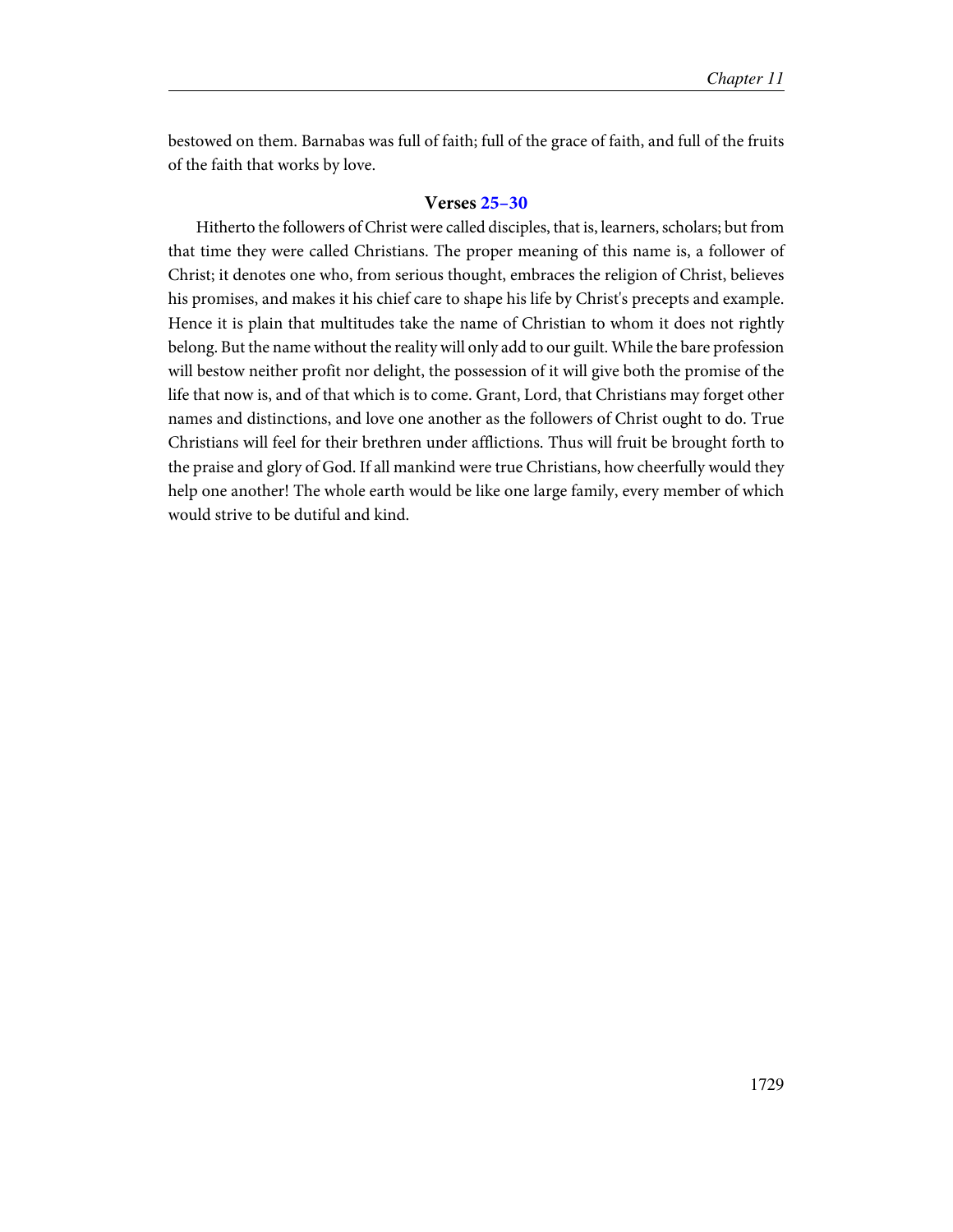bestowed on them. Barnabas was full of faith; full of the grace of faith, and full of the fruits of the faith that works by love.

### Verses 25–30

Hitherto the followers of Christ were called disciples, that is, learners, scholars; but from that time they were called Christians. The proper meaning of this name is, a follower of Christ; it denotes one who, from serious thought, embraces the religion of Christ, believes his promises, and makes it his chief care to shape his life by Christ's precepts and example. Hence it is plain that multitudes take the name of Christian to whom it does not rightly belong. But the name without the reality will only add to our guilt. While the bare profession will bestow neither profit nor delight, the possession of it will give both the promise of the life that now is, and of that which is to come. Grant, Lord, that Christians may forget other names and distinctions, and love one another as the followers of Christ ought to do. True Christians will feel for their brethren under afflictions. Thus will fruit be brought forth to the praise and glory of God. If all mankind were true Christians, how cheerfully would they help one another! The whole earth would be like one large family, every member of which would strive to be dutiful and kind.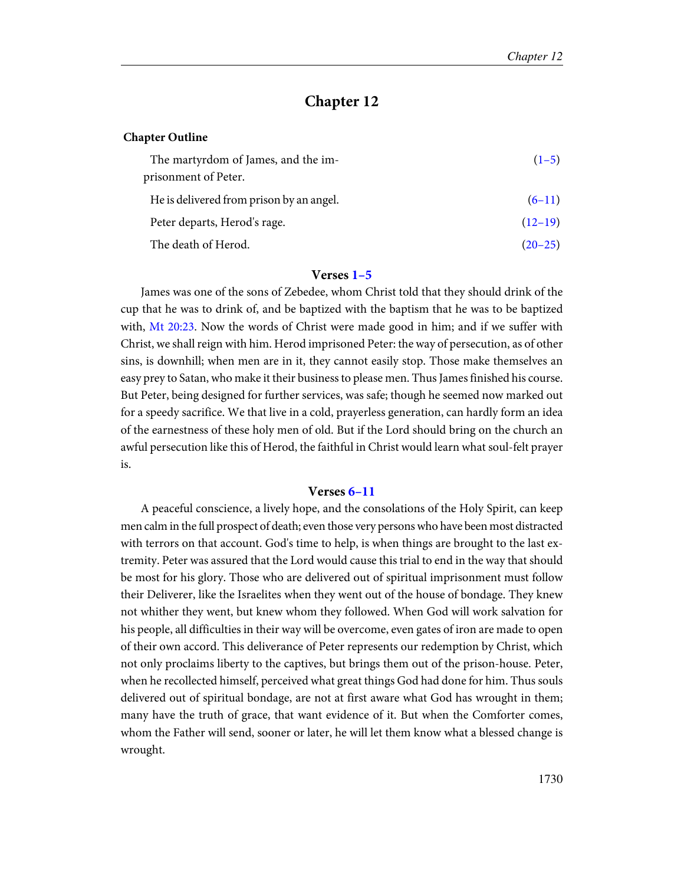# Chapter 12

**Chapter Outline**

| | |
|---|---|
| The martyrdom of James, and the imprisonment of Peter. | (1–5) |
| He is delivered from prison by an angel. | (6–11) |
| Peter departs, Herod's rage. | (12–19) |
| The death of Herod. | (20–25) |

### Verses 1–5

James was one of the sons of Zebedee, whom Christ told that they should drink of the cup that he was to drink of, and be baptized with the baptism that he was to be baptized with, Mt 20:23. Now the words of Christ were made good in him; and if we suffer with Christ, we shall reign with him. Herod imprisoned Peter: the way of persecution, as of other sins, is downhill; when men are in it, they cannot easily stop. Those make themselves an easy prey to Satan, who make it their business to please men. Thus James finished his course. But Peter, being designed for further services, was safe; though he seemed now marked out for a speedy sacrifice. We that live in a cold, prayerless generation, can hardly form an idea of the earnestness of these holy men of old. But if the Lord should bring on the church an awful persecution like this of Herod, the faithful in Christ would learn what soul-felt prayer is.

### Verses 6–11

A peaceful conscience, a lively hope, and the consolations of the Holy Spirit, can keep men calm in the full prospect of death; even those very persons who have been most distracted with terrors on that account. God's time to help, is when things are brought to the last extremity. Peter was assured that the Lord would cause this trial to end in the way that should be most for his glory. Those who are delivered out of spiritual imprisonment must follow their Deliverer, like the Israelites when they went out of the house of bondage. They knew not whither they went, but knew whom they followed. When God will work salvation for his people, all difficulties in their way will be overcome, even gates of iron are made to open of their own accord. This deliverance of Peter represents our redemption by Christ, which not only proclaims liberty to the captives, but brings them out of the prison-house. Peter, when he recollected himself, perceived what great things God had done for him. Thus souls delivered out of spiritual bondage, are not at first aware what God has wrought in them; many have the truth of grace, that want evidence of it. But when the Comforter comes, whom the Father will send, sooner or later, he will let them know what a blessed change is wrought.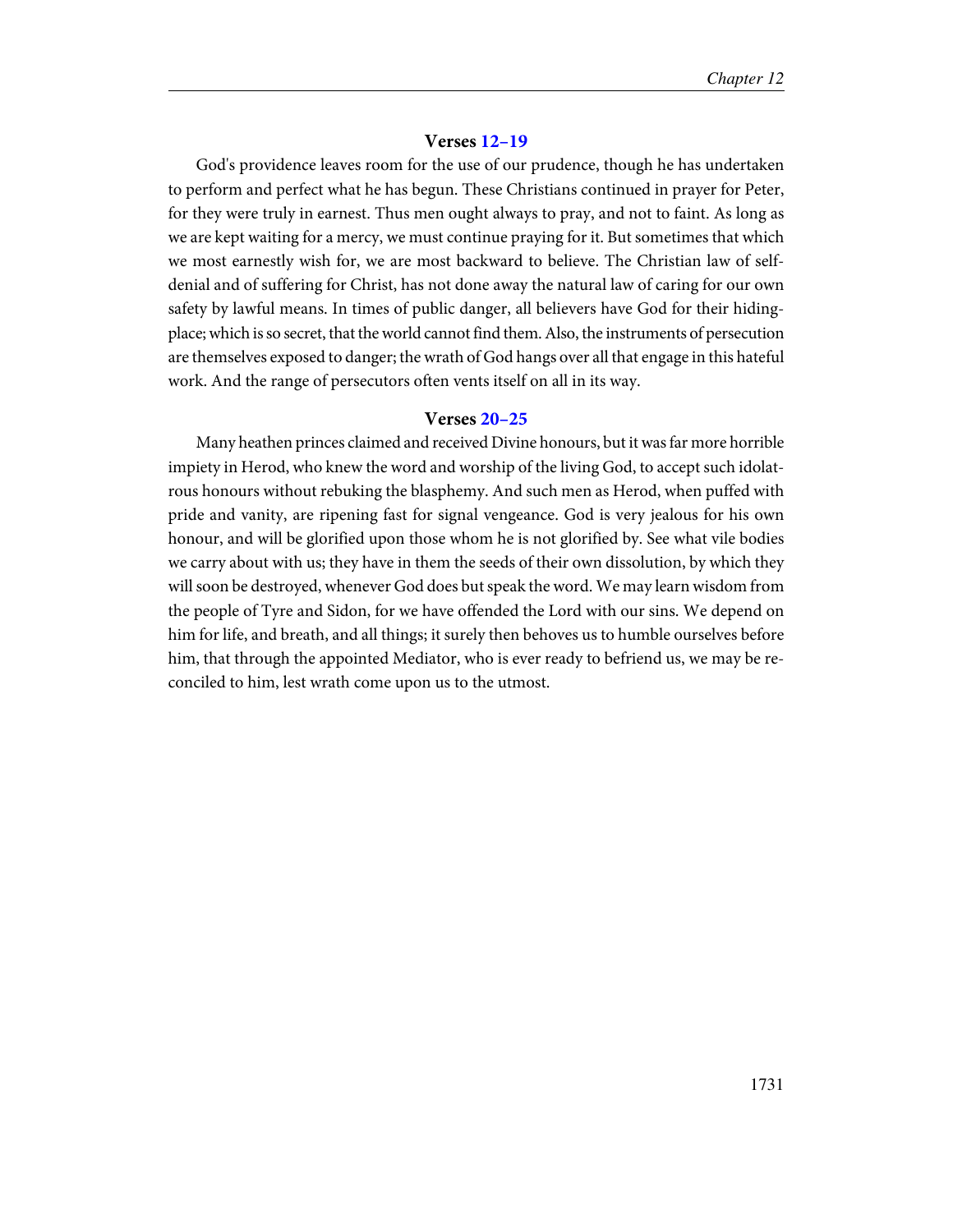### Verses 12–19

God's providence leaves room for the use of our prudence, though he has undertaken to perform and perfect what he has begun. These Christians continued in prayer for Peter, for they were truly in earnest. Thus men ought always to pray, and not to faint. As long as we are kept waiting for a mercy, we must continue praying for it. But sometimes that which we most earnestly wish for, we are most backward to believe. The Christian law of self-denial and of suffering for Christ, has not done away the natural law of caring for our own safety by lawful means. In times of public danger, all believers have God for their hiding-place; which is so secret, that the world cannot find them. Also, the instruments of persecution are themselves exposed to danger; the wrath of God hangs over all that engage in this hateful work. And the range of persecutors often vents itself on all in its way.

### Verses 20–25

Many heathen princes claimed and received Divine honours, but it was far more horrible impiety in Herod, who knew the word and worship of the living God, to accept such idolatrous honours without rebuking the blasphemy. And such men as Herod, when puffed with pride and vanity, are ripening fast for signal vengeance. God is very jealous for his own honour, and will be glorified upon those whom he is not glorified by. See what vile bodies we carry about with us; they have in them the seeds of their own dissolution, by which they will soon be destroyed, whenever God does but speak the word. We may learn wisdom from the people of Tyre and Sidon, for we have offended the Lord with our sins. We depend on him for life, and breath, and all things; it surely then behoves us to humble ourselves before him, that through the appointed Mediator, who is ever ready to befriend us, we may be reconciled to him, lest wrath come upon us to the utmost.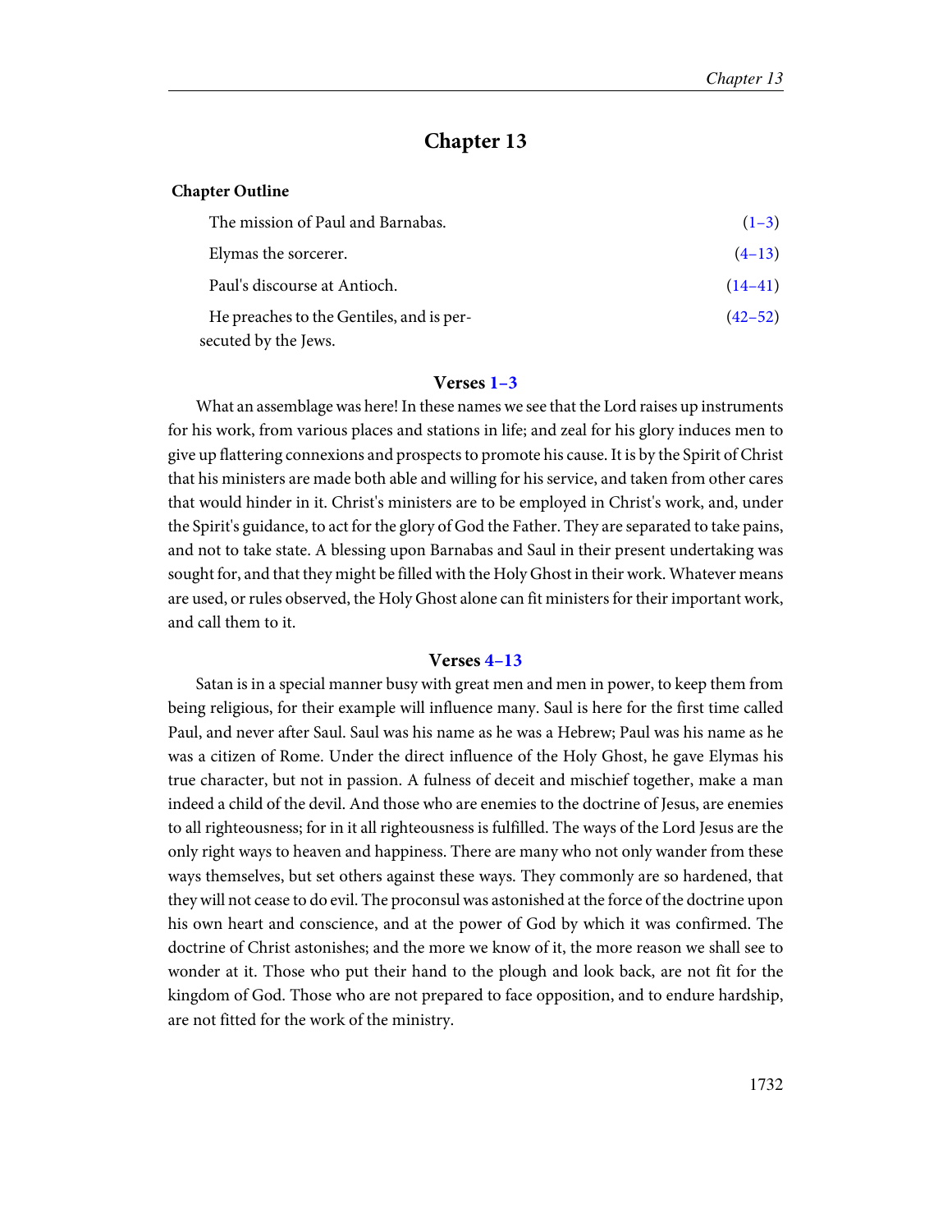# Chapter 13

**Chapter Outline**

| | |
|---|---|
| The mission of Paul and Barnabas. | (1–3) |
| Elymas the sorcerer. | (4–13) |
| Paul's discourse at Antioch. | (14–41) |
| He preaches to the Gentiles, and is persecuted by the Jews. | (42–52) |

### Verses 1–3

What an assemblage was here! In these names we see that the Lord raises up instruments for his work, from various places and stations in life; and zeal for his glory induces men to give up flattering connexions and prospects to promote his cause. It is by the Spirit of Christ that his ministers are made both able and willing for his service, and taken from other cares that would hinder in it. Christ's ministers are to be employed in Christ's work, and, under the Spirit's guidance, to act for the glory of God the Father. They are separated to take pains, and not to take state. A blessing upon Barnabas and Saul in their present undertaking was sought for, and that they might be filled with the Holy Ghost in their work. Whatever means are used, or rules observed, the Holy Ghost alone can fit ministers for their important work, and call them to it.

### Verses 4–13

Satan is in a special manner busy with great men and men in power, to keep them from being religious, for their example will influence many. Saul is here for the first time called Paul, and never after Saul. Saul was his name as he was a Hebrew; Paul was his name as he was a citizen of Rome. Under the direct influence of the Holy Ghost, he gave Elymas his true character, but not in passion. A fulness of deceit and mischief together, make a man indeed a child of the devil. And those who are enemies to the doctrine of Jesus, are enemies to all righteousness; for in it all righteousness is fulfilled. The ways of the Lord Jesus are the only right ways to heaven and happiness. There are many who not only wander from these ways themselves, but set others against these ways. They commonly are so hardened, that they will not cease to do evil. The proconsul was astonished at the force of the doctrine upon his own heart and conscience, and at the power of God by which it was confirmed. The doctrine of Christ astonishes; and the more we know of it, the more reason we shall see to wonder at it. Those who put their hand to the plough and look back, are not fit for the kingdom of God. Those who are not prepared to face opposition, and to endure hardship, are not fitted for the work of the ministry.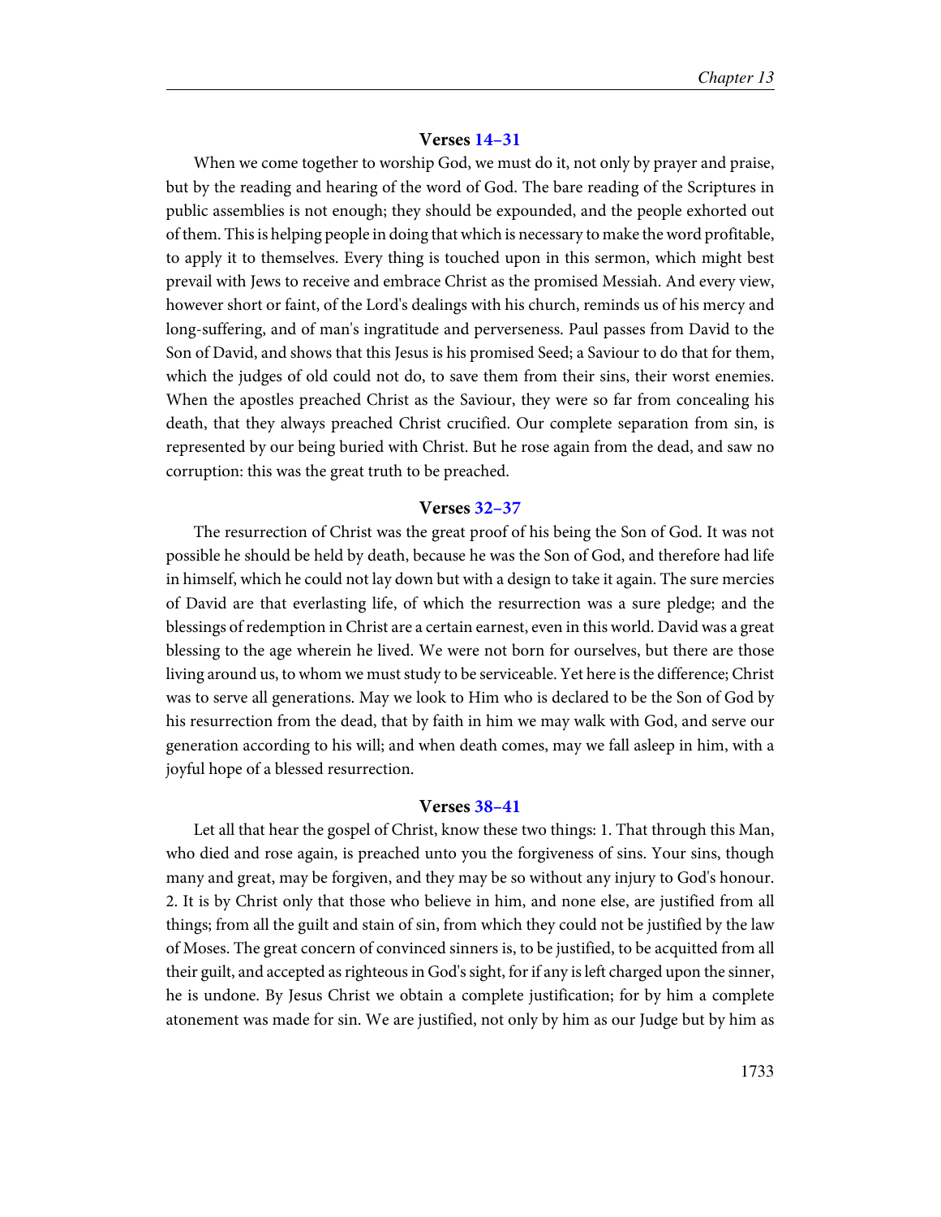### Verses 14–31

When we come together to worship God, we must do it, not only by prayer and praise, but by the reading and hearing of the word of God. The bare reading of the Scriptures in public assemblies is not enough; they should be expounded, and the people exhorted out of them. This is helping people in doing that which is necessary to make the word profitable, to apply it to themselves. Every thing is touched upon in this sermon, which might best prevail with Jews to receive and embrace Christ as the promised Messiah. And every view, however short or faint, of the Lord's dealings with his church, reminds us of his mercy and long-suffering, and of man's ingratitude and perverseness. Paul passes from David to the Son of David, and shows that this Jesus is his promised Seed; a Saviour to do that for them, which the judges of old could not do, to save them from their sins, their worst enemies. When the apostles preached Christ as the Saviour, they were so far from concealing his death, that they always preached Christ crucified. Our complete separation from sin, is represented by our being buried with Christ. But he rose again from the dead, and saw no corruption: this was the great truth to be preached.

### Verses 32–37

The resurrection of Christ was the great proof of his being the Son of God. It was not possible he should be held by death, because he was the Son of God, and therefore had life in himself, which he could not lay down but with a design to take it again. The sure mercies of David are that everlasting life, of which the resurrection was a sure pledge; and the blessings of redemption in Christ are a certain earnest, even in this world. David was a great blessing to the age wherein he lived. We were not born for ourselves, but there are those living around us, to whom we must study to be serviceable. Yet here is the difference; Christ was to serve all generations. May we look to Him who is declared to be the Son of God by his resurrection from the dead, that by faith in him we may walk with God, and serve our generation according to his will; and when death comes, may we fall asleep in him, with a joyful hope of a blessed resurrection.

### Verses 38–41

Let all that hear the gospel of Christ, know these two things: 1. That through this Man, who died and rose again, is preached unto you the forgiveness of sins. Your sins, though many and great, may be forgiven, and they may be so without any injury to God's honour. 2. It is by Christ only that those who believe in him, and none else, are justified from all things; from all the guilt and stain of sin, from which they could not be justified by the law of Moses. The great concern of convinced sinners is, to be justified, to be acquitted from all their guilt, and accepted as righteous in God's sight, for if any is left charged upon the sinner, he is undone. By Jesus Christ we obtain a complete justification; for by him a complete atonement was made for sin. We are justified, not only by him as our Judge but by him as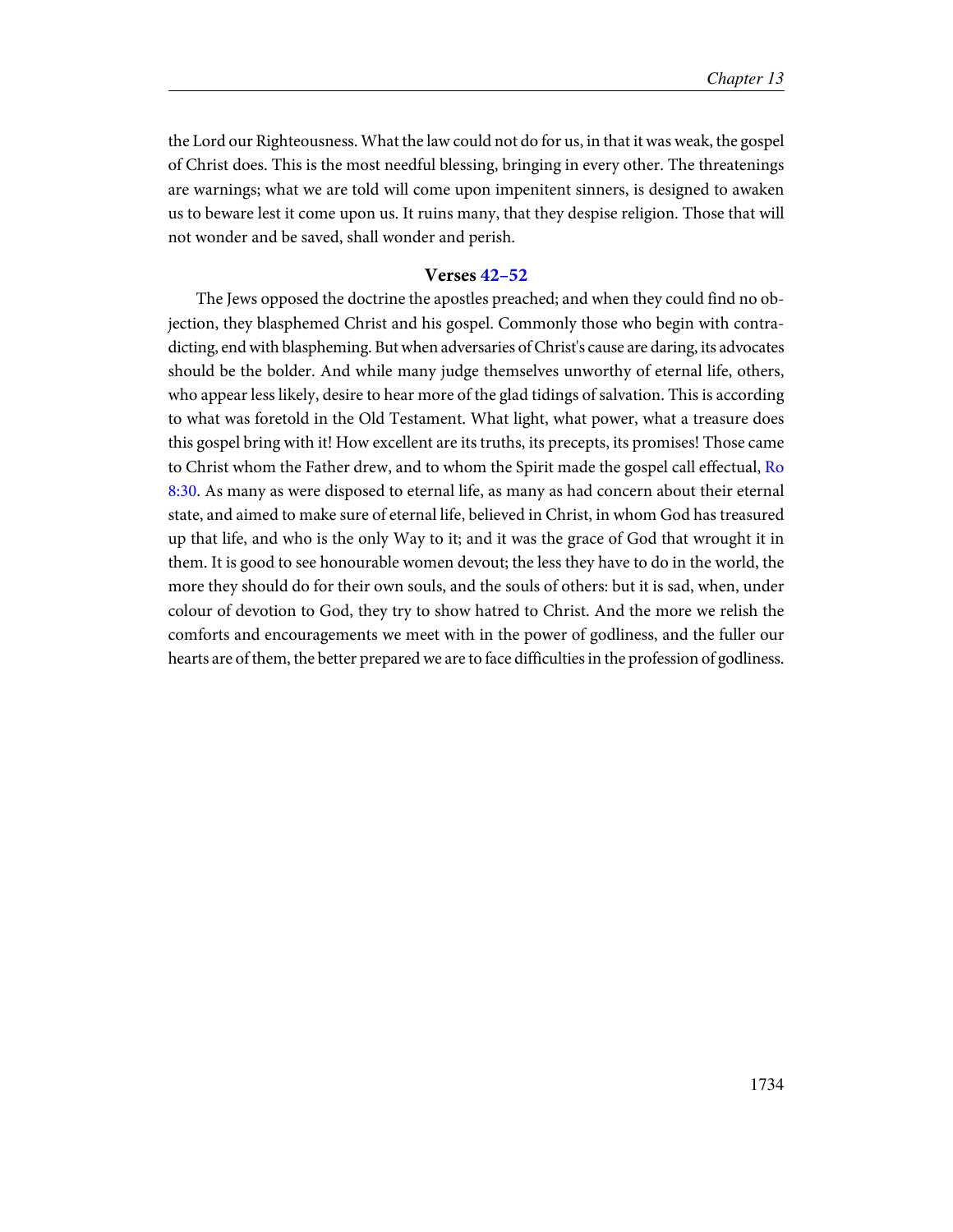the Lord our Righteousness. What the law could not do for us, in that it was weak, the gospel of Christ does. This is the most needful blessing, bringing in every other. The threatenings are warnings; what we are told will come upon impenitent sinners, is designed to awaken us to beware lest it come upon us. It ruins many, that they despise religion. Those that will not wonder and be saved, shall wonder and perish.

### Verses 42–52

The Jews opposed the doctrine the apostles preached; and when they could find no objection, they blasphemed Christ and his gospel. Commonly those who begin with contradicting, end with blaspheming. But when adversaries of Christ's cause are daring, its advocates should be the bolder. And while many judge themselves unworthy of eternal life, others, who appear less likely, desire to hear more of the glad tidings of salvation. This is according to what was foretold in the Old Testament. What light, what power, what a treasure does this gospel bring with it! How excellent are its truths, its precepts, its promises! Those came to Christ whom the Father drew, and to whom the Spirit made the gospel call effectual, Ro 8:30. As many as were disposed to eternal life, as many as had concern about their eternal state, and aimed to make sure of eternal life, believed in Christ, in whom God has treasured up that life, and who is the only Way to it; and it was the grace of God that wrought it in them. It is good to see honourable women devout; the less they have to do in the world, the more they should do for their own souls, and the souls of others: but it is sad, when, under colour of devotion to God, they try to show hatred to Christ. And the more we relish the comforts and encouragements we meet with in the power of godliness, and the fuller our hearts are of them, the better prepared we are to face difficulties in the profession of godliness.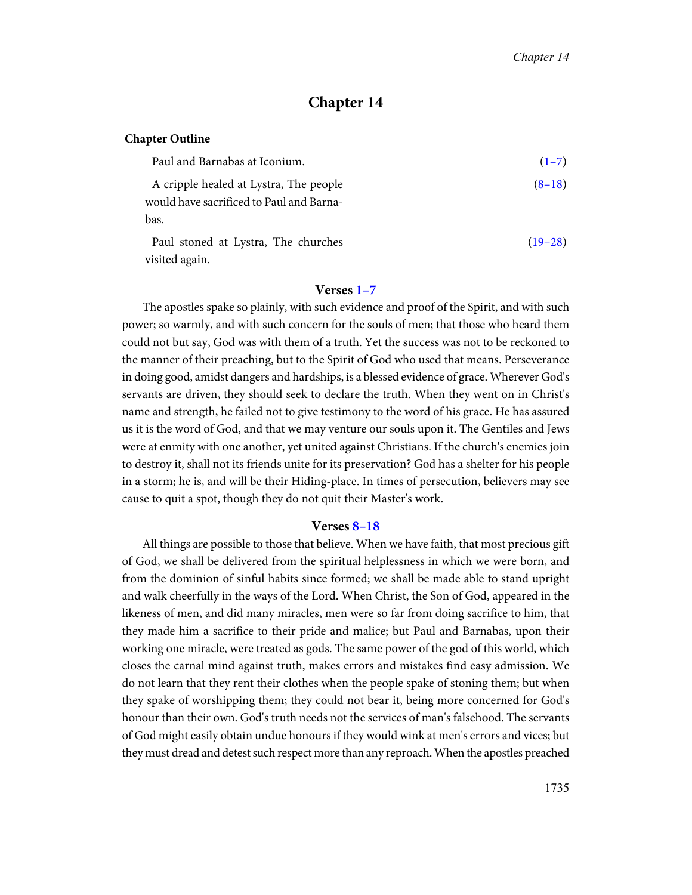# Chapter 14

**Chapter Outline**

| | |
|---|---|
| Paul and Barnabas at Iconium. | (1–7) |
| A cripple healed at Lystra, The people would have sacrificed to Paul and Barnabas. | (8–18) |
| Paul stoned at Lystra, The churches visited again. | (19–28) |

### Verses 1–7

The apostles spake so plainly, with such evidence and proof of the Spirit, and with such power; so warmly, and with such concern for the souls of men; that those who heard them could not but say, God was with them of a truth. Yet the success was not to be reckoned to the manner of their preaching, but to the Spirit of God who used that means. Perseverance in doing good, amidst dangers and hardships, is a blessed evidence of grace. Wherever God's servants are driven, they should seek to declare the truth. When they went on in Christ's name and strength, he failed not to give testimony to the word of his grace. He has assured us it is the word of God, and that we may venture our souls upon it. The Gentiles and Jews were at enmity with one another, yet united against Christians. If the church's enemies join to destroy it, shall not its friends unite for its preservation? God has a shelter for his people in a storm; he is, and will be their Hiding-place. In times of persecution, believers may see cause to quit a spot, though they do not quit their Master's work.

### Verses 8–18

All things are possible to those that believe. When we have faith, that most precious gift of God, we shall be delivered from the spiritual helplessness in which we were born, and from the dominion of sinful habits since formed; we shall be made able to stand upright and walk cheerfully in the ways of the Lord. When Christ, the Son of God, appeared in the likeness of men, and did many miracles, men were so far from doing sacrifice to him, that they made him a sacrifice to their pride and malice; but Paul and Barnabas, upon their working one miracle, were treated as gods. The same power of the god of this world, which closes the carnal mind against truth, makes errors and mistakes find easy admission. We do not learn that they rent their clothes when the people spake of stoning them; but when they spake of worshipping them; they could not bear it, being more concerned for God's honour than their own. God's truth needs not the services of man's falsehood. The servants of God might easily obtain undue honours if they would wink at men's errors and vices; but they must dread and detest such respect more than any reproach. When the apostles preached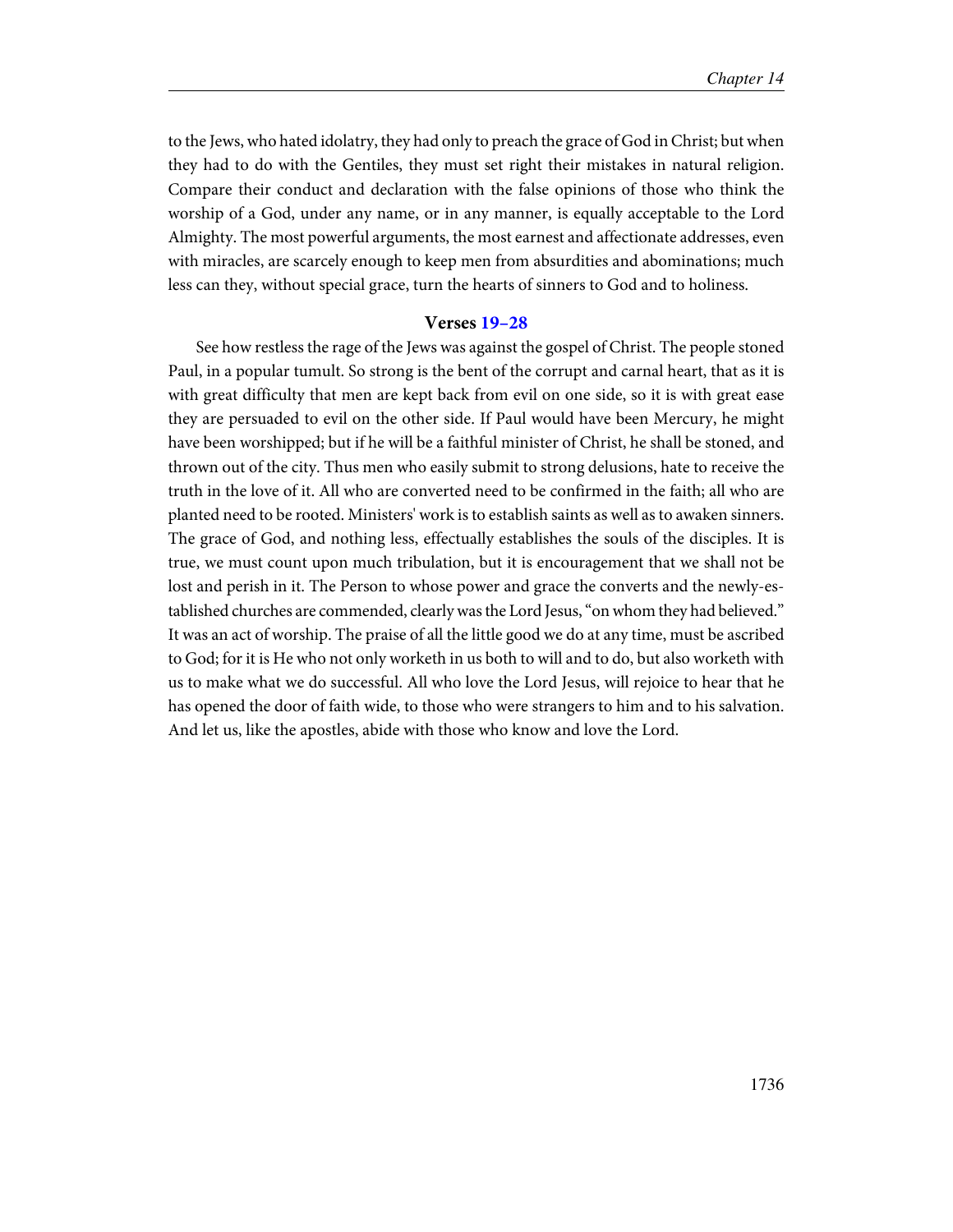to the Jews, who hated idolatry, they had only to preach the grace of God in Christ; but when they had to do with the Gentiles, they must set right their mistakes in natural religion. Compare their conduct and declaration with the false opinions of those who think the worship of a God, under any name, or in any manner, is equally acceptable to the Lord Almighty. The most powerful arguments, the most earnest and affectionate addresses, even with miracles, are scarcely enough to keep men from absurdities and abominations; much less can they, without special grace, turn the hearts of sinners to God and to holiness.

### Verses 19–28

See how restless the rage of the Jews was against the gospel of Christ. The people stoned Paul, in a popular tumult. So strong is the bent of the corrupt and carnal heart, that as it is with great difficulty that men are kept back from evil on one side, so it is with great ease they are persuaded to evil on the other side. If Paul would have been Mercury, he might have been worshipped; but if he will be a faithful minister of Christ, he shall be stoned, and thrown out of the city. Thus men who easily submit to strong delusions, hate to receive the truth in the love of it. All who are converted need to be confirmed in the faith; all who are planted need to be rooted. Ministers' work is to establish saints as well as to awaken sinners. The grace of God, and nothing less, effectually establishes the souls of the disciples. It is true, we must count upon much tribulation, but it is encouragement that we shall not be lost and perish in it. The Person to whose power and grace the converts and the newly-established churches are commended, clearly was the Lord Jesus, "on whom they had believed." It was an act of worship. The praise of all the little good we do at any time, must be ascribed to God; for it is He who not only worketh in us both to will and to do, but also worketh with us to make what we do successful. All who love the Lord Jesus, will rejoice to hear that he has opened the door of faith wide, to those who were strangers to him and to his salvation. And let us, like the apostles, abide with those who know and love the Lord.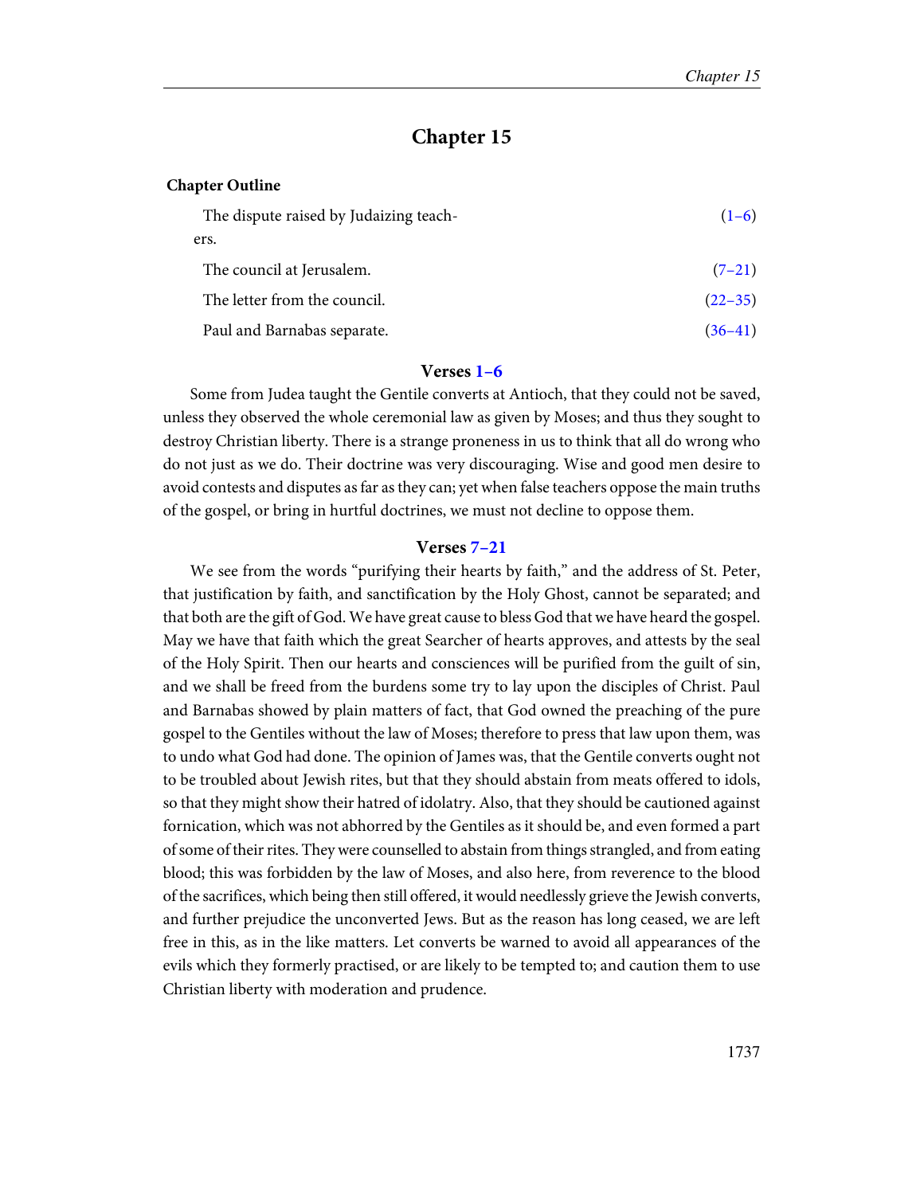## Chapter 15

**Chapter Outline**

| | |
|---|---|
| The dispute raised by Judaizing teachers. | (1–6) |
| The council at Jerusalem. | (7–21) |
| The letter from the council. | (22–35) |
| Paul and Barnabas separate. | (36–41) |

### Verses 1–6

Some from Judea taught the Gentile converts at Antioch, that they could not be saved, unless they observed the whole ceremonial law as given by Moses; and thus they sought to destroy Christian liberty. There is a strange proneness in us to think that all do wrong who do not just as we do. Their doctrine was very discouraging. Wise and good men desire to avoid contests and disputes as far as they can; yet when false teachers oppose the main truths of the gospel, or bring in hurtful doctrines, we must not decline to oppose them.

### Verses 7–21

We see from the words "purifying their hearts by faith," and the address of St. Peter, that justification by faith, and sanctification by the Holy Ghost, cannot be separated; and that both are the gift of God. We have great cause to bless God that we have heard the gospel. May we have that faith which the great Searcher of hearts approves, and attests by the seal of the Holy Spirit. Then our hearts and consciences will be purified from the guilt of sin, and we shall be freed from the burdens some try to lay upon the disciples of Christ. Paul and Barnabas showed by plain matters of fact, that God owned the preaching of the pure gospel to the Gentiles without the law of Moses; therefore to press that law upon them, was to undo what God had done. The opinion of James was, that the Gentile converts ought not to be troubled about Jewish rites, but that they should abstain from meats offered to idols, so that they might show their hatred of idolatry. Also, that they should be cautioned against fornication, which was not abhorred by the Gentiles as it should be, and even formed a part of some of their rites. They were counselled to abstain from things strangled, and from eating blood; this was forbidden by the law of Moses, and also here, from reverence to the blood of the sacrifices, which being then still offered, it would needlessly grieve the Jewish converts, and further prejudice the unconverted Jews. But as the reason has long ceased, we are left free in this, as in the like matters. Let converts be warned to avoid all appearances of the evils which they formerly practised, or are likely to be tempted to; and caution them to use Christian liberty with moderation and prudence.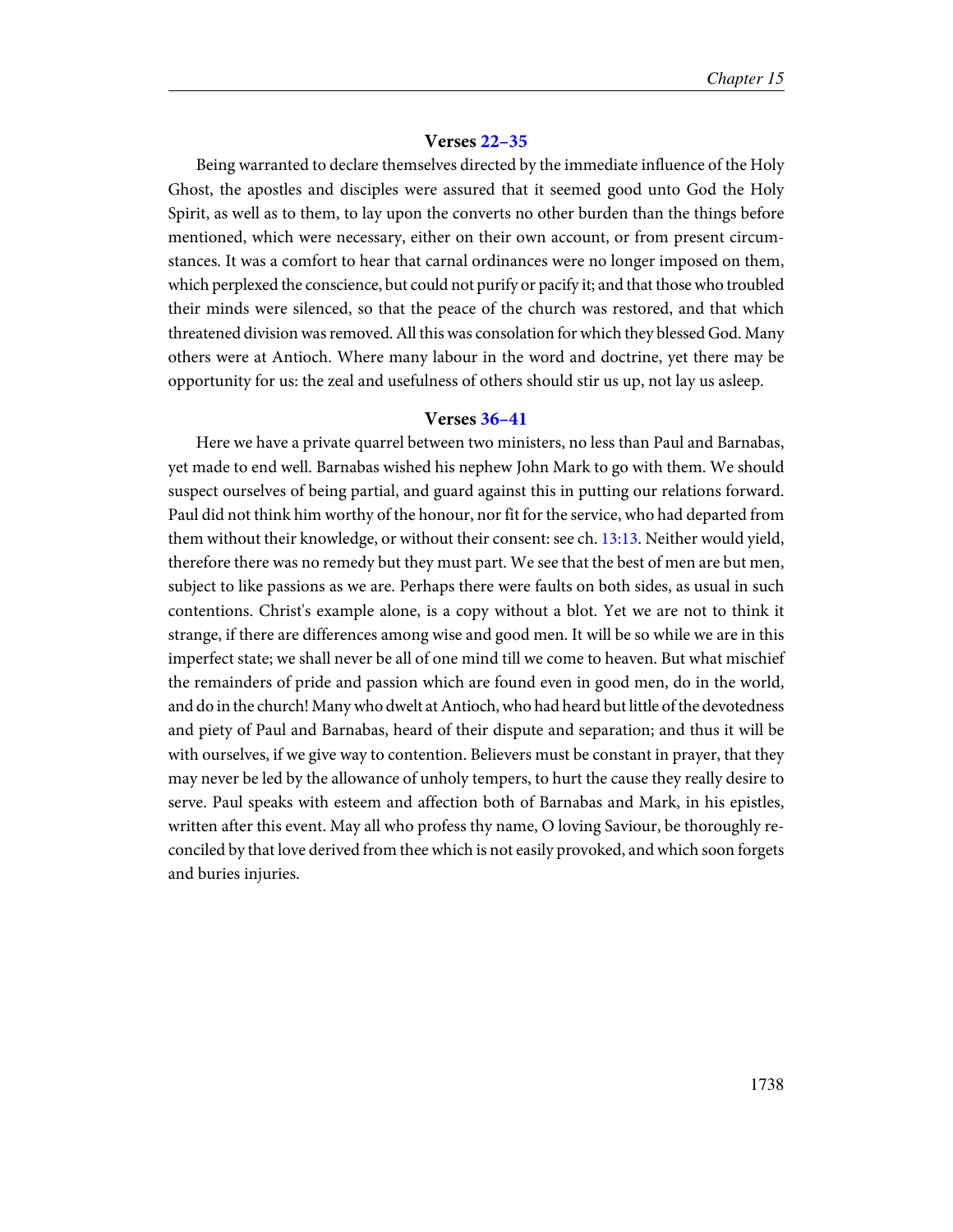### Verses 22–35

Being warranted to declare themselves directed by the immediate influence of the Holy Ghost, the apostles and disciples were assured that it seemed good unto God the Holy Spirit, as well as to them, to lay upon the converts no other burden than the things before mentioned, which were necessary, either on their own account, or from present circumstances. It was a comfort to hear that carnal ordinances were no longer imposed on them, which perplexed the conscience, but could not purify or pacify it; and that those who troubled their minds were silenced, so that the peace of the church was restored, and that which threatened division was removed. All this was consolation for which they blessed God. Many others were at Antioch. Where many labour in the word and doctrine, yet there may be opportunity for us: the zeal and usefulness of others should stir us up, not lay us asleep.

### Verses 36–41

Here we have a private quarrel between two ministers, no less than Paul and Barnabas, yet made to end well. Barnabas wished his nephew John Mark to go with them. We should suspect ourselves of being partial, and guard against this in putting our relations forward. Paul did not think him worthy of the honour, nor fit for the service, who had departed from them without their knowledge, or without their consent: see ch. 13:13. Neither would yield, therefore there was no remedy but they must part. We see that the best of men are but men, subject to like passions as we are. Perhaps there were faults on both sides, as usual in such contentions. Christ's example alone, is a copy without a blot. Yet we are not to think it strange, if there are differences among wise and good men. It will be so while we are in this imperfect state; we shall never be all of one mind till we come to heaven. But what mischief the remainders of pride and passion which are found even in good men, do in the world, and do in the church! Many who dwelt at Antioch, who had heard but little of the devotedness and piety of Paul and Barnabas, heard of their dispute and separation; and thus it will be with ourselves, if we give way to contention. Believers must be constant in prayer, that they may never be led by the allowance of unholy tempers, to hurt the cause they really desire to serve. Paul speaks with esteem and affection both of Barnabas and Mark, in his epistles, written after this event. May all who profess thy name, O loving Saviour, be thoroughly reconciled by that love derived from thee which is not easily provoked, and which soon forgets and buries injuries.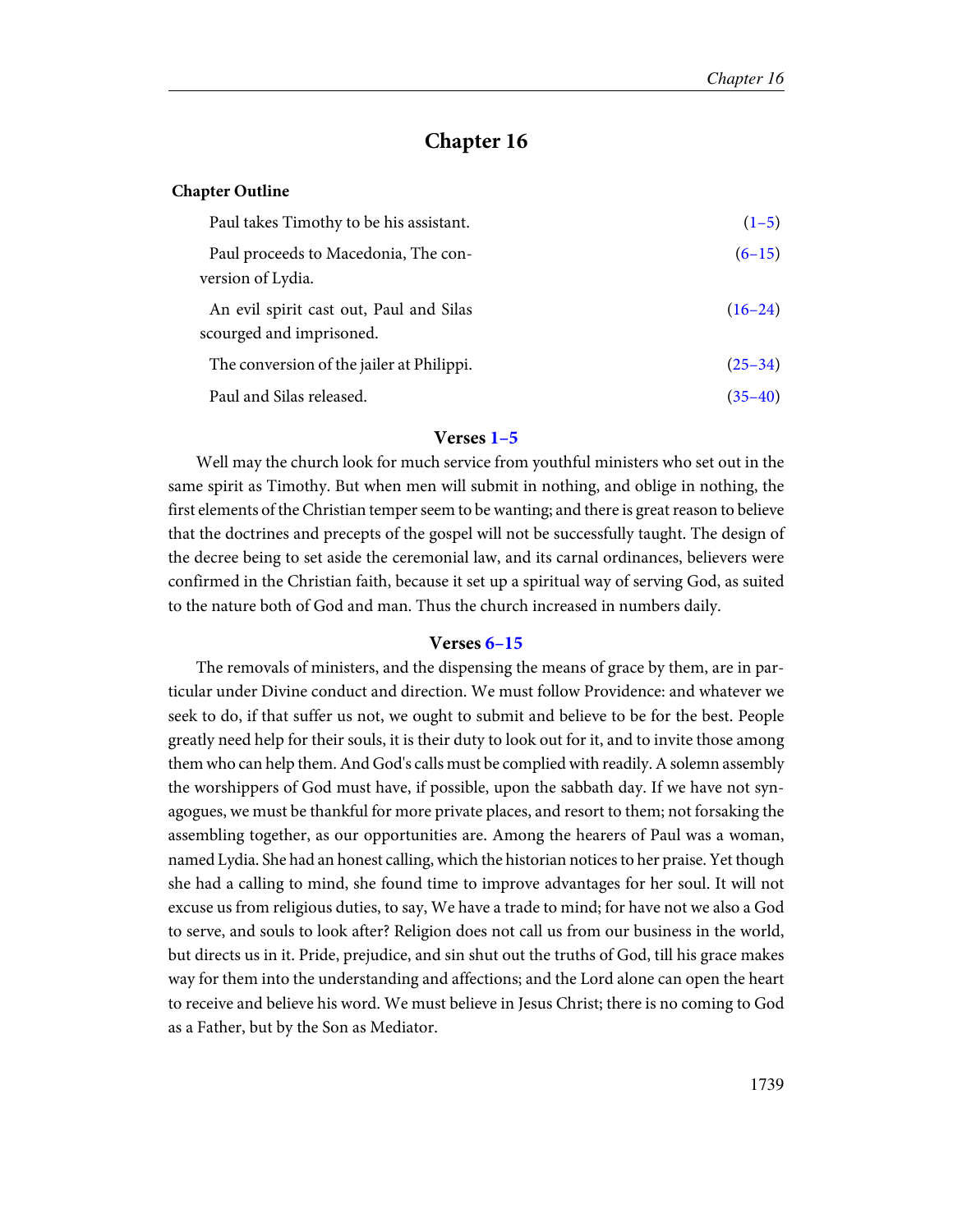# Chapter 16

**Chapter Outline**

| | |
|---|---|
| Paul takes Timothy to be his assistant. | (1–5) |
| Paul proceeds to Macedonia, The conversion of Lydia. | (6–15) |
| An evil spirit cast out, Paul and Silas scourged and imprisoned. | (16–24) |
| The conversion of the jailer at Philippi. | (25–34) |
| Paul and Silas released. | (35–40) |

### Verses 1–5

Well may the church look for much service from youthful ministers who set out in the same spirit as Timothy. But when men will submit in nothing, and oblige in nothing, the first elements of the Christian temper seem to be wanting; and there is great reason to believe that the doctrines and precepts of the gospel will not be successfully taught. The design of the decree being to set aside the ceremonial law, and its carnal ordinances, believers were confirmed in the Christian faith, because it set up a spiritual way of serving God, as suited to the nature both of God and man. Thus the church increased in numbers daily.

### Verses 6–15

The removals of ministers, and the dispensing the means of grace by them, are in particular under Divine conduct and direction. We must follow Providence: and whatever we seek to do, if that suffer us not, we ought to submit and believe to be for the best. People greatly need help for their souls, it is their duty to look out for it, and to invite those among them who can help them. And God's calls must be complied with readily. A solemn assembly the worshippers of God must have, if possible, upon the sabbath day. If we have not synagogues, we must be thankful for more private places, and resort to them; not forsaking the assembling together, as our opportunities are. Among the hearers of Paul was a woman, named Lydia. She had an honest calling, which the historian notices to her praise. Yet though she had a calling to mind, she found time to improve advantages for her soul. It will not excuse us from religious duties, to say, We have a trade to mind; for have not we also a God to serve, and souls to look after? Religion does not call us from our business in the world, but directs us in it. Pride, prejudice, and sin shut out the truths of God, till his grace makes way for them into the understanding and affections; and the Lord alone can open the heart to receive and believe his word. We must believe in Jesus Christ; there is no coming to God as a Father, but by the Son as Mediator.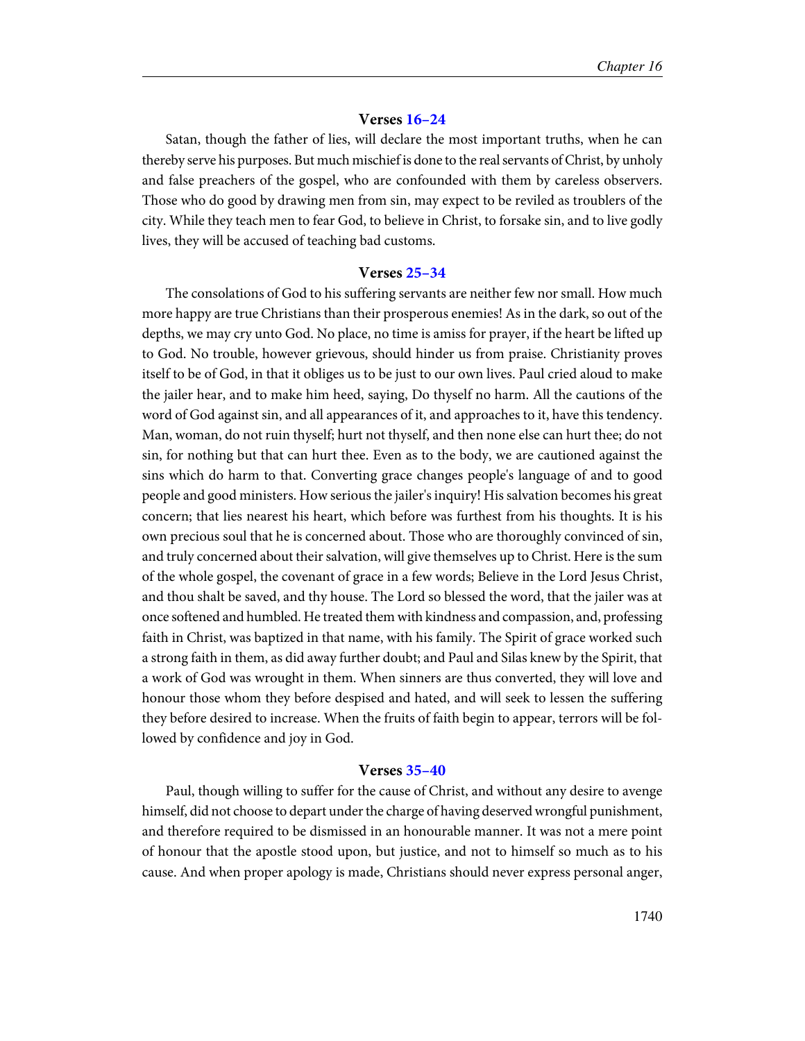### Verses 16–24

Satan, though the father of lies, will declare the most important truths, when he can thereby serve his purposes. But much mischief is done to the real servants of Christ, by unholy and false preachers of the gospel, who are confounded with them by careless observers. Those who do good by drawing men from sin, may expect to be reviled as troublers of the city. While they teach men to fear God, to believe in Christ, to forsake sin, and to live godly lives, they will be accused of teaching bad customs.

### Verses 25–34

The consolations of God to his suffering servants are neither few nor small. How much more happy are true Christians than their prosperous enemies! As in the dark, so out of the depths, we may cry unto God. No place, no time is amiss for prayer, if the heart be lifted up to God. No trouble, however grievous, should hinder us from praise. Christianity proves itself to be of God, in that it obliges us to be just to our own lives. Paul cried aloud to make the jailer hear, and to make him heed, saying, Do thyself no harm. All the cautions of the word of God against sin, and all appearances of it, and approaches to it, have this tendency. Man, woman, do not ruin thyself; hurt not thyself, and then none else can hurt thee; do not sin, for nothing but that can hurt thee. Even as to the body, we are cautioned against the sins which do harm to that. Converting grace changes people's language of and to good people and good ministers. How serious the jailer's inquiry! His salvation becomes his great concern; that lies nearest his heart, which before was furthest from his thoughts. It is his own precious soul that he is concerned about. Those who are thoroughly convinced of sin, and truly concerned about their salvation, will give themselves up to Christ. Here is the sum of the whole gospel, the covenant of grace in a few words; Believe in the Lord Jesus Christ, and thou shalt be saved, and thy house. The Lord so blessed the word, that the jailer was at once softened and humbled. He treated them with kindness and compassion, and, professing faith in Christ, was baptized in that name, with his family. The Spirit of grace worked such a strong faith in them, as did away further doubt; and Paul and Silas knew by the Spirit, that a work of God was wrought in them. When sinners are thus converted, they will love and honour those whom they before despised and hated, and will seek to lessen the suffering they before desired to increase. When the fruits of faith begin to appear, terrors will be followed by confidence and joy in God.

### Verses 35–40

Paul, though willing to suffer for the cause of Christ, and without any desire to avenge himself, did not choose to depart under the charge of having deserved wrongful punishment, and therefore required to be dismissed in an honourable manner. It was not a mere point of honour that the apostle stood upon, but justice, and not to himself so much as to his cause. And when proper apology is made, Christians should never express personal anger,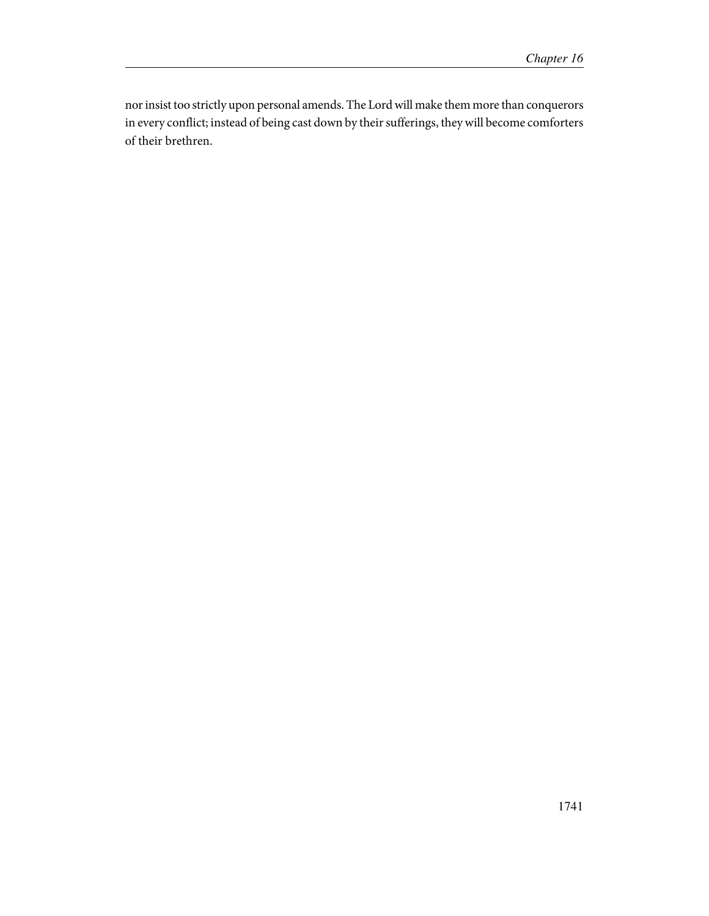nor insist too strictly upon personal amends. The Lord will make them more than conquerors in every conflict; instead of being cast down by their sufferings, they will become comforters of their brethren.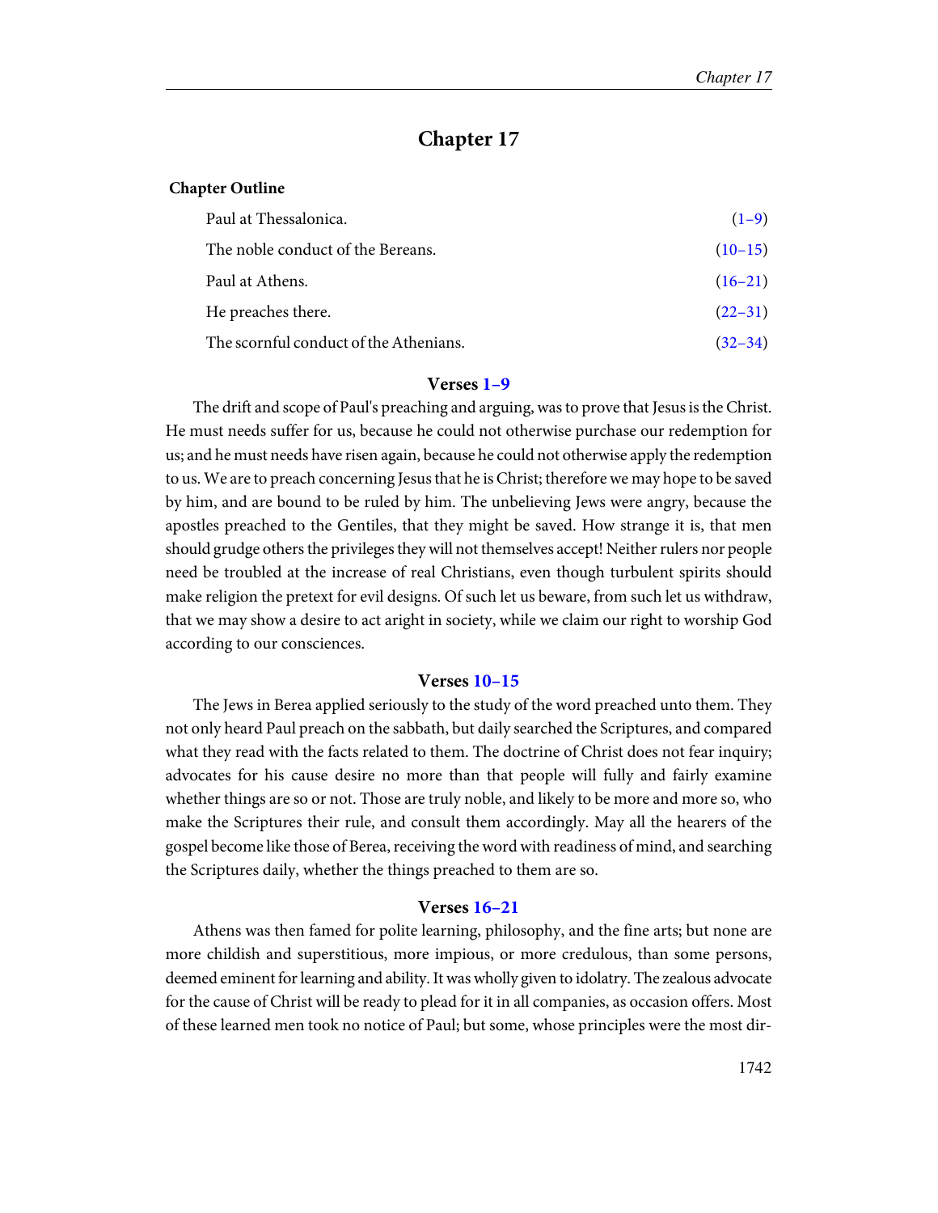# Chapter 17

**Chapter Outline**

| | |
|---|---|
| Paul at Thessalonica. | (1–9) |
| The noble conduct of the Bereans. | (10–15) |
| Paul at Athens. | (16–21) |
| He preaches there. | (22–31) |
| The scornful conduct of the Athenians. | (32–34) |

### Verses 1–9

The drift and scope of Paul's preaching and arguing, was to prove that Jesus is the Christ. He must needs suffer for us, because he could not otherwise purchase our redemption for us; and he must needs have risen again, because he could not otherwise apply the redemption to us. We are to preach concerning Jesus that he is Christ; therefore we may hope to be saved by him, and are bound to be ruled by him. The unbelieving Jews were angry, because the apostles preached to the Gentiles, that they might be saved. How strange it is, that men should grudge others the privileges they will not themselves accept! Neither rulers nor people need be troubled at the increase of real Christians, even though turbulent spirits should make religion the pretext for evil designs. Of such let us beware, from such let us withdraw, that we may show a desire to act aright in society, while we claim our right to worship God according to our consciences.

### Verses 10–15

The Jews in Berea applied seriously to the study of the word preached unto them. They not only heard Paul preach on the sabbath, but daily searched the Scriptures, and compared what they read with the facts related to them. The doctrine of Christ does not fear inquiry; advocates for his cause desire no more than that people will fully and fairly examine whether things are so or not. Those are truly noble, and likely to be more and more so, who make the Scriptures their rule, and consult them accordingly. May all the hearers of the gospel become like those of Berea, receiving the word with readiness of mind, and searching the Scriptures daily, whether the things preached to them are so.

### Verses 16–21

Athens was then famed for polite learning, philosophy, and the fine arts; but none are more childish and superstitious, more impious, or more credulous, than some persons, deemed eminent for learning and ability. It was wholly given to idolatry. The zealous advocate for the cause of Christ will be ready to plead for it in all companies, as occasion offers. Most of these learned men took no notice of Paul; but some, whose principles were the most dir-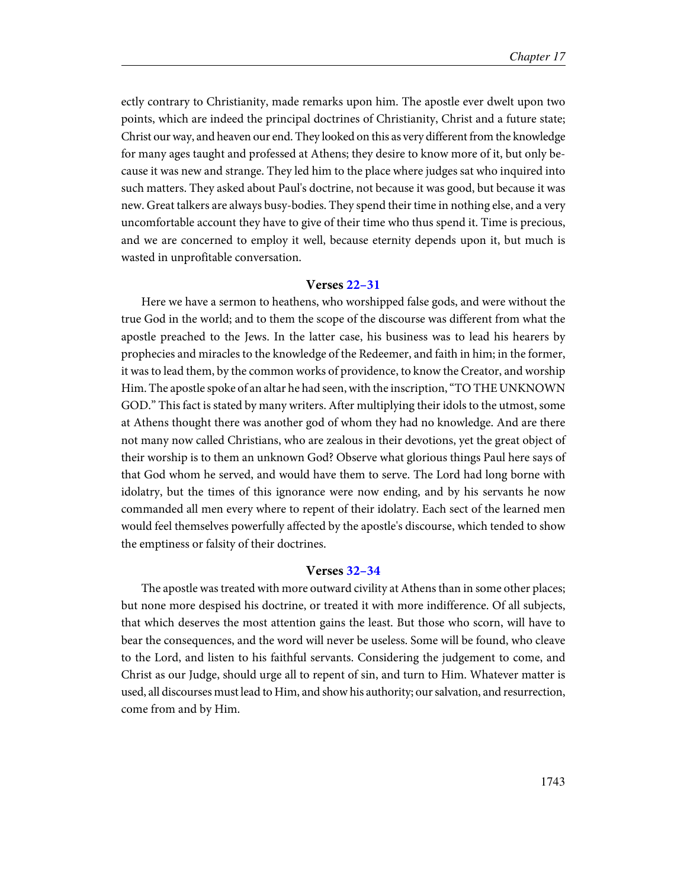ectly contrary to Christianity, made remarks upon him. The apostle ever dwelt upon two points, which are indeed the principal doctrines of Christianity, Christ and a future state; Christ our way, and heaven our end. They looked on this as very different from the knowledge for many ages taught and professed at Athens; they desire to know more of it, but only because it was new and strange. They led him to the place where judges sat who inquired into such matters. They asked about Paul's doctrine, not because it was good, but because it was new. Great talkers are always busy-bodies. They spend their time in nothing else, and a very uncomfortable account they have to give of their time who thus spend it. Time is precious, and we are concerned to employ it well, because eternity depends upon it, but much is wasted in unprofitable conversation.

### Verses 22–31

Here we have a sermon to heathens, who worshipped false gods, and were without the true God in the world; and to them the scope of the discourse was different from what the apostle preached to the Jews. In the latter case, his business was to lead his hearers by prophecies and miracles to the knowledge of the Redeemer, and faith in him; in the former, it was to lead them, by the common works of providence, to know the Creator, and worship Him. The apostle spoke of an altar he had seen, with the inscription, "TO THE UNKNOWN GOD." This fact is stated by many writers. After multiplying their idols to the utmost, some at Athens thought there was another god of whom they had no knowledge. And are there not many now called Christians, who are zealous in their devotions, yet the great object of their worship is to them an unknown God? Observe what glorious things Paul here says of that God whom he served, and would have them to serve. The Lord had long borne with idolatry, but the times of this ignorance were now ending, and by his servants he now commanded all men every where to repent of their idolatry. Each sect of the learned men would feel themselves powerfully affected by the apostle's discourse, which tended to show the emptiness or falsity of their doctrines.

### Verses 32–34

The apostle was treated with more outward civility at Athens than in some other places; but none more despised his doctrine, or treated it with more indifference. Of all subjects, that which deserves the most attention gains the least. But those who scorn, will have to bear the consequences, and the word will never be useless. Some will be found, who cleave to the Lord, and listen to his faithful servants. Considering the judgement to come, and Christ as our Judge, should urge all to repent of sin, and turn to Him. Whatever matter is used, all discourses must lead to Him, and show his authority; our salvation, and resurrection, come from and by Him.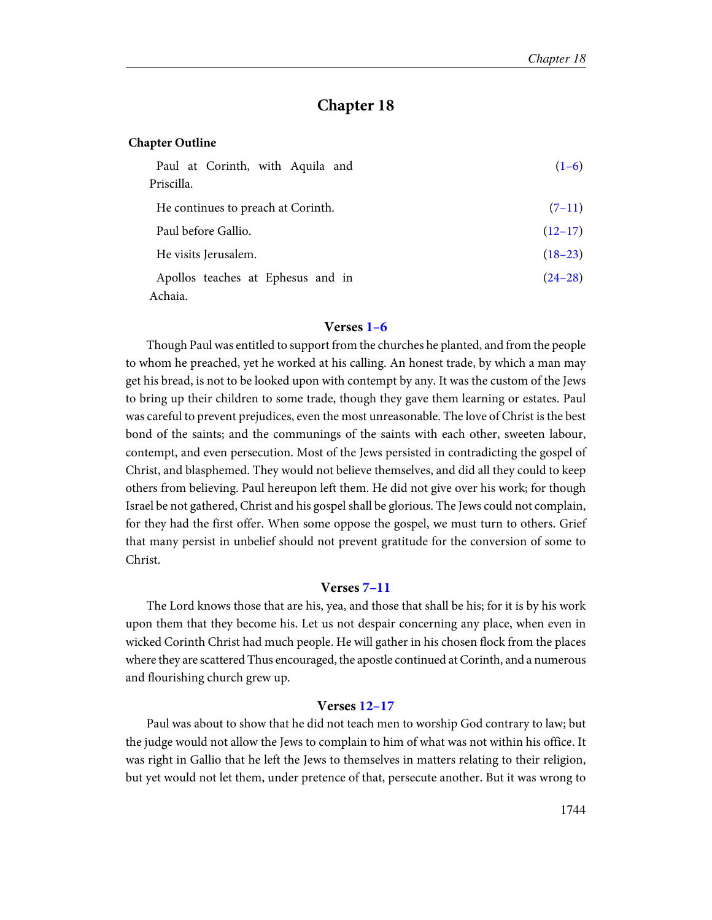# Chapter 18

**Chapter Outline**

| | |
|---|---|
| Paul at Corinth, with Aquila and Priscilla. | (1–6) |
| He continues to preach at Corinth. | (7–11) |
| Paul before Gallio. | (12–17) |
| He visits Jerusalem. | (18–23) |
| Apollos teaches at Ephesus and in Achaia. | (24–28) |

### Verses 1–6

Though Paul was entitled to support from the churches he planted, and from the people to whom he preached, yet he worked at his calling. An honest trade, by which a man may get his bread, is not to be looked upon with contempt by any. It was the custom of the Jews to bring up their children to some trade, though they gave them learning or estates. Paul was careful to prevent prejudices, even the most unreasonable. The love of Christ is the best bond of the saints; and the communings of the saints with each other, sweeten labour, contempt, and even persecution. Most of the Jews persisted in contradicting the gospel of Christ, and blasphemed. They would not believe themselves, and did all they could to keep others from believing. Paul hereupon left them. He did not give over his work; for though Israel be not gathered, Christ and his gospel shall be glorious. The Jews could not complain, for they had the first offer. When some oppose the gospel, we must turn to others. Grief that many persist in unbelief should not prevent gratitude for the conversion of some to Christ.

### Verses 7–11

The Lord knows those that are his, yea, and those that shall be his; for it is by his work upon them that they become his. Let us not despair concerning any place, when even in wicked Corinth Christ had much people. He will gather in his chosen flock from the places where they are scattered Thus encouraged, the apostle continued at Corinth, and a numerous and flourishing church grew up.

### Verses 12–17

Paul was about to show that he did not teach men to worship God contrary to law; but the judge would not allow the Jews to complain to him of what was not within his office. It was right in Gallio that he left the Jews to themselves in matters relating to their religion, but yet would not let them, under pretence of that, persecute another. But it was wrong to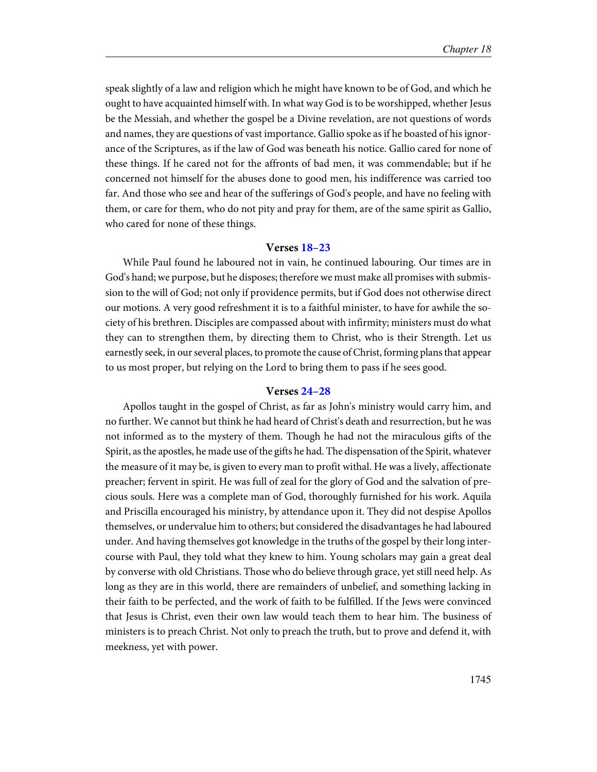speak slightly of a law and religion which he might have known to be of God, and which he ought to have acquainted himself with. In what way God is to be worshipped, whether Jesus be the Messiah, and whether the gospel be a Divine revelation, are not questions of words and names, they are questions of vast importance. Gallio spoke as if he boasted of his ignorance of the Scriptures, as if the law of God was beneath his notice. Gallio cared for none of these things. If he cared not for the affronts of bad men, it was commendable; but if he concerned not himself for the abuses done to good men, his indifference was carried too far. And those who see and hear of the sufferings of God's people, and have no feeling with them, or care for them, who do not pity and pray for them, are of the same spirit as Gallio, who cared for none of these things.

### Verses 18–23

While Paul found he laboured not in vain, he continued labouring. Our times are in God's hand; we purpose, but he disposes; therefore we must make all promises with submission to the will of God; not only if providence permits, but if God does not otherwise direct our motions. A very good refreshment it is to a faithful minister, to have for awhile the society of his brethren. Disciples are compassed about with infirmity; ministers must do what they can to strengthen them, by directing them to Christ, who is their Strength. Let us earnestly seek, in our several places, to promote the cause of Christ, forming plans that appear to us most proper, but relying on the Lord to bring them to pass if he sees good.

### Verses 24–28

Apollos taught in the gospel of Christ, as far as John's ministry would carry him, and no further. We cannot but think he had heard of Christ's death and resurrection, but he was not informed as to the mystery of them. Though he had not the miraculous gifts of the Spirit, as the apostles, he made use of the gifts he had. The dispensation of the Spirit, whatever the measure of it may be, is given to every man to profit withal. He was a lively, affectionate preacher; fervent in spirit. He was full of zeal for the glory of God and the salvation of precious souls. Here was a complete man of God, thoroughly furnished for his work. Aquila and Priscilla encouraged his ministry, by attendance upon it. They did not despise Apollos themselves, or undervalue him to others; but considered the disadvantages he had laboured under. And having themselves got knowledge in the truths of the gospel by their long intercourse with Paul, they told what they knew to him. Young scholars may gain a great deal by converse with old Christians. Those who do believe through grace, yet still need help. As long as they are in this world, there are remainders of unbelief, and something lacking in their faith to be perfected, and the work of faith to be fulfilled. If the Jews were convinced that Jesus is Christ, even their own law would teach them to hear him. The business of ministers is to preach Christ. Not only to preach the truth, but to prove and defend it, with meekness, yet with power.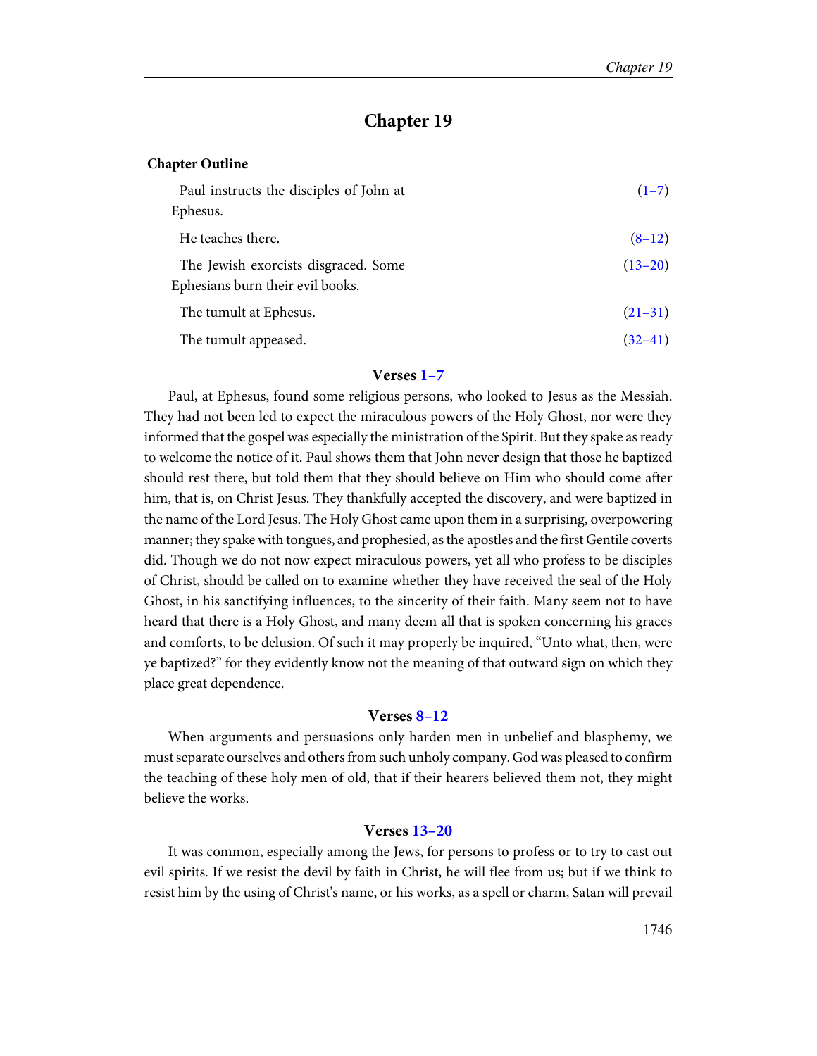# Chapter 19

**Chapter Outline**

| | |
|---|---|
| Paul instructs the disciples of John at Ephesus. | (1–7) |
| He teaches there. | (8–12) |
| The Jewish exorcists disgraced. Some Ephesians burn their evil books. | (13–20) |
| The tumult at Ephesus. | (21–31) |
| The tumult appeased. | (32–41) |

### Verses 1–7

Paul, at Ephesus, found some religious persons, who looked to Jesus as the Messiah. They had not been led to expect the miraculous powers of the Holy Ghost, nor were they informed that the gospel was especially the ministration of the Spirit. But they spake as ready to welcome the notice of it. Paul shows them that John never design that those he baptized should rest there, but told them that they should believe on Him who should come after him, that is, on Christ Jesus. They thankfully accepted the discovery, and were baptized in the name of the Lord Jesus. The Holy Ghost came upon them in a surprising, overpowering manner; they spake with tongues, and prophesied, as the apostles and the first Gentile coverts did. Though we do not now expect miraculous powers, yet all who profess to be disciples of Christ, should be called on to examine whether they have received the seal of the Holy Ghost, in his sanctifying influences, to the sincerity of their faith. Many seem not to have heard that there is a Holy Ghost, and many deem all that is spoken concerning his graces and comforts, to be delusion. Of such it may properly be inquired, "Unto what, then, were ye baptized?" for they evidently know not the meaning of that outward sign on which they place great dependence.

### Verses 8–12

When arguments and persuasions only harden men in unbelief and blasphemy, we must separate ourselves and others from such unholy company. God was pleased to confirm the teaching of these holy men of old, that if their hearers believed them not, they might believe the works.

### Verses 13–20

It was common, especially among the Jews, for persons to profess or to try to cast out evil spirits. If we resist the devil by faith in Christ, he will flee from us; but if we think to resist him by the using of Christ's name, or his works, as a spell or charm, Satan will prevail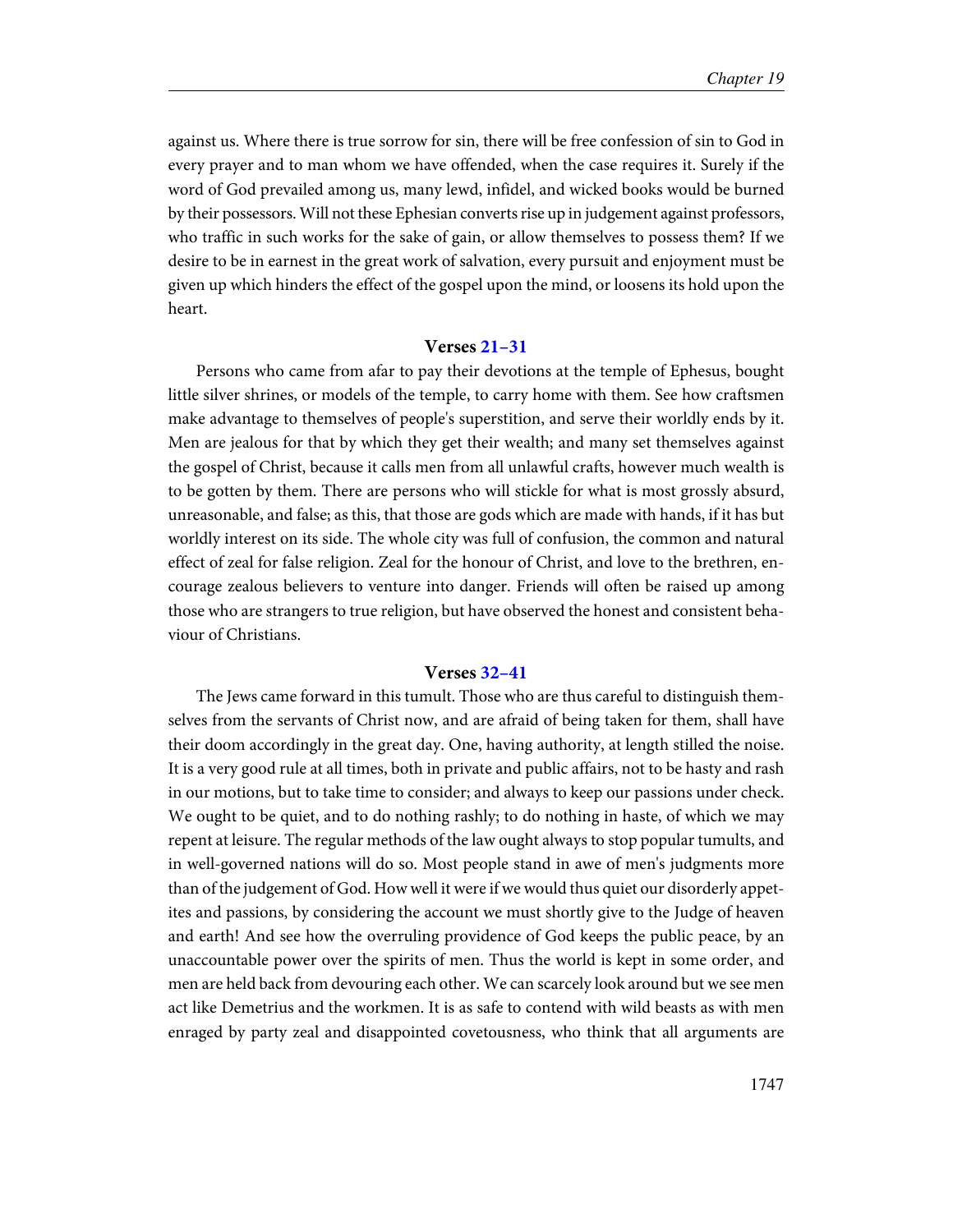against us. Where there is true sorrow for sin, there will be free confession of sin to God in every prayer and to man whom we have offended, when the case requires it. Surely if the word of God prevailed among us, many lewd, infidel, and wicked books would be burned by their possessors. Will not these Ephesian converts rise up in judgement against professors, who traffic in such works for the sake of gain, or allow themselves to possess them? If we desire to be in earnest in the great work of salvation, every pursuit and enjoyment must be given up which hinders the effect of the gospel upon the mind, or loosens its hold upon the heart.

### Verses 21–31

Persons who came from afar to pay their devotions at the temple of Ephesus, bought little silver shrines, or models of the temple, to carry home with them. See how craftsmen make advantage to themselves of people's superstition, and serve their worldly ends by it. Men are jealous for that by which they get their wealth; and many set themselves against the gospel of Christ, because it calls men from all unlawful crafts, however much wealth is to be gotten by them. There are persons who will stickle for what is most grossly absurd, unreasonable, and false; as this, that those are gods which are made with hands, if it has but worldly interest on its side. The whole city was full of confusion, the common and natural effect of zeal for false religion. Zeal for the honour of Christ, and love to the brethren, encourage zealous believers to venture into danger. Friends will often be raised up among those who are strangers to true religion, but have observed the honest and consistent behaviour of Christians.

### Verses 32–41

The Jews came forward in this tumult. Those who are thus careful to distinguish themselves from the servants of Christ now, and are afraid of being taken for them, shall have their doom accordingly in the great day. One, having authority, at length stilled the noise. It is a very good rule at all times, both in private and public affairs, not to be hasty and rash in our motions, but to take time to consider; and always to keep our passions under check. We ought to be quiet, and to do nothing rashly; to do nothing in haste, of which we may repent at leisure. The regular methods of the law ought always to stop popular tumults, and in well-governed nations will do so. Most people stand in awe of men's judgments more than of the judgement of God. How well it were if we would thus quiet our disorderly appetites and passions, by considering the account we must shortly give to the Judge of heaven and earth! And see how the overruling providence of God keeps the public peace, by an unaccountable power over the spirits of men. Thus the world is kept in some order, and men are held back from devouring each other. We can scarcely look around but we see men act like Demetrius and the workmen. It is as safe to contend with wild beasts as with men enraged by party zeal and disappointed covetousness, who think that all arguments are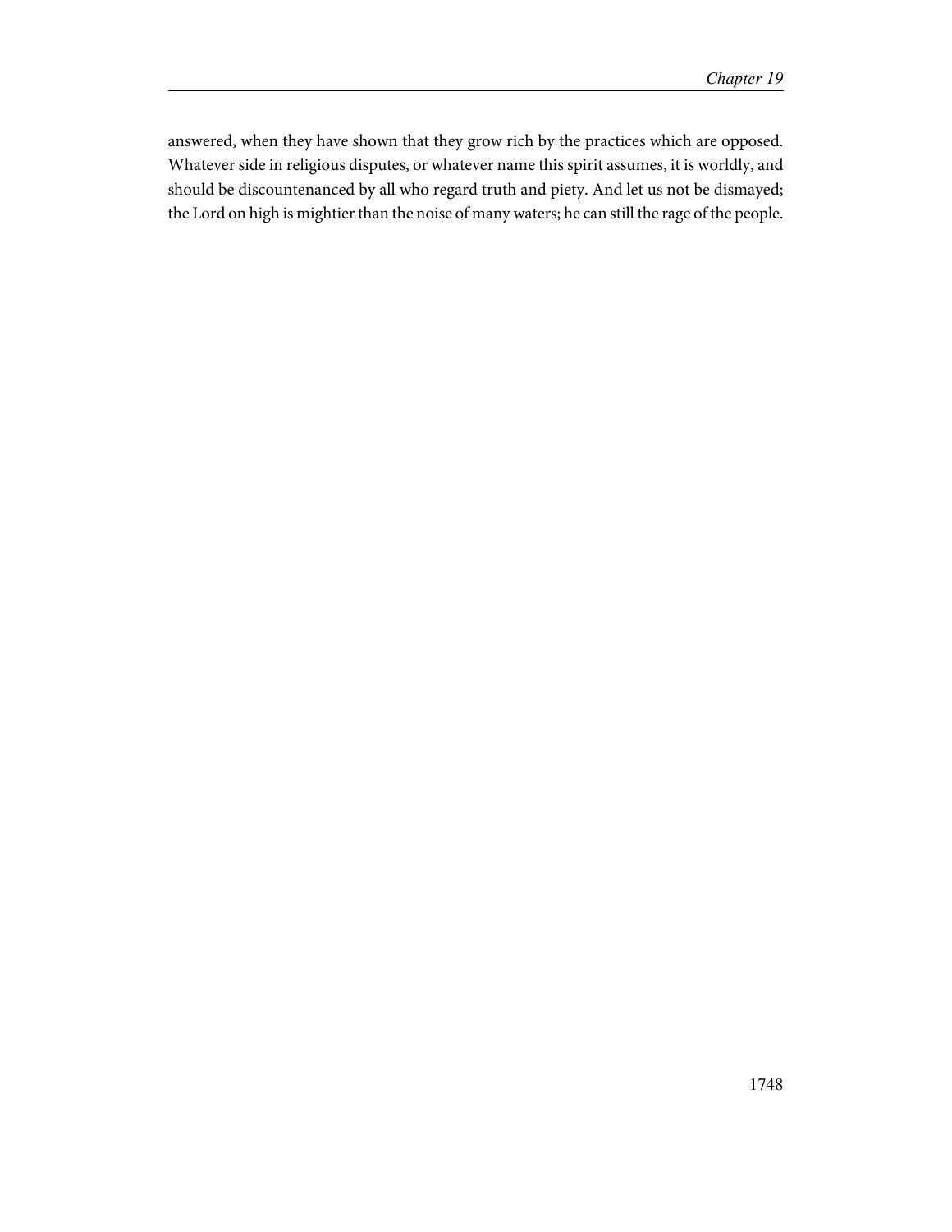answered, when they have shown that they grow rich by the practices which are opposed. Whatever side in religious disputes, or whatever name this spirit assumes, it is worldly, and should be discountenanced by all who regard truth and piety. And let us not be dismayed; the Lord on high is mightier than the noise of many waters; he can still the rage of the people.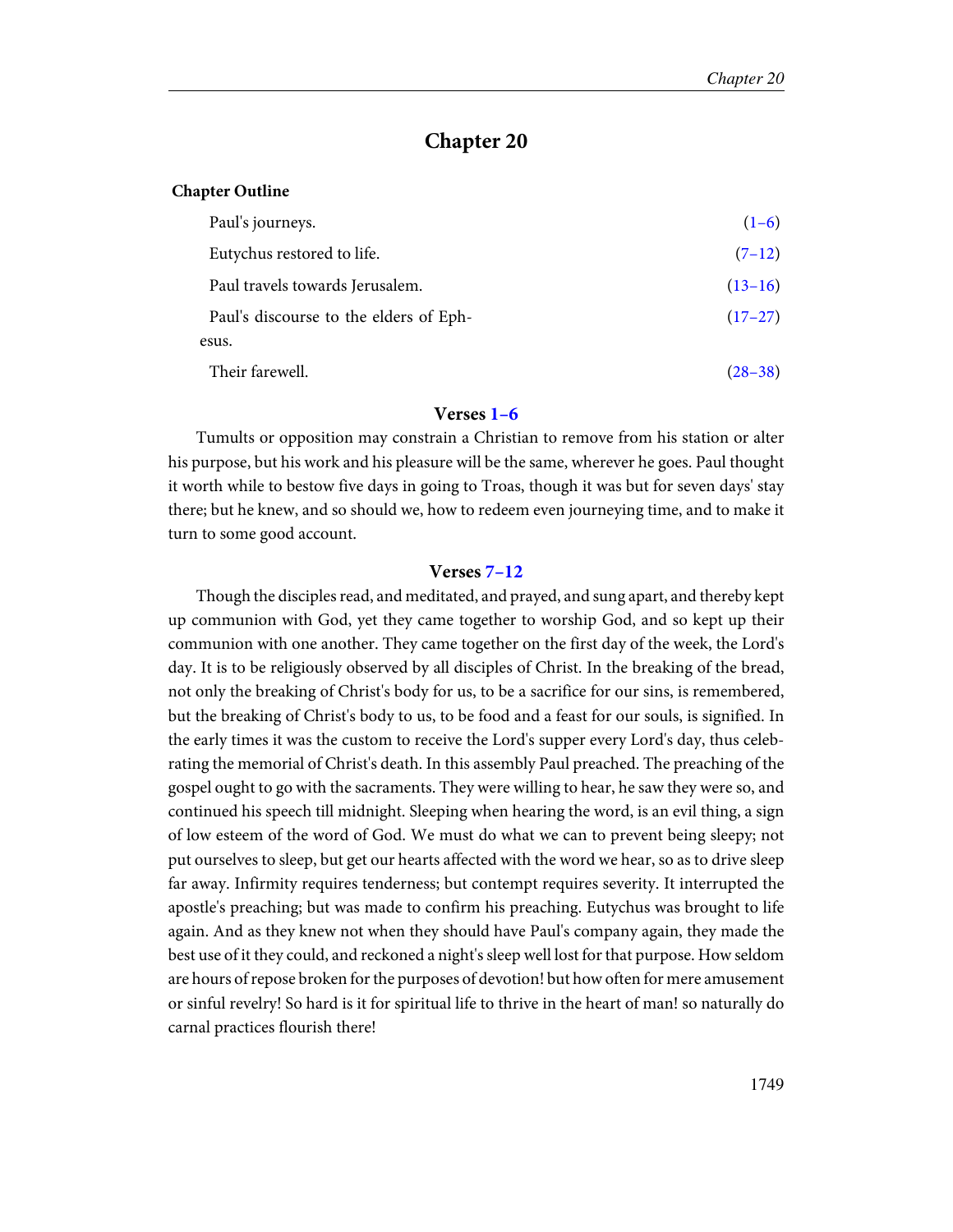## Chapter 20

**Chapter Outline**

| | |
|---|---|
| Paul's journeys. | (1–6) |
| Eutychus restored to life. | (7–12) |
| Paul travels towards Jerusalem. | (13–16) |
| Paul's discourse to the elders of Ephesus. | (17–27) |
| Their farewell. | (28–38) |

### Verses 1–6

Tumults or opposition may constrain a Christian to remove from his station or alter his purpose, but his work and his pleasure will be the same, wherever he goes. Paul thought it worth while to bestow five days in going to Troas, though it was but for seven days' stay there; but he knew, and so should we, how to redeem even journeying time, and to make it turn to some good account.

### Verses 7–12

Though the disciples read, and meditated, and prayed, and sung apart, and thereby kept up communion with God, yet they came together to worship God, and so kept up their communion with one another. They came together on the first day of the week, the Lord's day. It is to be religiously observed by all disciples of Christ. In the breaking of the bread, not only the breaking of Christ's body for us, to be a sacrifice for our sins, is remembered, but the breaking of Christ's body to us, to be food and a feast for our souls, is signified. In the early times it was the custom to receive the Lord's supper every Lord's day, thus celebrating the memorial of Christ's death. In this assembly Paul preached. The preaching of the gospel ought to go with the sacraments. They were willing to hear, he saw they were so, and continued his speech till midnight. Sleeping when hearing the word, is an evil thing, a sign of low esteem of the word of God. We must do what we can to prevent being sleepy; not put ourselves to sleep, but get our hearts affected with the word we hear, so as to drive sleep far away. Infirmity requires tenderness; but contempt requires severity. It interrupted the apostle's preaching; but was made to confirm his preaching. Eutychus was brought to life again. And as they knew not when they should have Paul's company again, they made the best use of it they could, and reckoned a night's sleep well lost for that purpose. How seldom are hours of repose broken for the purposes of devotion! but how often for mere amusement or sinful revelry! So hard is it for spiritual life to thrive in the heart of man! so naturally do carnal practices flourish there!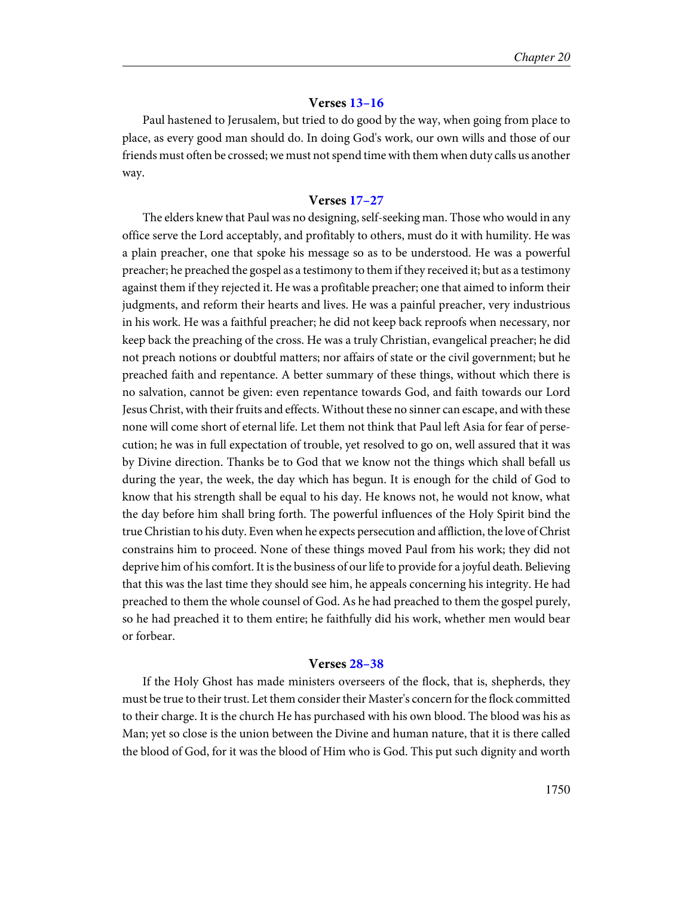### Verses 13–16

Paul hastened to Jerusalem, but tried to do good by the way, when going from place to place, as every good man should do. In doing God's work, our own wills and those of our friends must often be crossed; we must not spend time with them when duty calls us another way.

### Verses 17–27

The elders knew that Paul was no designing, self-seeking man. Those who would in any office serve the Lord acceptably, and profitably to others, must do it with humility. He was a plain preacher, one that spoke his message so as to be understood. He was a powerful preacher; he preached the gospel as a testimony to them if they received it; but as a testimony against them if they rejected it. He was a profitable preacher; one that aimed to inform their judgments, and reform their hearts and lives. He was a painful preacher, very industrious in his work. He was a faithful preacher; he did not keep back reproofs when necessary, nor keep back the preaching of the cross. He was a truly Christian, evangelical preacher; he did not preach notions or doubtful matters; nor affairs of state or the civil government; but he preached faith and repentance. A better summary of these things, without which there is no salvation, cannot be given: even repentance towards God, and faith towards our Lord Jesus Christ, with their fruits and effects. Without these no sinner can escape, and with these none will come short of eternal life. Let them not think that Paul left Asia for fear of persecution; he was in full expectation of trouble, yet resolved to go on, well assured that it was by Divine direction. Thanks be to God that we know not the things which shall befall us during the year, the week, the day which has begun. It is enough for the child of God to know that his strength shall be equal to his day. He knows not, he would not know, what the day before him shall bring forth. The powerful influences of the Holy Spirit bind the true Christian to his duty. Even when he expects persecution and affliction, the love of Christ constrains him to proceed. None of these things moved Paul from his work; they did not deprive him of his comfort. It is the business of our life to provide for a joyful death. Believing that this was the last time they should see him, he appeals concerning his integrity. He had preached to them the whole counsel of God. As he had preached to them the gospel purely, so he had preached it to them entire; he faithfully did his work, whether men would bear or forbear.

### Verses 28–38

If the Holy Ghost has made ministers overseers of the flock, that is, shepherds, they must be true to their trust. Let them consider their Master's concern for the flock committed to their charge. It is the church He has purchased with his own blood. The blood was his as Man; yet so close is the union between the Divine and human nature, that it is there called the blood of God, for it was the blood of Him who is God. This put such dignity and worth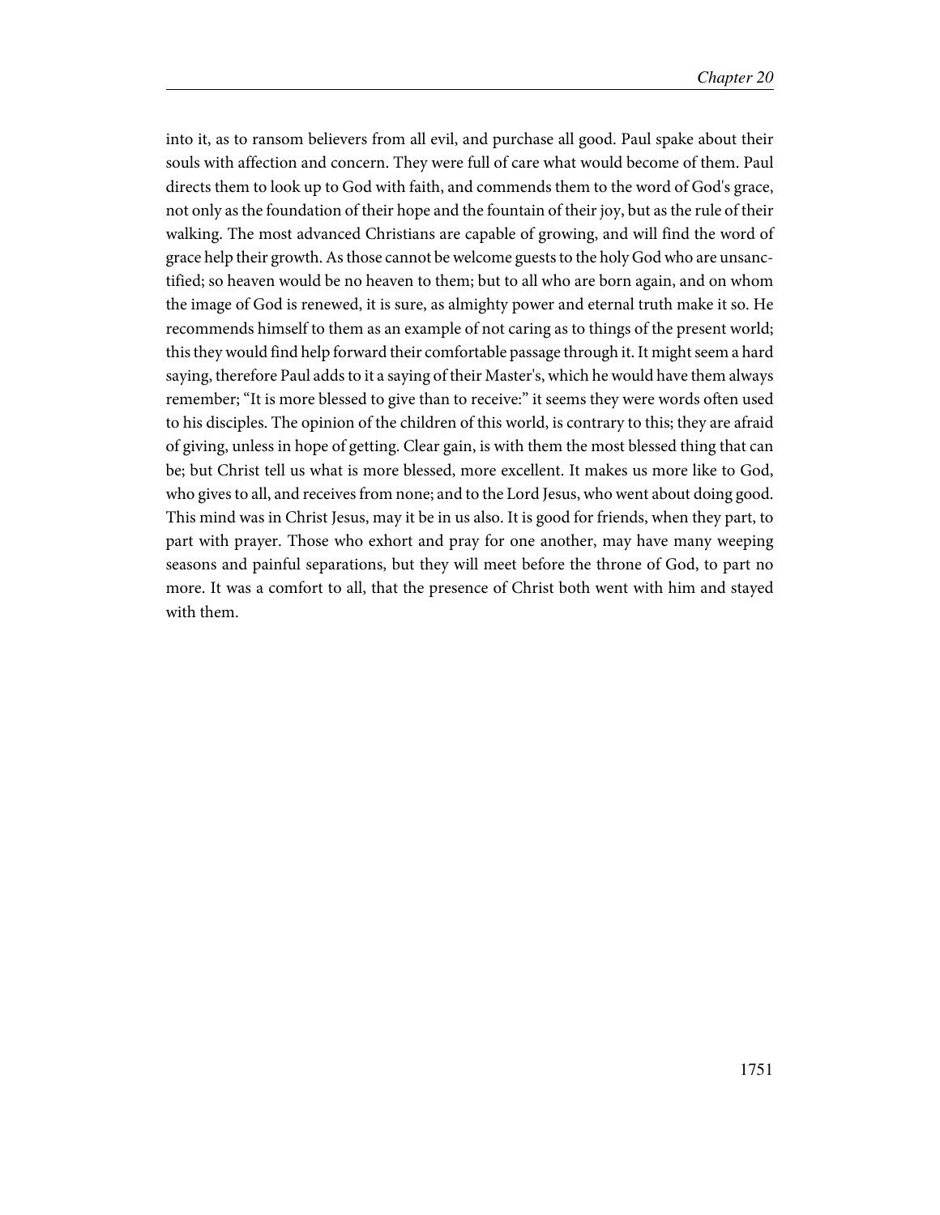into it, as to ransom believers from all evil, and purchase all good. Paul spake about their souls with affection and concern. They were full of care what would become of them. Paul directs them to look up to God with faith, and commends them to the word of God's grace, not only as the foundation of their hope and the fountain of their joy, but as the rule of their walking. The most advanced Christians are capable of growing, and will find the word of grace help their growth. As those cannot be welcome guests to the holy God who are unsanctified; so heaven would be no heaven to them; but to all who are born again, and on whom the image of God is renewed, it is sure, as almighty power and eternal truth make it so. He recommends himself to them as an example of not caring as to things of the present world; this they would find help forward their comfortable passage through it. It might seem a hard saying, therefore Paul adds to it a saying of their Master's, which he would have them always remember; "It is more blessed to give than to receive:" it seems they were words often used to his disciples. The opinion of the children of this world, is contrary to this; they are afraid of giving, unless in hope of getting. Clear gain, is with them the most blessed thing that can be; but Christ tell us what is more blessed, more excellent. It makes us more like to God, who gives to all, and receives from none; and to the Lord Jesus, who went about doing good. This mind was in Christ Jesus, may it be in us also. It is good for friends, when they part, to part with prayer. Those who exhort and pray for one another, may have many weeping seasons and painful separations, but they will meet before the throne of God, to part no more. It was a comfort to all, that the presence of Christ both went with him and stayed with them.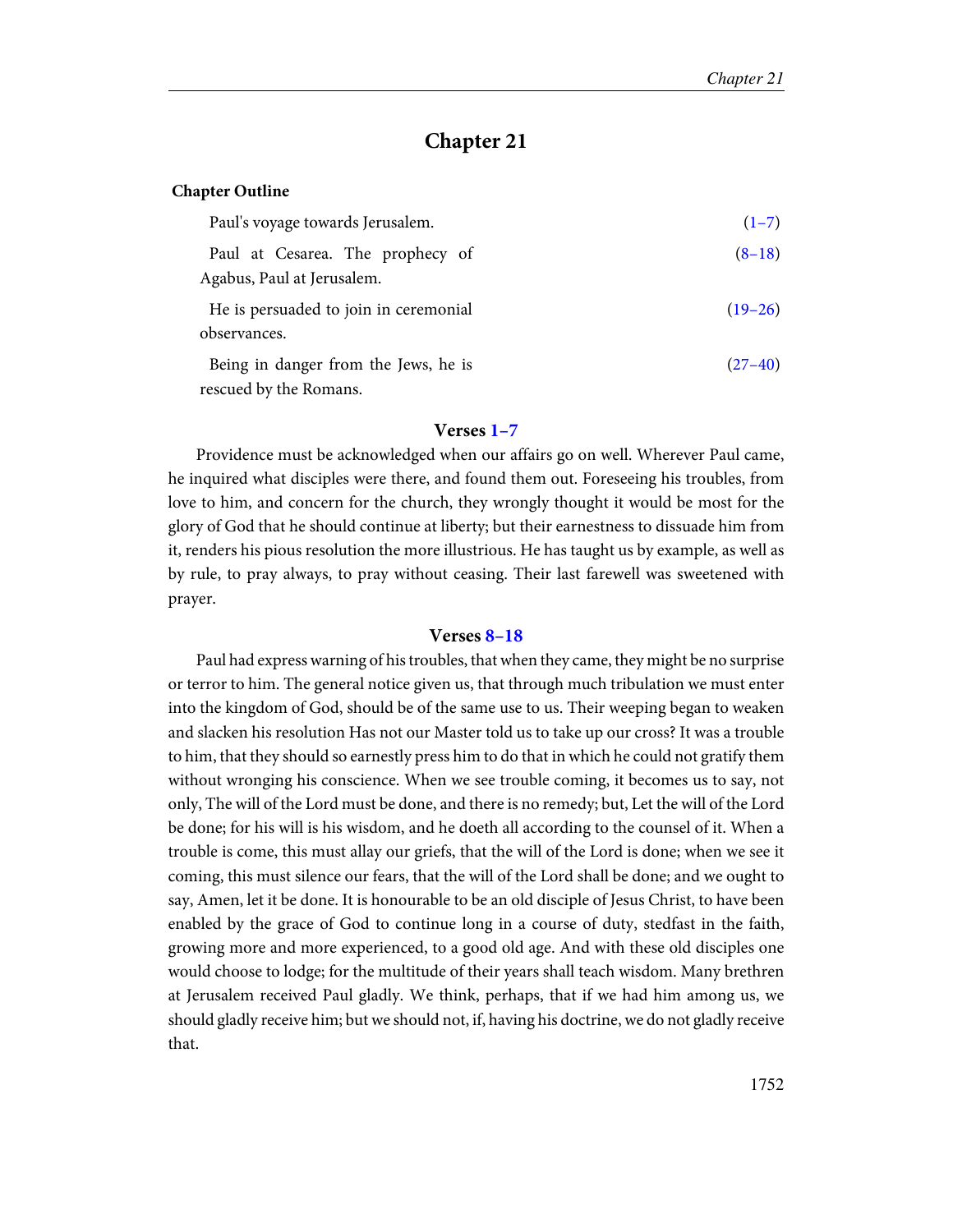# Chapter 21

**Chapter Outline**

| | |
|---|---|
| Paul's voyage towards Jerusalem. | (1–7) |
| Paul at Cesarea. The prophecy of Agabus, Paul at Jerusalem. | (8–18) |
| He is persuaded to join in ceremonial observances. | (19–26) |
| Being in danger from the Jews, he is rescued by the Romans. | (27–40) |

### Verses 1–7

Providence must be acknowledged when our affairs go on well. Wherever Paul came, he inquired what disciples were there, and found them out. Foreseeing his troubles, from love to him, and concern for the church, they wrongly thought it would be most for the glory of God that he should continue at liberty; but their earnestness to dissuade him from it, renders his pious resolution the more illustrious. He has taught us by example, as well as by rule, to pray always, to pray without ceasing. Their last farewell was sweetened with prayer.

### Verses 8–18

Paul had express warning of his troubles, that when they came, they might be no surprise or terror to him. The general notice given us, that through much tribulation we must enter into the kingdom of God, should be of the same use to us. Their weeping began to weaken and slacken his resolution Has not our Master told us to take up our cross? It was a trouble to him, that they should so earnestly press him to do that in which he could not gratify them without wronging his conscience. When we see trouble coming, it becomes us to say, not only, The will of the Lord must be done, and there is no remedy; but, Let the will of the Lord be done; for his will is his wisdom, and he doeth all according to the counsel of it. When a trouble is come, this must allay our griefs, that the will of the Lord is done; when we see it coming, this must silence our fears, that the will of the Lord shall be done; and we ought to say, Amen, let it be done. It is honourable to be an old disciple of Jesus Christ, to have been enabled by the grace of God to continue long in a course of duty, stedfast in the faith, growing more and more experienced, to a good old age. And with these old disciples one would choose to lodge; for the multitude of their years shall teach wisdom. Many brethren at Jerusalem received Paul gladly. We think, perhaps, that if we had him among us, we should gladly receive him; but we should not, if, having his doctrine, we do not gladly receive that.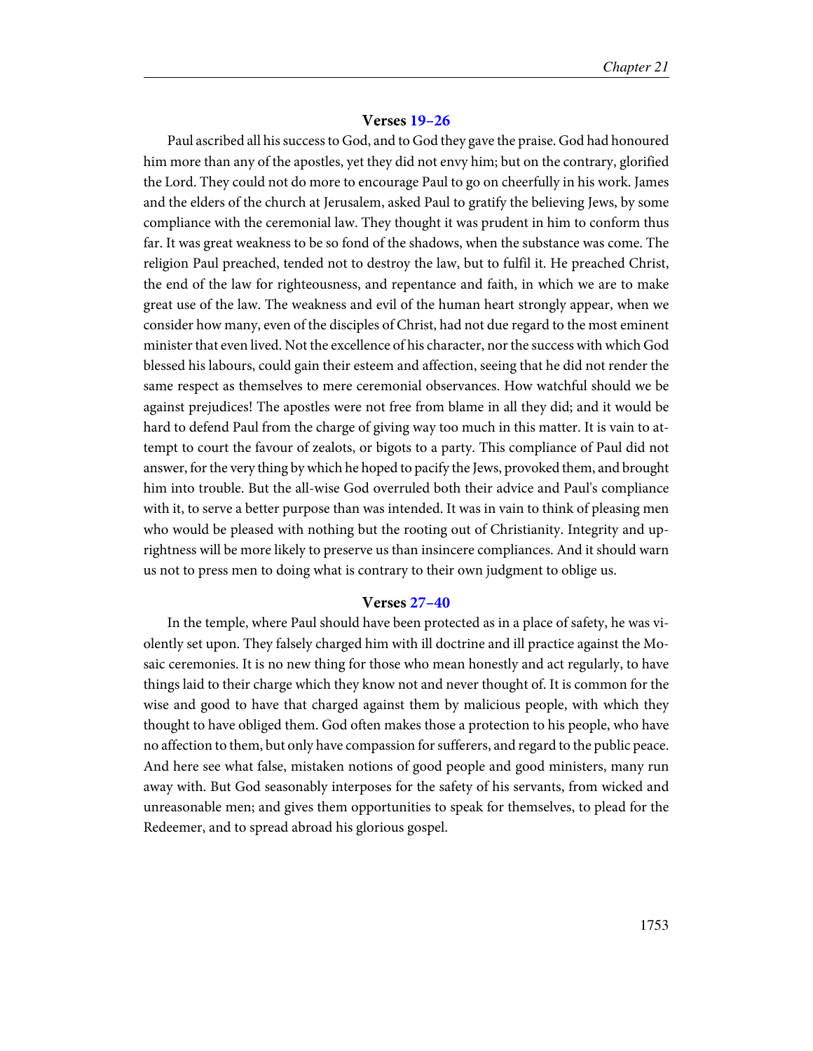### Verses 19–26

Paul ascribed all his success to God, and to God they gave the praise. God had honoured him more than any of the apostles, yet they did not envy him; but on the contrary, glorified the Lord. They could not do more to encourage Paul to go on cheerfully in his work. James and the elders of the church at Jerusalem, asked Paul to gratify the believing Jews, by some compliance with the ceremonial law. They thought it was prudent in him to conform thus far. It was great weakness to be so fond of the shadows, when the substance was come. The religion Paul preached, tended not to destroy the law, but to fulfil it. He preached Christ, the end of the law for righteousness, and repentance and faith, in which we are to make great use of the law. The weakness and evil of the human heart strongly appear, when we consider how many, even of the disciples of Christ, had not due regard to the most eminent minister that even lived. Not the excellence of his character, nor the success with which God blessed his labours, could gain their esteem and affection, seeing that he did not render the same respect as themselves to mere ceremonial observances. How watchful should we be against prejudices! The apostles were not free from blame in all they did; and it would be hard to defend Paul from the charge of giving way too much in this matter. It is vain to attempt to court the favour of zealots, or bigots to a party. This compliance of Paul did not answer, for the very thing by which he hoped to pacify the Jews, provoked them, and brought him into trouble. But the all-wise God overruled both their advice and Paul's compliance with it, to serve a better purpose than was intended. It was in vain to think of pleasing men who would be pleased with nothing but the rooting out of Christianity. Integrity and uprightness will be more likely to preserve us than insincere compliances. And it should warn us not to press men to doing what is contrary to their own judgment to oblige us.

### Verses 27–40

In the temple, where Paul should have been protected as in a place of safety, he was violently set upon. They falsely charged him with ill doctrine and ill practice against the Mosaic ceremonies. It is no new thing for those who mean honestly and act regularly, to have things laid to their charge which they know not and never thought of. It is common for the wise and good to have that charged against them by malicious people, with which they thought to have obliged them. God often makes those a protection to his people, who have no affection to them, but only have compassion for sufferers, and regard to the public peace. And here see what false, mistaken notions of good people and good ministers, many run away with. But God seasonably interposes for the safety of his servants, from wicked and unreasonable men; and gives them opportunities to speak for themselves, to plead for the Redeemer, and to spread abroad his glorious gospel.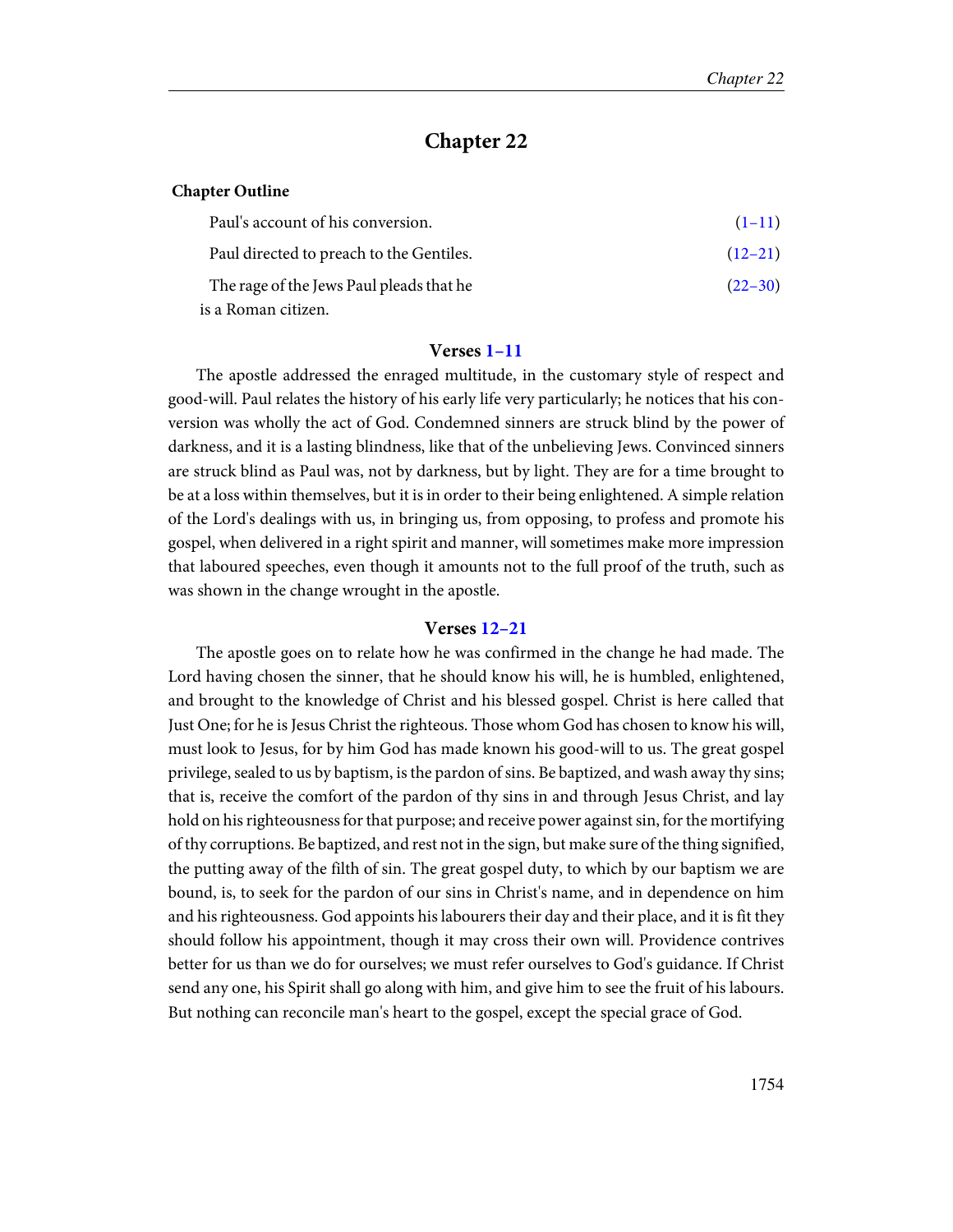# Chapter 22

**Chapter Outline**

| | |
|---|---|
| Paul's account of his conversion. | (1–11) |
| Paul directed to preach to the Gentiles. | (12–21) |
| The rage of the Jews Paul pleads that he is a Roman citizen. | (22–30) |

### Verses 1–11

The apostle addressed the enraged multitude, in the customary style of respect and good-will. Paul relates the history of his early life very particularly; he notices that his conversion was wholly the act of God. Condemned sinners are struck blind by the power of darkness, and it is a lasting blindness, like that of the unbelieving Jews. Convinced sinners are struck blind as Paul was, not by darkness, but by light. They are for a time brought to be at a loss within themselves, but it is in order to their being enlightened. A simple relation of the Lord's dealings with us, in bringing us, from opposing, to profess and promote his gospel, when delivered in a right spirit and manner, will sometimes make more impression that laboured speeches, even though it amounts not to the full proof of the truth, such as was shown in the change wrought in the apostle.

### Verses 12–21

The apostle goes on to relate how he was confirmed in the change he had made. The Lord having chosen the sinner, that he should know his will, he is humbled, enlightened, and brought to the knowledge of Christ and his blessed gospel. Christ is here called that Just One; for he is Jesus Christ the righteous. Those whom God has chosen to know his will, must look to Jesus, for by him God has made known his good-will to us. The great gospel privilege, sealed to us by baptism, is the pardon of sins. Be baptized, and wash away thy sins; that is, receive the comfort of the pardon of thy sins in and through Jesus Christ, and lay hold on his righteousness for that purpose; and receive power against sin, for the mortifying of thy corruptions. Be baptized, and rest not in the sign, but make sure of the thing signified, the putting away of the filth of sin. The great gospel duty, to which by our baptism we are bound, is, to seek for the pardon of our sins in Christ's name, and in dependence on him and his righteousness. God appoints his labourers their day and their place, and it is fit they should follow his appointment, though it may cross their own will. Providence contrives better for us than we do for ourselves; we must refer ourselves to God's guidance. If Christ send any one, his Spirit shall go along with him, and give him to see the fruit of his labours. But nothing can reconcile man's heart to the gospel, except the special grace of God.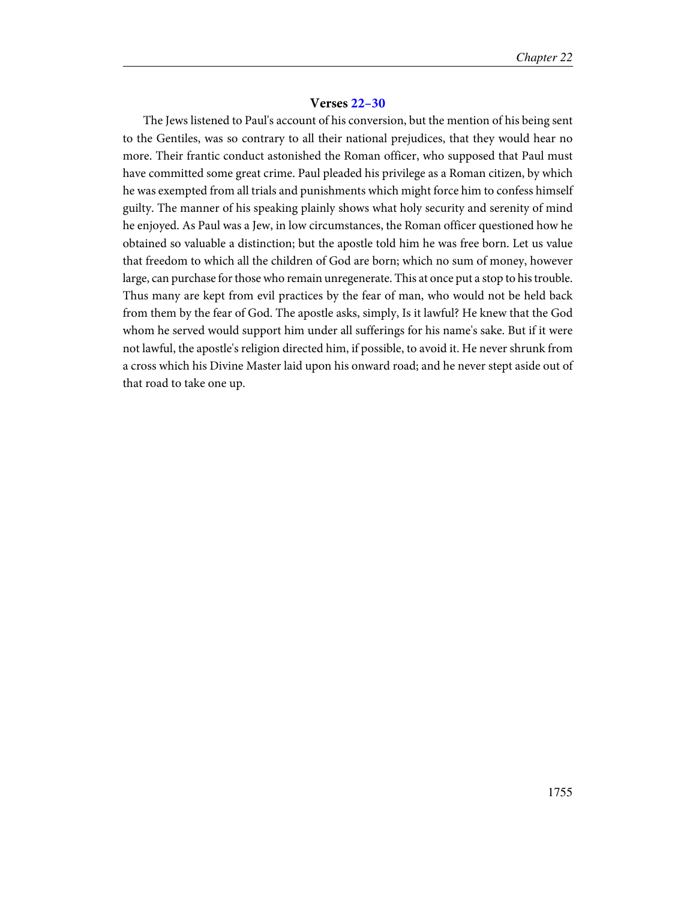### Verses 22–30

The Jews listened to Paul's account of his conversion, but the mention of his being sent to the Gentiles, was so contrary to all their national prejudices, that they would hear no more. Their frantic conduct astonished the Roman officer, who supposed that Paul must have committed some great crime. Paul pleaded his privilege as a Roman citizen, by which he was exempted from all trials and punishments which might force him to confess himself guilty. The manner of his speaking plainly shows what holy security and serenity of mind he enjoyed. As Paul was a Jew, in low circumstances, the Roman officer questioned how he obtained so valuable a distinction; but the apostle told him he was free born. Let us value that freedom to which all the children of God are born; which no sum of money, however large, can purchase for those who remain unregenerate. This at once put a stop to his trouble. Thus many are kept from evil practices by the fear of man, who would not be held back from them by the fear of God. The apostle asks, simply, Is it lawful? He knew that the God whom he served would support him under all sufferings for his name's sake. But if it were not lawful, the apostle's religion directed him, if possible, to avoid it. He never shrunk from a cross which his Divine Master laid upon his onward road; and he never stept aside out of that road to take one up.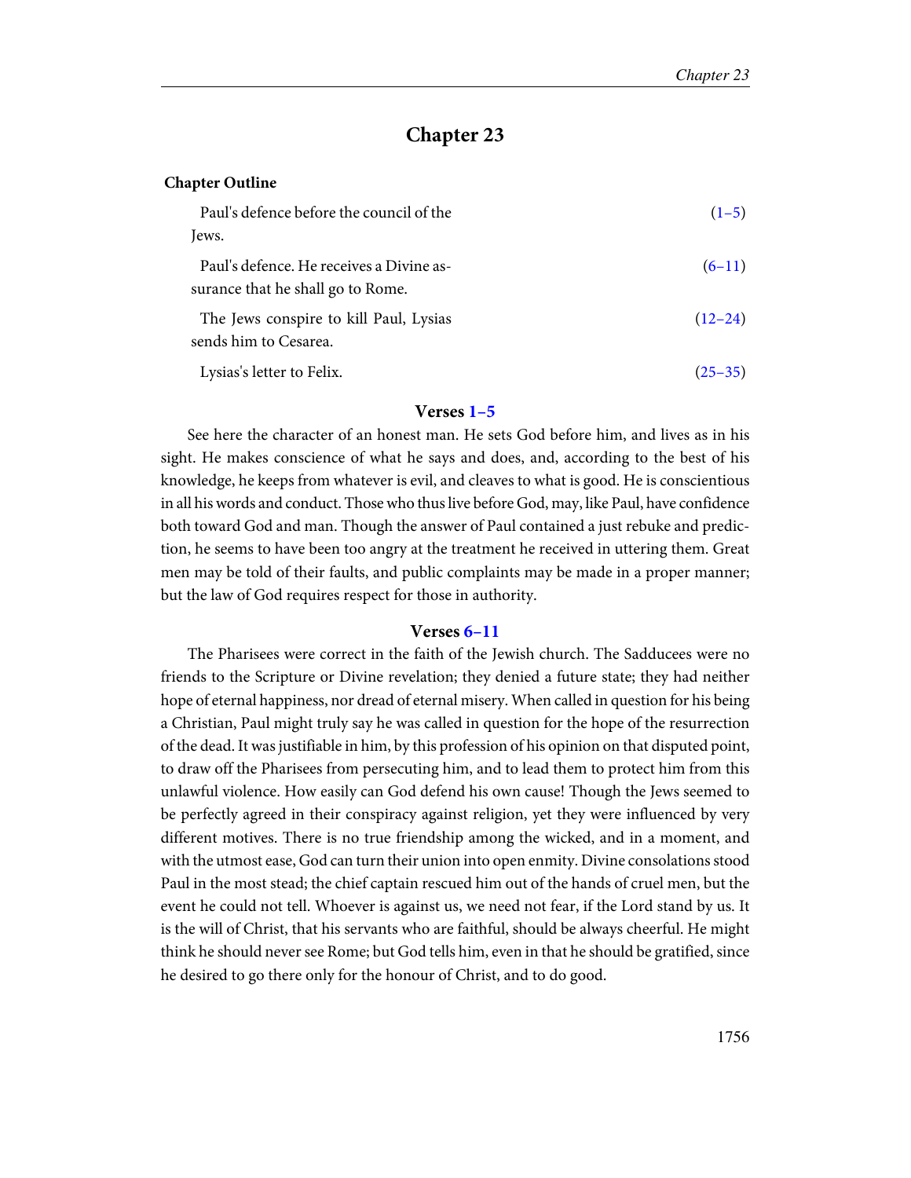## Chapter 23

**Chapter Outline**

| | |
|---|---|
| Paul's defence before the council of the Jews. | (1–5) |
| Paul's defence. He receives a Divine assurance that he shall go to Rome. | (6–11) |
| The Jews conspire to kill Paul, Lysias sends him to Cesarea. | (12–24) |
| Lysias's letter to Felix. | (25–35) |

### Verses 1–5

See here the character of an honest man. He sets God before him, and lives as in his sight. He makes conscience of what he says and does, and, according to the best of his knowledge, he keeps from whatever is evil, and cleaves to what is good. He is conscientious in all his words and conduct. Those who thus live before God, may, like Paul, have confidence both toward God and man. Though the answer of Paul contained a just rebuke and prediction, he seems to have been too angry at the treatment he received in uttering them. Great men may be told of their faults, and public complaints may be made in a proper manner; but the law of God requires respect for those in authority.

### Verses 6–11

The Pharisees were correct in the faith of the Jewish church. The Sadducees were no friends to the Scripture or Divine revelation; they denied a future state; they had neither hope of eternal happiness, nor dread of eternal misery. When called in question for his being a Christian, Paul might truly say he was called in question for the hope of the resurrection of the dead. It was justifiable in him, by this profession of his opinion on that disputed point, to draw off the Pharisees from persecuting him, and to lead them to protect him from this unlawful violence. How easily can God defend his own cause! Though the Jews seemed to be perfectly agreed in their conspiracy against religion, yet they were influenced by very different motives. There is no true friendship among the wicked, and in a moment, and with the utmost ease, God can turn their union into open enmity. Divine consolations stood Paul in the most stead; the chief captain rescued him out of the hands of cruel men, but the event he could not tell. Whoever is against us, we need not fear, if the Lord stand by us. It is the will of Christ, that his servants who are faithful, should be always cheerful. He might think he should never see Rome; but God tells him, even in that he should be gratified, since he desired to go there only for the honour of Christ, and to do good.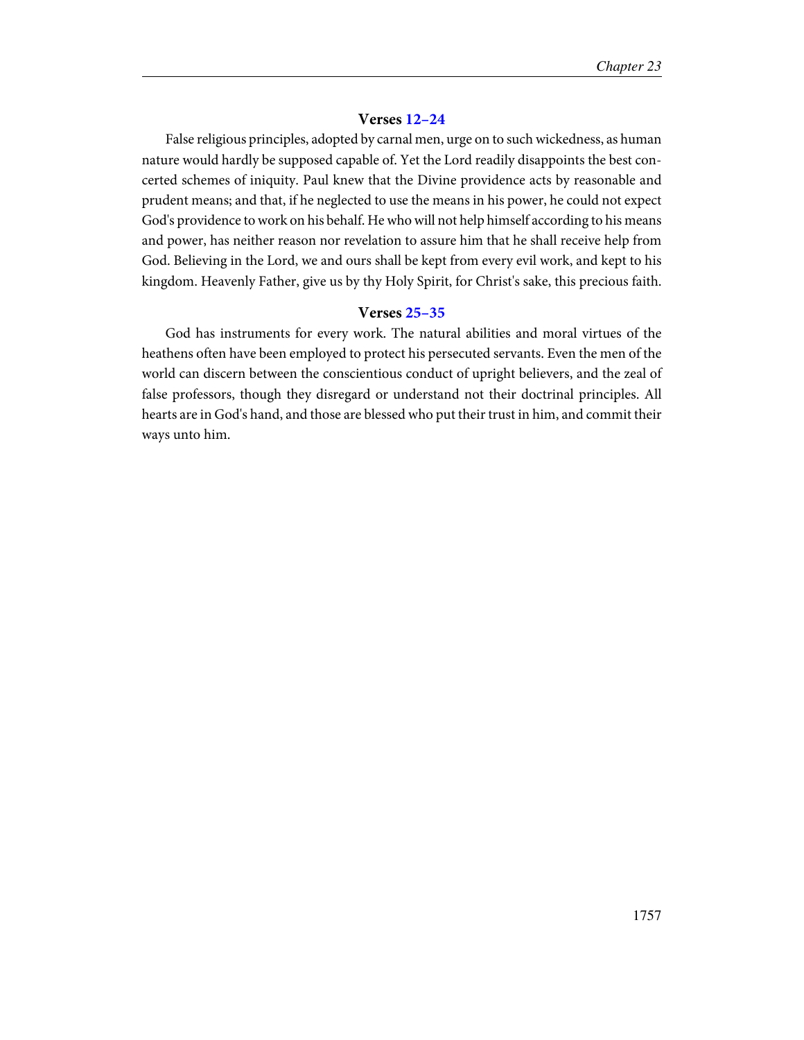### Verses 12–24

False religious principles, adopted by carnal men, urge on to such wickedness, as human nature would hardly be supposed capable of. Yet the Lord readily disappoints the best concerted schemes of iniquity. Paul knew that the Divine providence acts by reasonable and prudent means; and that, if he neglected to use the means in his power, he could not expect God's providence to work on his behalf. He who will not help himself according to his means and power, has neither reason nor revelation to assure him that he shall receive help from God. Believing in the Lord, we and ours shall be kept from every evil work, and kept to his kingdom. Heavenly Father, give us by thy Holy Spirit, for Christ's sake, this precious faith.

### Verses 25–35

God has instruments for every work. The natural abilities and moral virtues of the heathens often have been employed to protect his persecuted servants. Even the men of the world can discern between the conscientious conduct of upright believers, and the zeal of false professors, though they disregard or understand not their doctrinal principles. All hearts are in God's hand, and those are blessed who put their trust in him, and commit their ways unto him.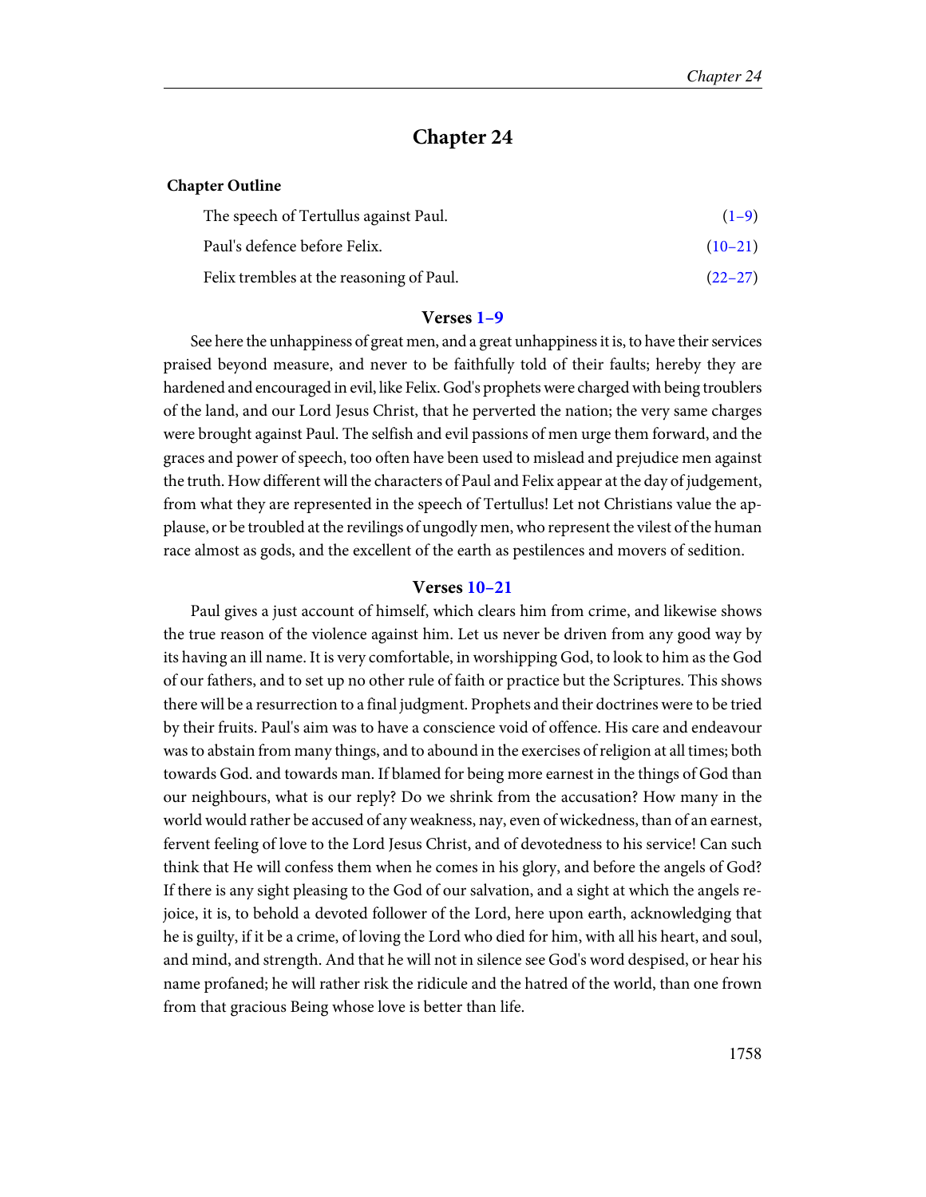# Chapter 24

**Chapter Outline**

| | |
|---|---|
| The speech of Tertullus against Paul. | (1–9) |
| Paul's defence before Felix. | (10–21) |
| Felix trembles at the reasoning of Paul. | (22–27) |

### Verses 1–9

See here the unhappiness of great men, and a great unhappiness it is, to have their services praised beyond measure, and never to be faithfully told of their faults; hereby they are hardened and encouraged in evil, like Felix. God's prophets were charged with being troublers of the land, and our Lord Jesus Christ, that he perverted the nation; the very same charges were brought against Paul. The selfish and evil passions of men urge them forward, and the graces and power of speech, too often have been used to mislead and prejudice men against the truth. How different will the characters of Paul and Felix appear at the day of judgement, from what they are represented in the speech of Tertullus! Let not Christians value the applause, or be troubled at the revilings of ungodly men, who represent the vilest of the human race almost as gods, and the excellent of the earth as pestilences and movers of sedition.

### Verses 10–21

Paul gives a just account of himself, which clears him from crime, and likewise shows the true reason of the violence against him. Let us never be driven from any good way by its having an ill name. It is very comfortable, in worshipping God, to look to him as the God of our fathers, and to set up no other rule of faith or practice but the Scriptures. This shows there will be a resurrection to a final judgment. Prophets and their doctrines were to be tried by their fruits. Paul's aim was to have a conscience void of offence. His care and endeavour was to abstain from many things, and to abound in the exercises of religion at all times; both towards God. and towards man. If blamed for being more earnest in the things of God than our neighbours, what is our reply? Do we shrink from the accusation? How many in the world would rather be accused of any weakness, nay, even of wickedness, than of an earnest, fervent feeling of love to the Lord Jesus Christ, and of devotedness to his service! Can such think that He will confess them when he comes in his glory, and before the angels of God? If there is any sight pleasing to the God of our salvation, and a sight at which the angels rejoice, it is, to behold a devoted follower of the Lord, here upon earth, acknowledging that he is guilty, if it be a crime, of loving the Lord who died for him, with all his heart, and soul, and mind, and strength. And that he will not in silence see God's word despised, or hear his name profaned; he will rather risk the ridicule and the hatred of the world, than one frown from that gracious Being whose love is better than life.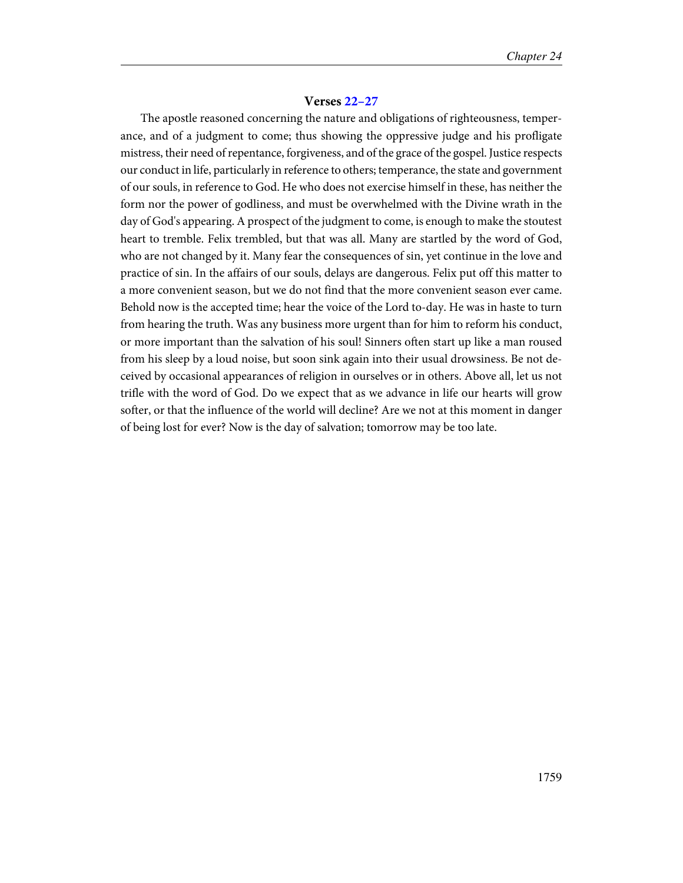### Verses 22–27

The apostle reasoned concerning the nature and obligations of righteousness, temperance, and of a judgment to come; thus showing the oppressive judge and his profligate mistress, their need of repentance, forgiveness, and of the grace of the gospel. Justice respects our conduct in life, particularly in reference to others; temperance, the state and government of our souls, in reference to God. He who does not exercise himself in these, has neither the form nor the power of godliness, and must be overwhelmed with the Divine wrath in the day of God's appearing. A prospect of the judgment to come, is enough to make the stoutest heart to tremble. Felix trembled, but that was all. Many are startled by the word of God, who are not changed by it. Many fear the consequences of sin, yet continue in the love and practice of sin. In the affairs of our souls, delays are dangerous. Felix put off this matter to a more convenient season, but we do not find that the more convenient season ever came. Behold now is the accepted time; hear the voice of the Lord to-day. He was in haste to turn from hearing the truth. Was any business more urgent than for him to reform his conduct, or more important than the salvation of his soul! Sinners often start up like a man roused from his sleep by a loud noise, but soon sink again into their usual drowsiness. Be not deceived by occasional appearances of religion in ourselves or in others. Above all, let us not trifle with the word of God. Do we expect that as we advance in life our hearts will grow softer, or that the influence of the world will decline? Are we not at this moment in danger of being lost for ever? Now is the day of salvation; tomorrow may be too late.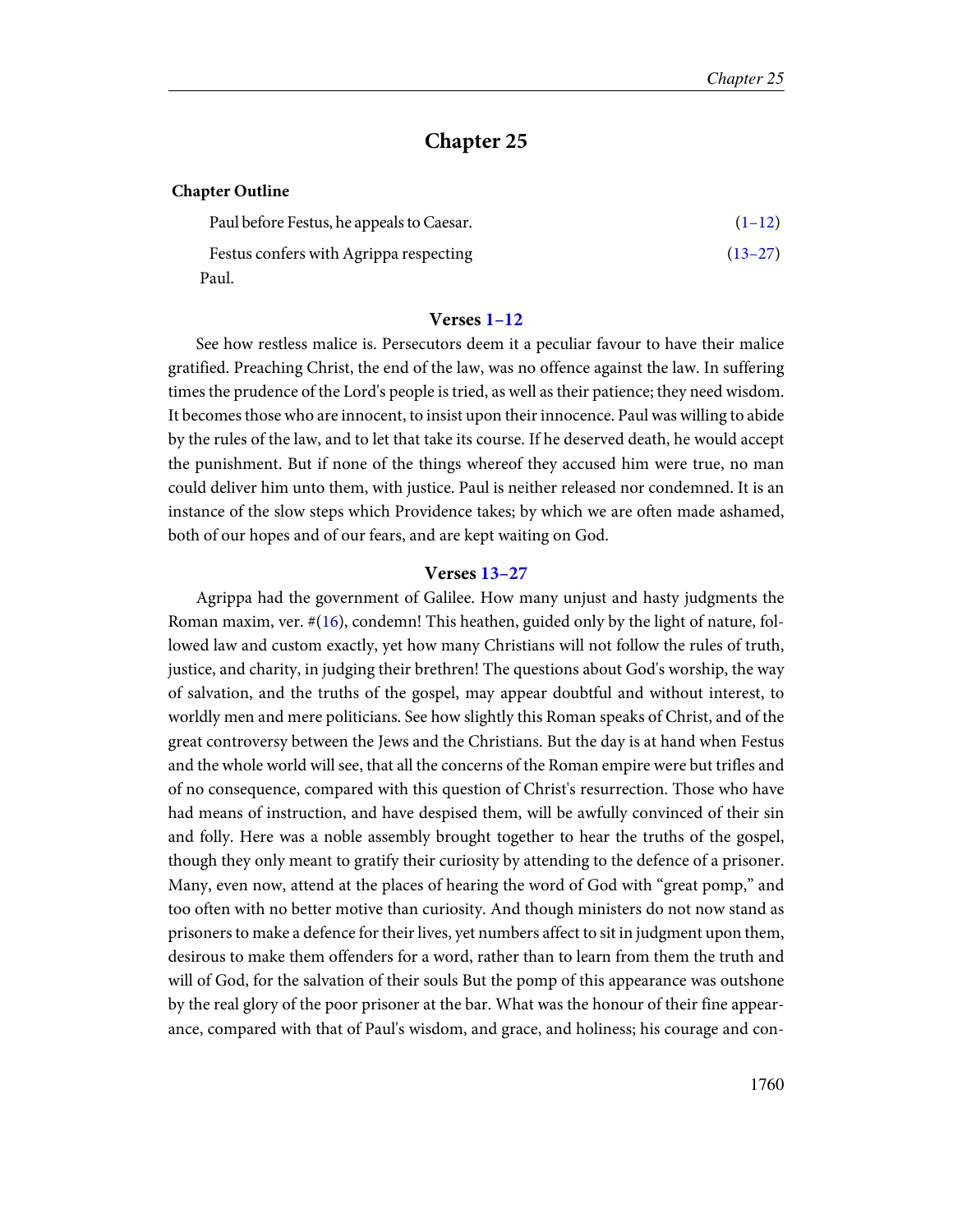# Chapter 25

**Chapter Outline**

| | |
|---|---|
| Paul before Festus, he appeals to Caesar. | (1–12) |
| Festus confers with Agrippa respecting Paul. | (13–27) |

### Verses 1–12

See how restless malice is. Persecutors deem it a peculiar favour to have their malice gratified. Preaching Christ, the end of the law, was no offence against the law. In suffering times the prudence of the Lord's people is tried, as well as their patience; they need wisdom. It becomes those who are innocent, to insist upon their innocence. Paul was willing to abide by the rules of the law, and to let that take its course. If he deserved death, he would accept the punishment. But if none of the things whereof they accused him were true, no man could deliver him unto them, with justice. Paul is neither released nor condemned. It is an instance of the slow steps which Providence takes; by which we are often made ashamed, both of our hopes and of our fears, and are kept waiting on God.

### Verses 13–27

Agrippa had the government of Galilee. How many unjust and hasty judgments the Roman maxim, ver. #(16), condemn! This heathen, guided only by the light of nature, followed law and custom exactly, yet how many Christians will not follow the rules of truth, justice, and charity, in judging their brethren! The questions about God's worship, the way of salvation, and the truths of the gospel, may appear doubtful and without interest, to worldly men and mere politicians. See how slightly this Roman speaks of Christ, and of the great controversy between the Jews and the Christians. But the day is at hand when Festus and the whole world will see, that all the concerns of the Roman empire were but trifles and of no consequence, compared with this question of Christ's resurrection. Those who have had means of instruction, and have despised them, will be awfully convinced of their sin and folly. Here was a noble assembly brought together to hear the truths of the gospel, though they only meant to gratify their curiosity by attending to the defence of a prisoner. Many, even now, attend at the places of hearing the word of God with "great pomp," and too often with no better motive than curiosity. And though ministers do not now stand as prisoners to make a defence for their lives, yet numbers affect to sit in judgment upon them, desirous to make them offenders for a word, rather than to learn from them the truth and will of God, for the salvation of their souls But the pomp of this appearance was outshone by the real glory of the poor prisoner at the bar. What was the honour of their fine appearance, compared with that of Paul's wisdom, and grace, and holiness; his courage and con-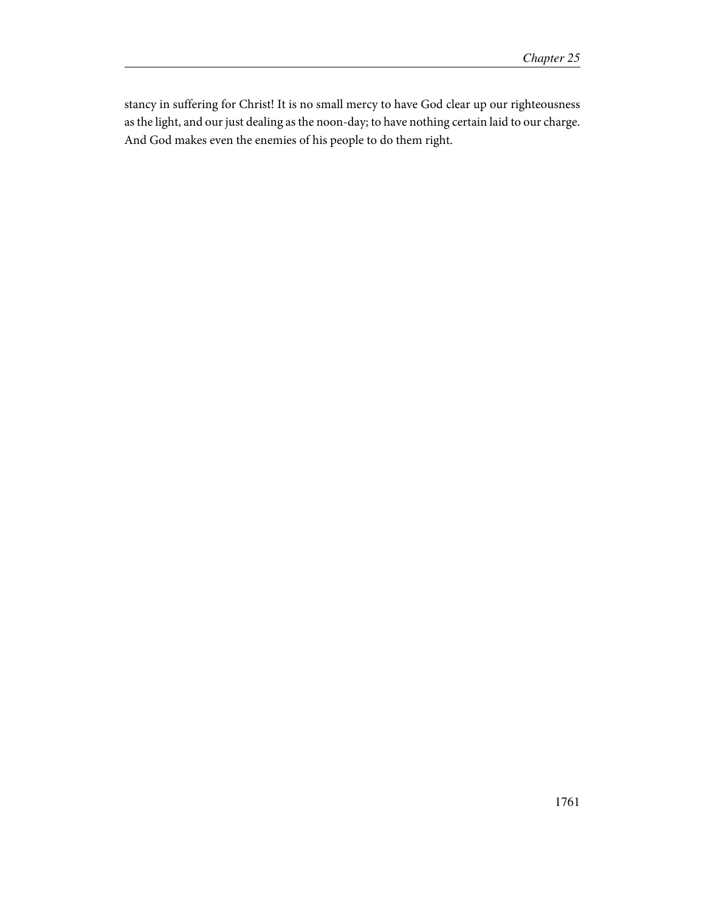stancy in suffering for Christ! It is no small mercy to have God clear up our righteousness as the light, and our just dealing as the noon-day; to have nothing certain laid to our charge. And God makes even the enemies of his people to do them right.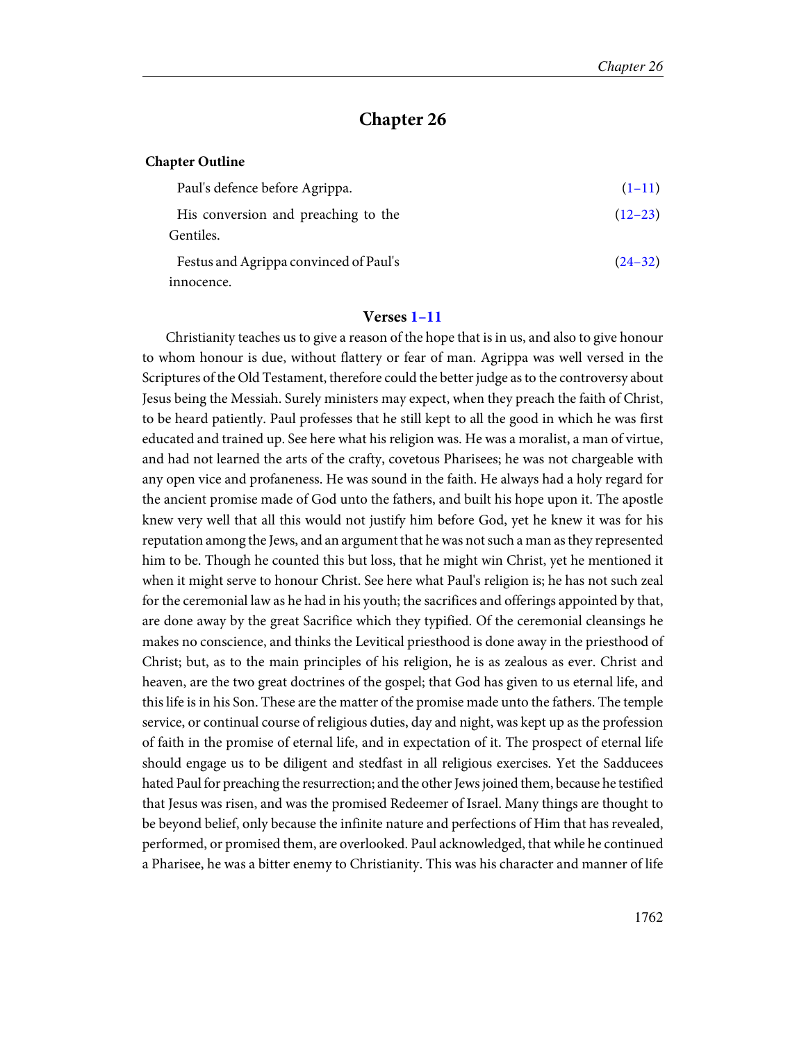# Chapter 26

**Chapter Outline**

| | |
|---|---|
| Paul's defence before Agrippa. | (1–11) |
| His conversion and preaching to the Gentiles. | (12–23) |
| Festus and Agrippa convinced of Paul's innocence. | (24–32) |

### Verses 1–11

Christianity teaches us to give a reason of the hope that is in us, and also to give honour to whom honour is due, without flattery or fear of man. Agrippa was well versed in the Scriptures of the Old Testament, therefore could the better judge as to the controversy about Jesus being the Messiah. Surely ministers may expect, when they preach the faith of Christ, to be heard patiently. Paul professes that he still kept to all the good in which he was first educated and trained up. See here what his religion was. He was a moralist, a man of virtue, and had not learned the arts of the crafty, covetous Pharisees; he was not chargeable with any open vice and profaneness. He was sound in the faith. He always had a holy regard for the ancient promise made of God unto the fathers, and built his hope upon it. The apostle knew very well that all this would not justify him before God, yet he knew it was for his reputation among the Jews, and an argument that he was not such a man as they represented him to be. Though he counted this but loss, that he might win Christ, yet he mentioned it when it might serve to honour Christ. See here what Paul's religion is; he has not such zeal for the ceremonial law as he had in his youth; the sacrifices and offerings appointed by that, are done away by the great Sacrifice which they typified. Of the ceremonial cleansings he makes no conscience, and thinks the Levitical priesthood is done away in the priesthood of Christ; but, as to the main principles of his religion, he is as zealous as ever. Christ and heaven, are the two great doctrines of the gospel; that God has given to us eternal life, and this life is in his Son. These are the matter of the promise made unto the fathers. The temple service, or continual course of religious duties, day and night, was kept up as the profession of faith in the promise of eternal life, and in expectation of it. The prospect of eternal life should engage us to be diligent and stedfast in all religious exercises. Yet the Sadducees hated Paul for preaching the resurrection; and the other Jews joined them, because he testified that Jesus was risen, and was the promised Redeemer of Israel. Many things are thought to be beyond belief, only because the infinite nature and perfections of Him that has revealed, performed, or promised them, are overlooked. Paul acknowledged, that while he continued a Pharisee, he was a bitter enemy to Christianity. This was his character and manner of life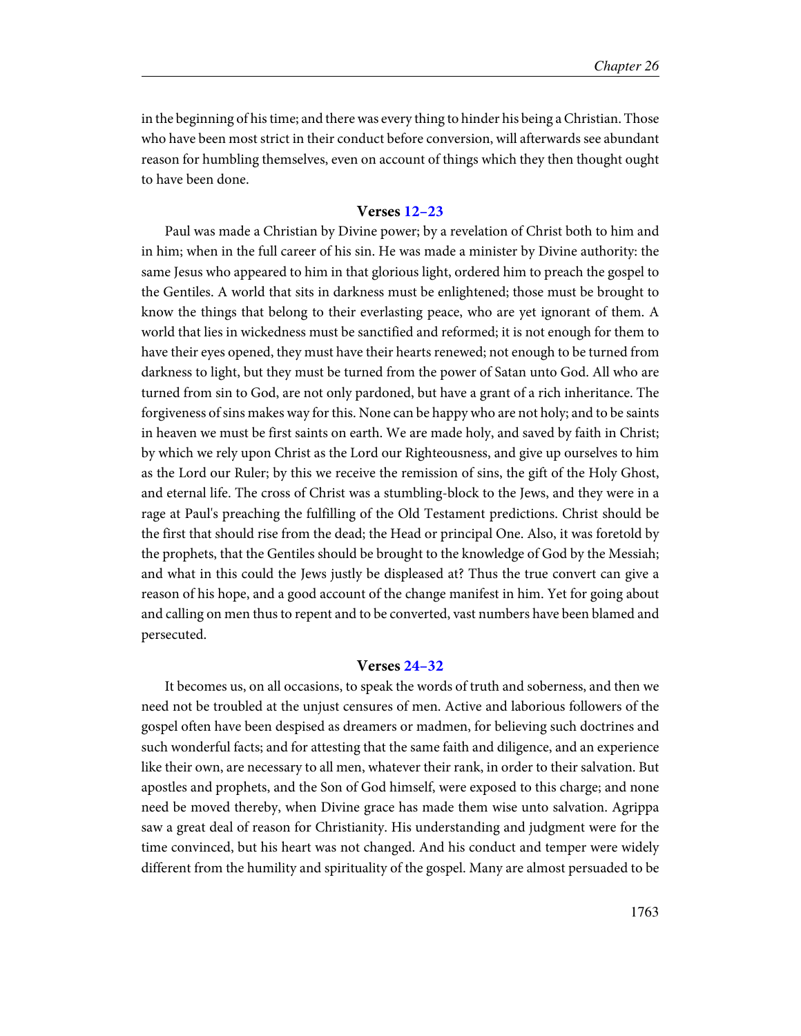in the beginning of his time; and there was every thing to hinder his being a Christian. Those who have been most strict in their conduct before conversion, will afterwards see abundant reason for humbling themselves, even on account of things which they then thought ought to have been done.

### Verses 12–23

Paul was made a Christian by Divine power; by a revelation of Christ both to him and in him; when in the full career of his sin. He was made a minister by Divine authority: the same Jesus who appeared to him in that glorious light, ordered him to preach the gospel to the Gentiles. A world that sits in darkness must be enlightened; those must be brought to know the things that belong to their everlasting peace, who are yet ignorant of them. A world that lies in wickedness must be sanctified and reformed; it is not enough for them to have their eyes opened, they must have their hearts renewed; not enough to be turned from darkness to light, but they must be turned from the power of Satan unto God. All who are turned from sin to God, are not only pardoned, but have a grant of a rich inheritance. The forgiveness of sins makes way for this. None can be happy who are not holy; and to be saints in heaven we must be first saints on earth. We are made holy, and saved by faith in Christ; by which we rely upon Christ as the Lord our Righteousness, and give up ourselves to him as the Lord our Ruler; by this we receive the remission of sins, the gift of the Holy Ghost, and eternal life. The cross of Christ was a stumbling-block to the Jews, and they were in a rage at Paul's preaching the fulfilling of the Old Testament predictions. Christ should be the first that should rise from the dead; the Head or principal One. Also, it was foretold by the prophets, that the Gentiles should be brought to the knowledge of God by the Messiah; and what in this could the Jews justly be displeased at? Thus the true convert can give a reason of his hope, and a good account of the change manifest in him. Yet for going about and calling on men thus to repent and to be converted, vast numbers have been blamed and persecuted.

### Verses 24–32

It becomes us, on all occasions, to speak the words of truth and soberness, and then we need not be troubled at the unjust censures of men. Active and laborious followers of the gospel often have been despised as dreamers or madmen, for believing such doctrines and such wonderful facts; and for attesting that the same faith and diligence, and an experience like their own, are necessary to all men, whatever their rank, in order to their salvation. But apostles and prophets, and the Son of God himself, were exposed to this charge; and none need be moved thereby, when Divine grace has made them wise unto salvation. Agrippa saw a great deal of reason for Christianity. His understanding and judgment were for the time convinced, but his heart was not changed. And his conduct and temper were widely different from the humility and spirituality of the gospel. Many are almost persuaded to be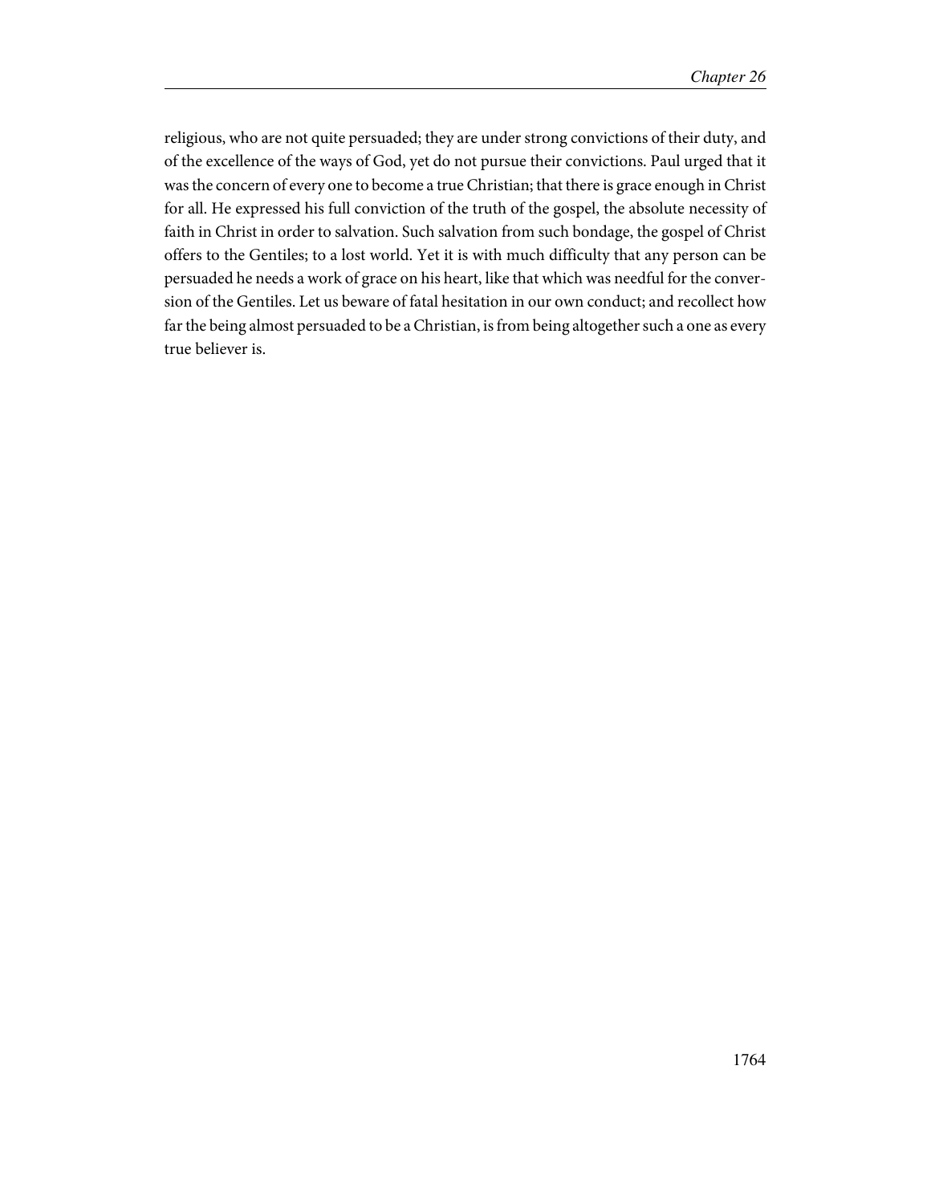religious, who are not quite persuaded; they are under strong convictions of their duty, and of the excellence of the ways of God, yet do not pursue their convictions. Paul urged that it was the concern of every one to become a true Christian; that there is grace enough in Christ for all. He expressed his full conviction of the truth of the gospel, the absolute necessity of faith in Christ in order to salvation. Such salvation from such bondage, the gospel of Christ offers to the Gentiles; to a lost world. Yet it is with much difficulty that any person can be persuaded he needs a work of grace on his heart, like that which was needful for the conversion of the Gentiles. Let us beware of fatal hesitation in our own conduct; and recollect how far the being almost persuaded to be a Christian, is from being altogether such a one as every true believer is.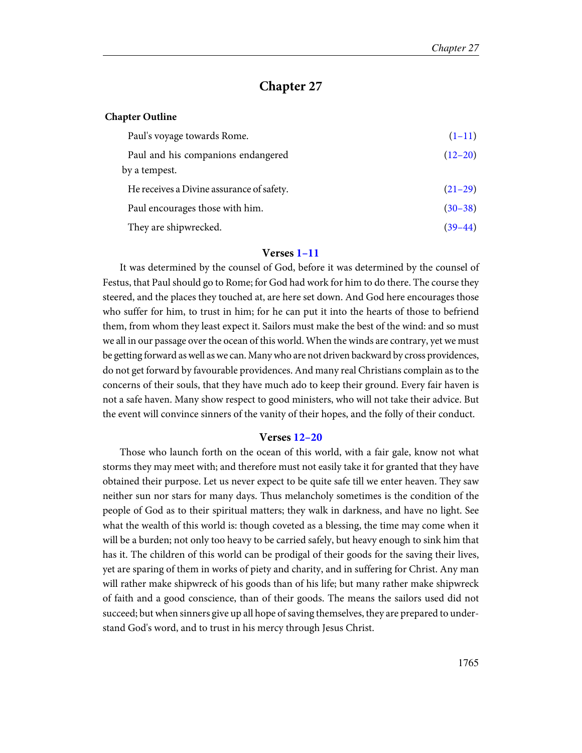# Chapter 27

**Chapter Outline**

| | |
|---|---|
| Paul's voyage towards Rome. | (1–11) |
| Paul and his companions endangered by a tempest. | (12–20) |
| He receives a Divine assurance of safety. | (21–29) |
| Paul encourages those with him. | (30–38) |
| They are shipwrecked. | (39–44) |

### Verses 1–11

It was determined by the counsel of God, before it was determined by the counsel of Festus, that Paul should go to Rome; for God had work for him to do there. The course they steered, and the places they touched at, are here set down. And God here encourages those who suffer for him, to trust in him; for he can put it into the hearts of those to befriend them, from whom they least expect it. Sailors must make the best of the wind: and so must we all in our passage over the ocean of this world. When the winds are contrary, yet we must be getting forward as well as we can. Many who are not driven backward by cross providences, do not get forward by favourable providences. And many real Christians complain as to the concerns of their souls, that they have much ado to keep their ground. Every fair haven is not a safe haven. Many show respect to good ministers, who will not take their advice. But the event will convince sinners of the vanity of their hopes, and the folly of their conduct.

### Verses 12–20

Those who launch forth on the ocean of this world, with a fair gale, know not what storms they may meet with; and therefore must not easily take it for granted that they have obtained their purpose. Let us never expect to be quite safe till we enter heaven. They saw neither sun nor stars for many days. Thus melancholy sometimes is the condition of the people of God as to their spiritual matters; they walk in darkness, and have no light. See what the wealth of this world is: though coveted as a blessing, the time may come when it will be a burden; not only too heavy to be carried safely, but heavy enough to sink him that has it. The children of this world can be prodigal of their goods for the saving their lives, yet are sparing of them in works of piety and charity, and in suffering for Christ. Any man will rather make shipwreck of his goods than of his life; but many rather make shipwreck of faith and a good conscience, than of their goods. The means the sailors used did not succeed; but when sinners give up all hope of saving themselves, they are prepared to understand God's word, and to trust in his mercy through Jesus Christ.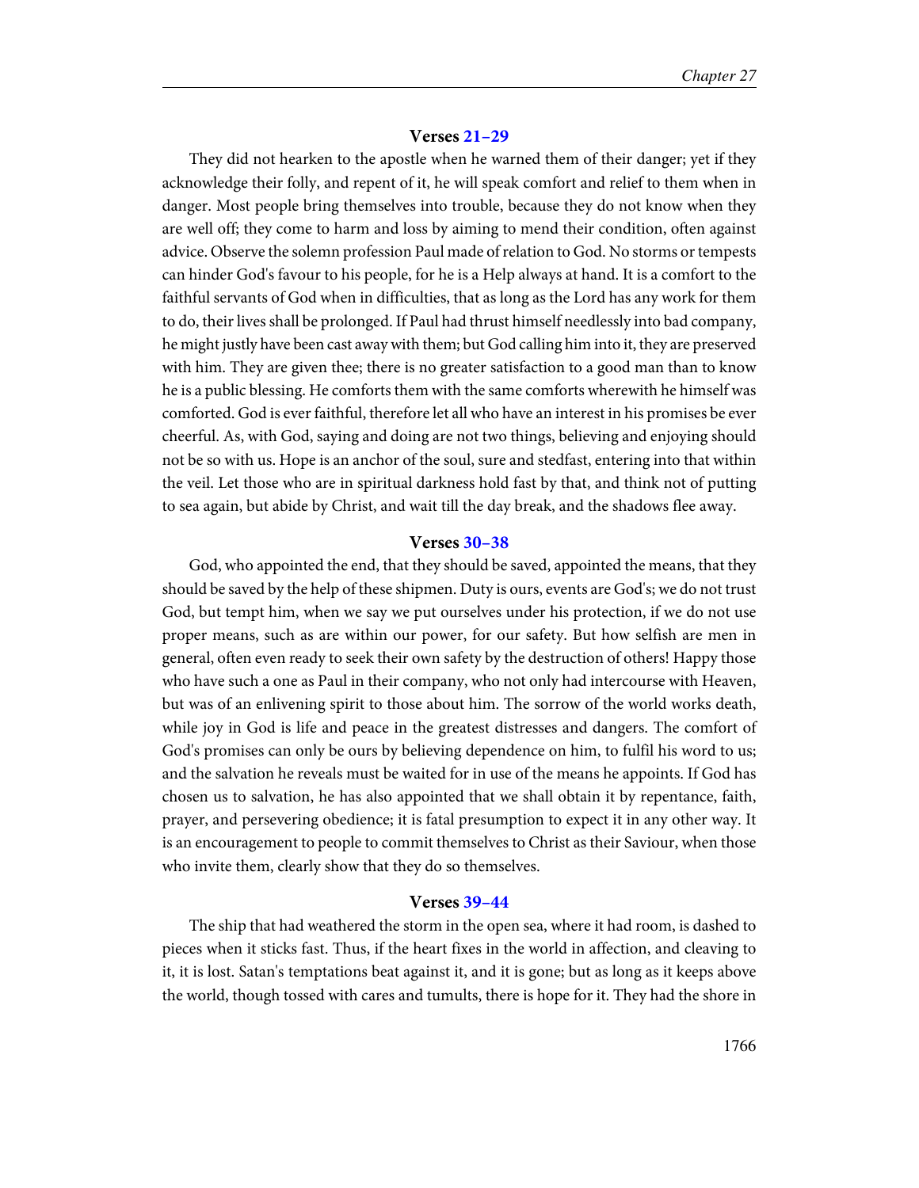### Verses 21–29

They did not hearken to the apostle when he warned them of their danger; yet if they acknowledge their folly, and repent of it, he will speak comfort and relief to them when in danger. Most people bring themselves into trouble, because they do not know when they are well off; they come to harm and loss by aiming to mend their condition, often against advice. Observe the solemn profession Paul made of relation to God. No storms or tempests can hinder God's favour to his people, for he is a Help always at hand. It is a comfort to the faithful servants of God when in difficulties, that as long as the Lord has any work for them to do, their lives shall be prolonged. If Paul had thrust himself needlessly into bad company, he might justly have been cast away with them; but God calling him into it, they are preserved with him. They are given thee; there is no greater satisfaction to a good man than to know he is a public blessing. He comforts them with the same comforts wherewith he himself was comforted. God is ever faithful, therefore let all who have an interest in his promises be ever cheerful. As, with God, saying and doing are not two things, believing and enjoying should not be so with us. Hope is an anchor of the soul, sure and stedfast, entering into that within the veil. Let those who are in spiritual darkness hold fast by that, and think not of putting to sea again, but abide by Christ, and wait till the day break, and the shadows flee away.

### Verses 30–38

God, who appointed the end, that they should be saved, appointed the means, that they should be saved by the help of these shipmen. Duty is ours, events are God's; we do not trust God, but tempt him, when we say we put ourselves under his protection, if we do not use proper means, such as are within our power, for our safety. But how selfish are men in general, often even ready to seek their own safety by the destruction of others! Happy those who have such a one as Paul in their company, who not only had intercourse with Heaven, but was of an enlivening spirit to those about him. The sorrow of the world works death, while joy in God is life and peace in the greatest distresses and dangers. The comfort of God's promises can only be ours by believing dependence on him, to fulfil his word to us; and the salvation he reveals must be waited for in use of the means he appoints. If God has chosen us to salvation, he has also appointed that we shall obtain it by repentance, faith, prayer, and persevering obedience; it is fatal presumption to expect it in any other way. It is an encouragement to people to commit themselves to Christ as their Saviour, when those who invite them, clearly show that they do so themselves.

### Verses 39–44

The ship that had weathered the storm in the open sea, where it had room, is dashed to pieces when it sticks fast. Thus, if the heart fixes in the world in affection, and cleaving to it, it is lost. Satan's temptations beat against it, and it is gone; but as long as it keeps above the world, though tossed with cares and tumults, there is hope for it. They had the shore in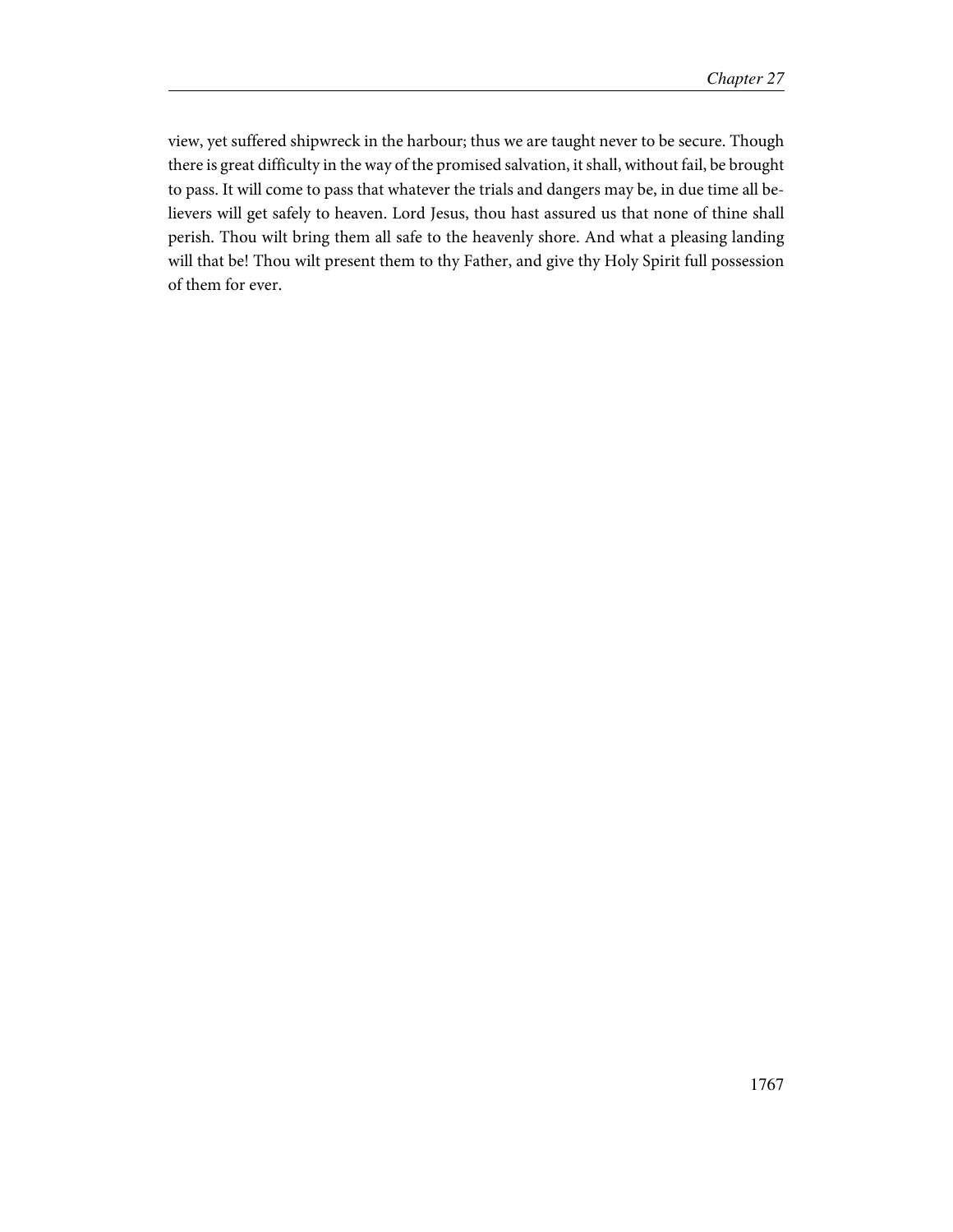view, yet suffered shipwreck in the harbour; thus we are taught never to be secure. Though there is great difficulty in the way of the promised salvation, it shall, without fail, be brought to pass. It will come to pass that whatever the trials and dangers may be, in due time all believers will get safely to heaven. Lord Jesus, thou hast assured us that none of thine shall perish. Thou wilt bring them all safe to the heavenly shore. And what a pleasing landing will that be! Thou wilt present them to thy Father, and give thy Holy Spirit full possession of them for ever.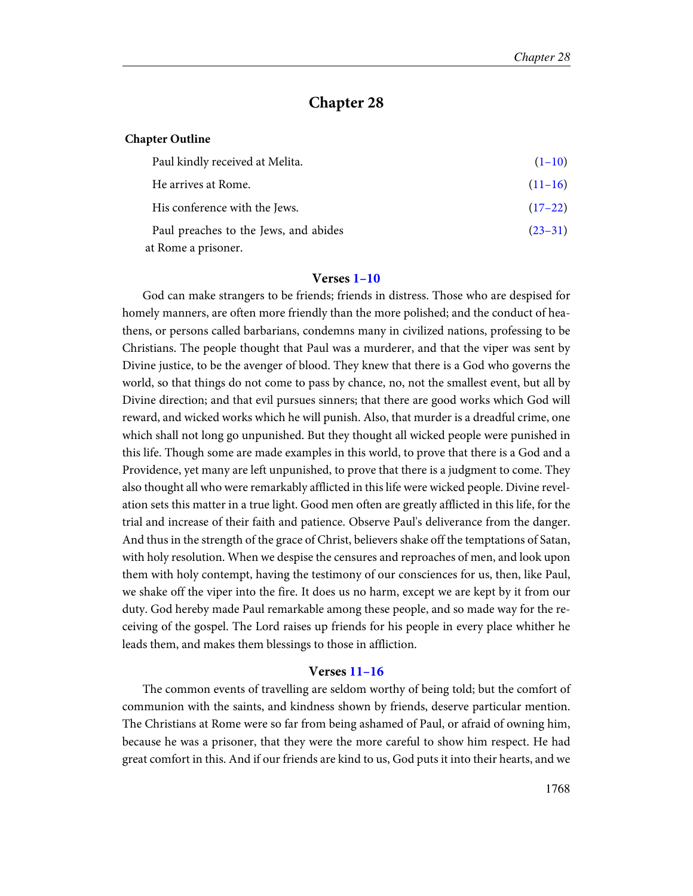# Chapter 28

**Chapter Outline**

| | |
|---|---|
| Paul kindly received at Melita. | (1–10) |
| He arrives at Rome. | (11–16) |
| His conference with the Jews. | (17–22) |
| Paul preaches to the Jews, and abides at Rome a prisoner. | (23–31) |

### Verses 1–10

God can make strangers to be friends; friends in distress. Those who are despised for homely manners, are often more friendly than the more polished; and the conduct of heathens, or persons called barbarians, condemns many in civilized nations, professing to be Christians. The people thought that Paul was a murderer, and that the viper was sent by Divine justice, to be the avenger of blood. They knew that there is a God who governs the world, so that things do not come to pass by chance, no, not the smallest event, but all by Divine direction; and that evil pursues sinners; that there are good works which God will reward, and wicked works which he will punish. Also, that murder is a dreadful crime, one which shall not long go unpunished. But they thought all wicked people were punished in this life. Though some are made examples in this world, to prove that there is a God and a Providence, yet many are left unpunished, to prove that there is a judgment to come. They also thought all who were remarkably afflicted in this life were wicked people. Divine revelation sets this matter in a true light. Good men often are greatly afflicted in this life, for the trial and increase of their faith and patience. Observe Paul's deliverance from the danger. And thus in the strength of the grace of Christ, believers shake off the temptations of Satan, with holy resolution. When we despise the censures and reproaches of men, and look upon them with holy contempt, having the testimony of our consciences for us, then, like Paul, we shake off the viper into the fire. It does us no harm, except we are kept by it from our duty. God hereby made Paul remarkable among these people, and so made way for the receiving of the gospel. The Lord raises up friends for his people in every place whither he leads them, and makes them blessings to those in affliction.

### Verses 11–16

The common events of travelling are seldom worthy of being told; but the comfort of communion with the saints, and kindness shown by friends, deserve particular mention. The Christians at Rome were so far from being ashamed of Paul, or afraid of owning him, because he was a prisoner, that they were the more careful to show him respect. He had great comfort in this. And if our friends are kind to us, God puts it into their hearts, and we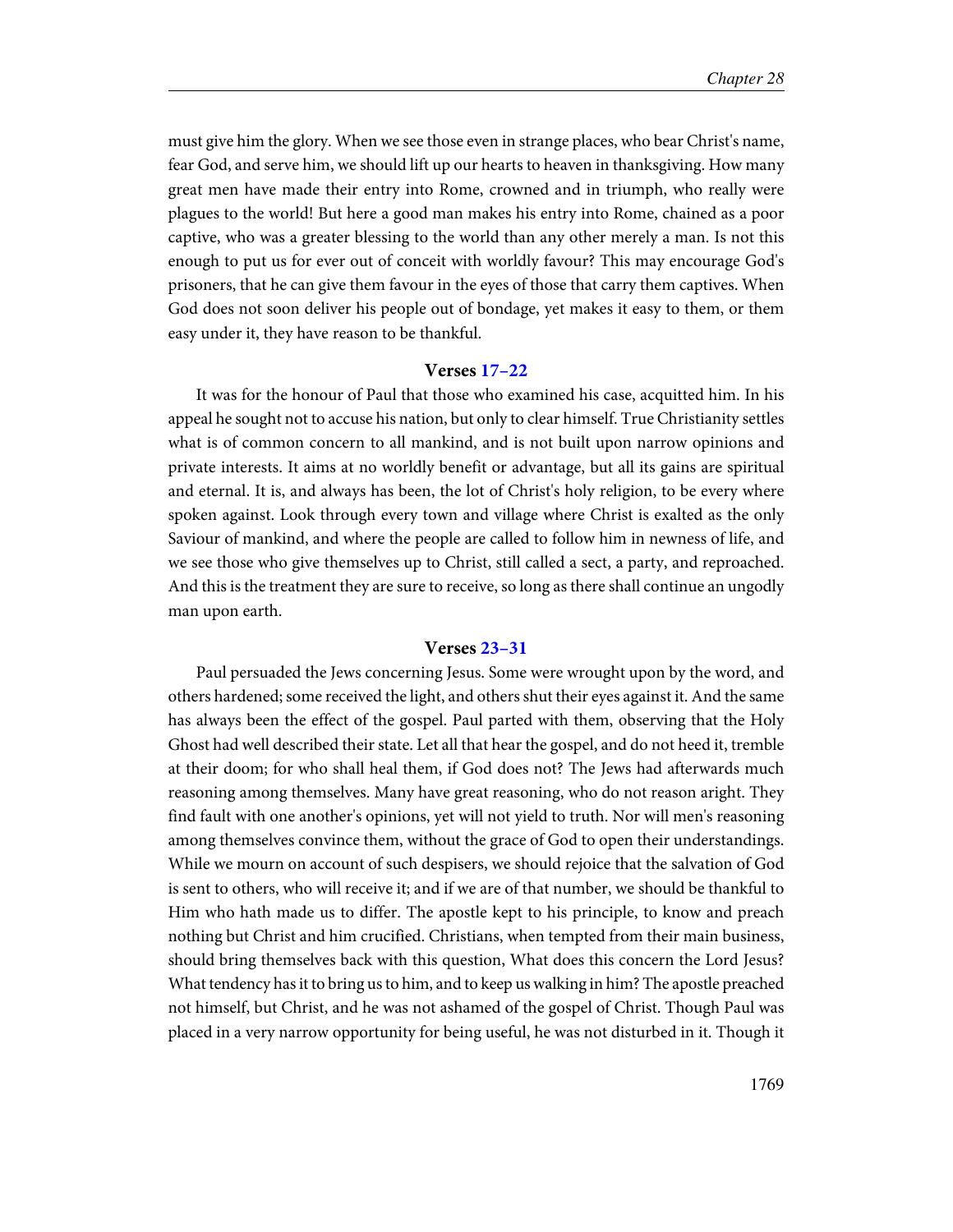must give him the glory. When we see those even in strange places, who bear Christ's name, fear God, and serve him, we should lift up our hearts to heaven in thanksgiving. How many great men have made their entry into Rome, crowned and in triumph, who really were plagues to the world! But here a good man makes his entry into Rome, chained as a poor captive, who was a greater blessing to the world than any other merely a man. Is not this enough to put us for ever out of conceit with worldly favour? This may encourage God's prisoners, that he can give them favour in the eyes of those that carry them captives. When God does not soon deliver his people out of bondage, yet makes it easy to them, or them easy under it, they have reason to be thankful.

### Verses 17–22

It was for the honour of Paul that those who examined his case, acquitted him. In his appeal he sought not to accuse his nation, but only to clear himself. True Christianity settles what is of common concern to all mankind, and is not built upon narrow opinions and private interests. It aims at no worldly benefit or advantage, but all its gains are spiritual and eternal. It is, and always has been, the lot of Christ's holy religion, to be every where spoken against. Look through every town and village where Christ is exalted as the only Saviour of mankind, and where the people are called to follow him in newness of life, and we see those who give themselves up to Christ, still called a sect, a party, and reproached. And this is the treatment they are sure to receive, so long as there shall continue an ungodly man upon earth.

### Verses 23–31

Paul persuaded the Jews concerning Jesus. Some were wrought upon by the word, and others hardened; some received the light, and others shut their eyes against it. And the same has always been the effect of the gospel. Paul parted with them, observing that the Holy Ghost had well described their state. Let all that hear the gospel, and do not heed it, tremble at their doom; for who shall heal them, if God does not? The Jews had afterwards much reasoning among themselves. Many have great reasoning, who do not reason aright. They find fault with one another's opinions, yet will not yield to truth. Nor will men's reasoning among themselves convince them, without the grace of God to open their understandings. While we mourn on account of such despisers, we should rejoice that the salvation of God is sent to others, who will receive it; and if we are of that number, we should be thankful to Him who hath made us to differ. The apostle kept to his principle, to know and preach nothing but Christ and him crucified. Christians, when tempted from their main business, should bring themselves back with this question, What does this concern the Lord Jesus? What tendency has it to bring us to him, and to keep us walking in him? The apostle preached not himself, but Christ, and he was not ashamed of the gospel of Christ. Though Paul was placed in a very narrow opportunity for being useful, he was not disturbed in it. Though it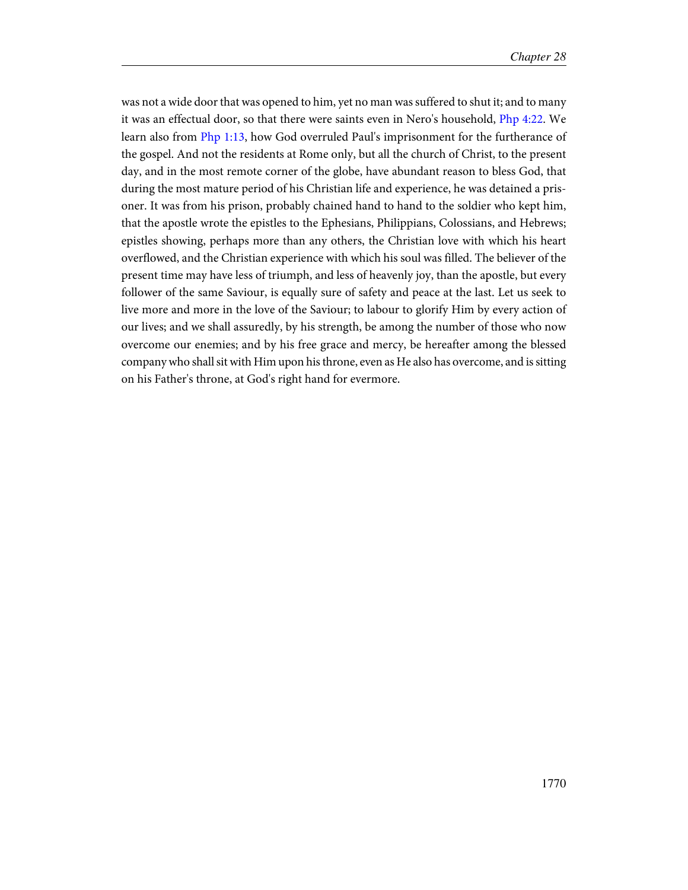was not a wide door that was opened to him, yet no man was suffered to shut it; and to many it was an effectual door, so that there were saints even in Nero's household, Php 4:22. We learn also from Php 1:13, how God overruled Paul's imprisonment for the furtherance of the gospel. And not the residents at Rome only, but all the church of Christ, to the present day, and in the most remote corner of the globe, have abundant reason to bless God, that during the most mature period of his Christian life and experience, he was detained a prisoner. It was from his prison, probably chained hand to hand to the soldier who kept him, that the apostle wrote the epistles to the Ephesians, Philippians, Colossians, and Hebrews; epistles showing, perhaps more than any others, the Christian love with which his heart overflowed, and the Christian experience with which his soul was filled. The believer of the present time may have less of triumph, and less of heavenly joy, than the apostle, but every follower of the same Saviour, is equally sure of safety and peace at the last. Let us seek to live more and more in the love of the Saviour; to labour to glorify Him by every action of our lives; and we shall assuredly, by his strength, be among the number of those who now overcome our enemies; and by his free grace and mercy, be hereafter among the blessed company who shall sit with Him upon his throne, even as He also has overcome, and is sitting on his Father's throne, at God's right hand for evermore.